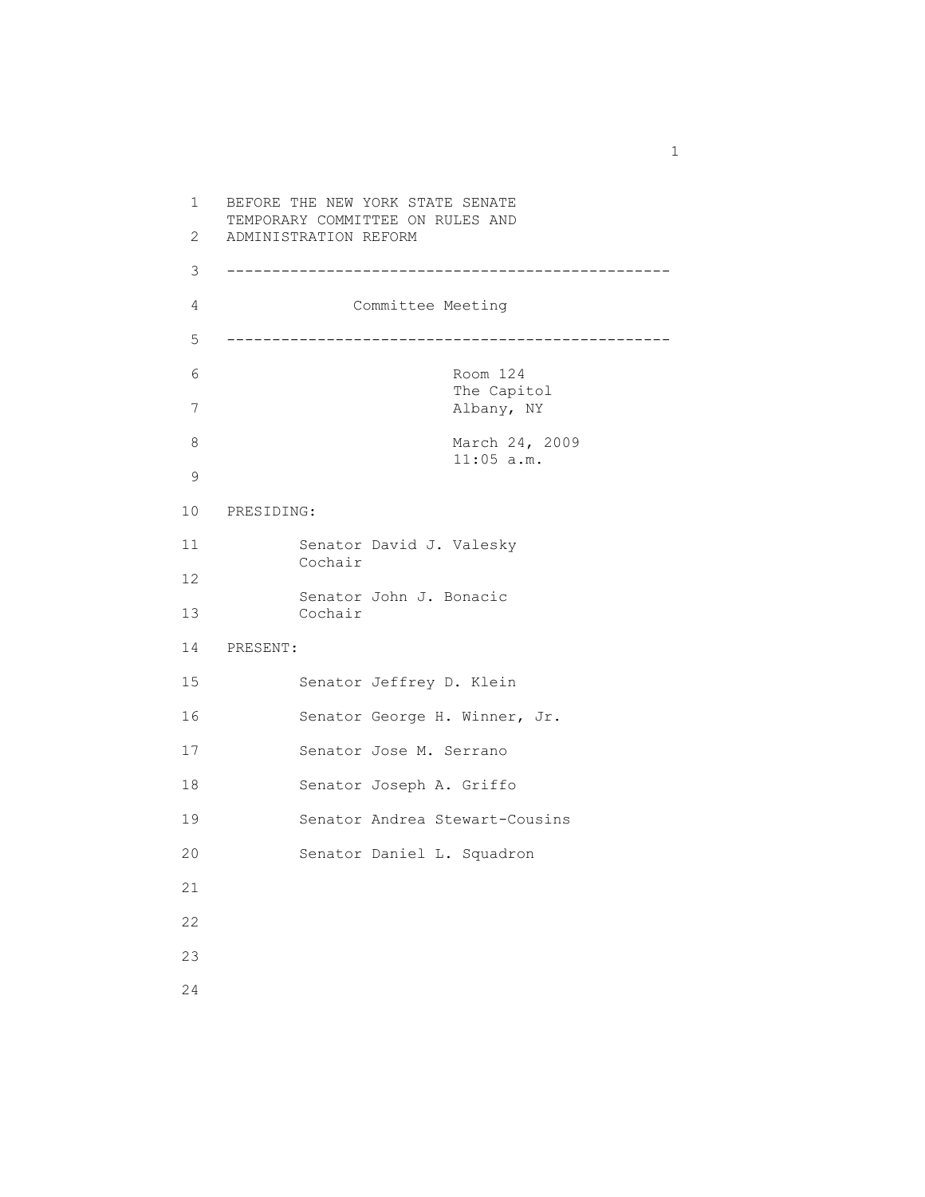BEFORE THE NEW YORK STATE SENATE
TEMPORARY COMMITTEE ON RULES AND
ADMINISTRATION REFORM

---

Committee Meeting

---

Room 124
The Capitol
Albany, NY

March 24, 2009
11:05 a.m.

PRESIDING:

Senator David J. Valesky
Cochair

Senator John J. Bonacic
Cochair

PRESENT:

Senator Jeffrey D. Klein

Senator George H. Winner, Jr.

Senator Jose M. Serrano

Senator Joseph A. Griffo

Senator Andrea Stewart-Cousins

Senator Daniel L. Squadron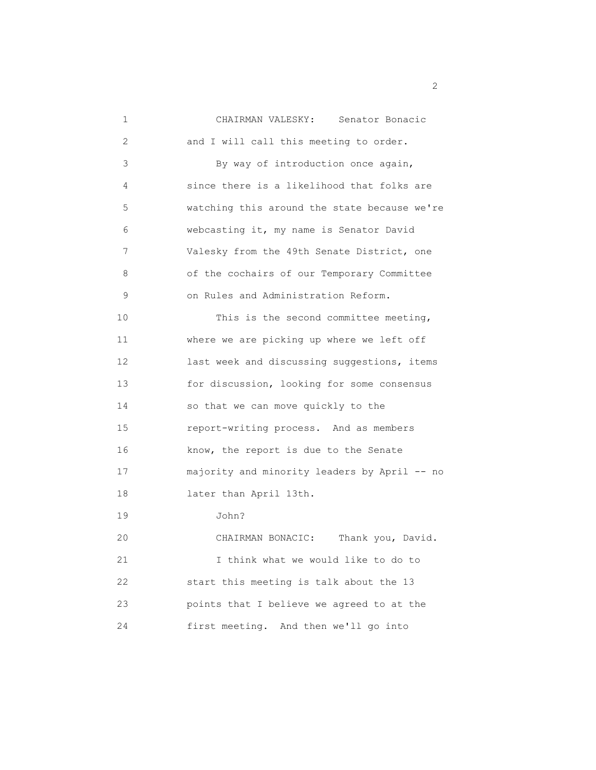CHAIRMAN VALESKY: Senator Bonacic and I will call this meeting to order.

By way of introduction once again, since there is a likelihood that folks are watching this around the state because we're webcasting it, my name is Senator David Valesky from the 49th Senate District, one of the cochairs of our Temporary Committee on Rules and Administration Reform.

This is the second committee meeting, where we are picking up where we left off last week and discussing suggestions, items for discussion, looking for some consensus so that we can move quickly to the report-writing process. And as members know, the report is due to the Senate majority and minority leaders by April -- no later than April 13th.

John?

CHAIRMAN BONACIC: Thank you, David.

I think what we would like to do to start this meeting is talk about the 13 points that I believe we agreed to at the first meeting. And then we'll go into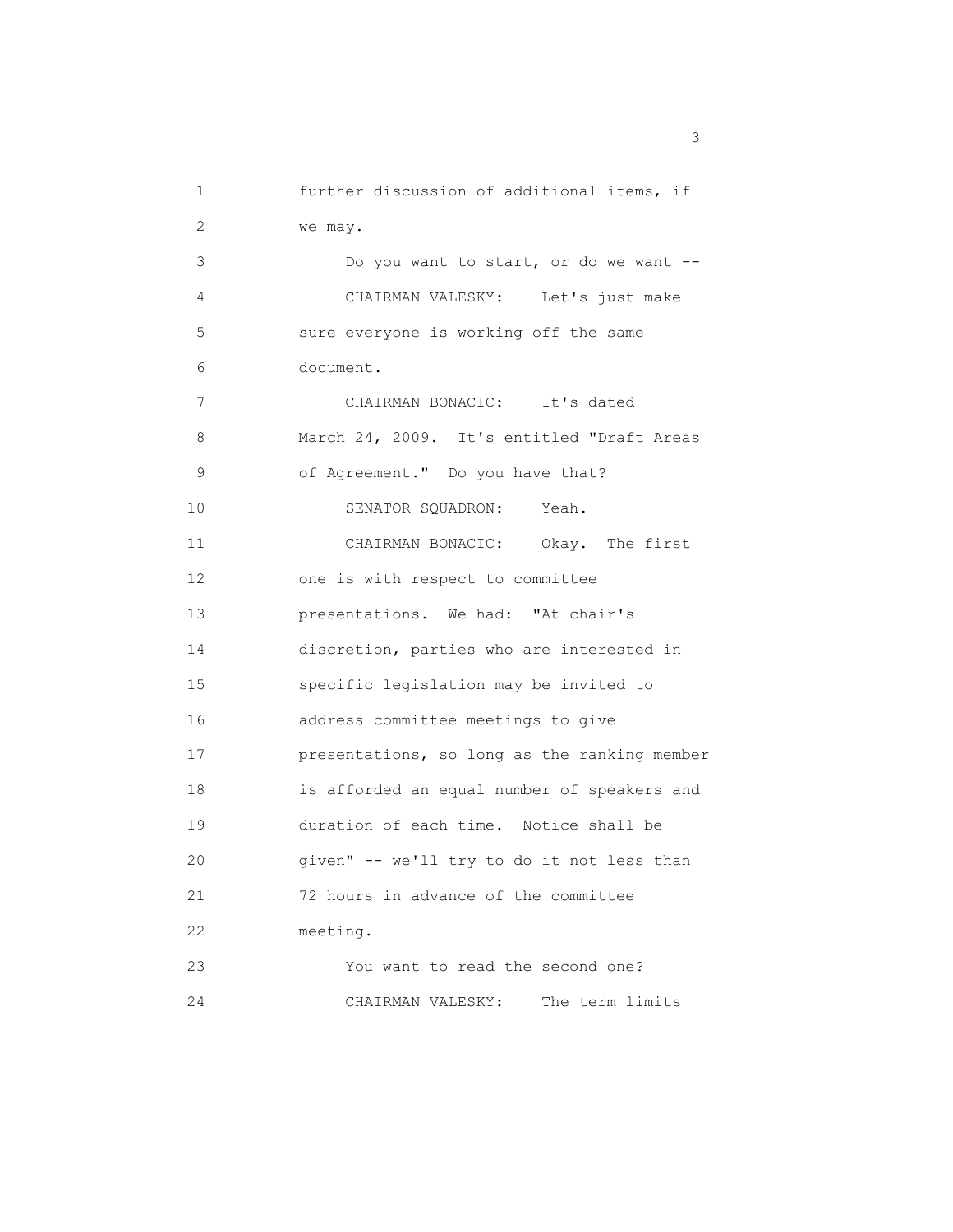further discussion of additional items, if we may.

Do you want to start, or do we want --

CHAIRMAN VALESKY: Let's just make sure everyone is working off the same document.

CHAIRMAN BONACIC: It's dated March 24, 2009. It's entitled "Draft Areas of Agreement." Do you have that?

SENATOR SQUADRON: Yeah.

CHAIRMAN BONACIC: Okay. The first one is with respect to committee presentations. We had: "At chair's discretion, parties who are interested in specific legislation may be invited to address committee meetings to give presentations, so long as the ranking member is afforded an equal number of speakers and duration of each time. Notice shall be given" -- we'll try to do it not less than 72 hours in advance of the committee meeting.

You want to read the second one?

CHAIRMAN VALESKY: The term limits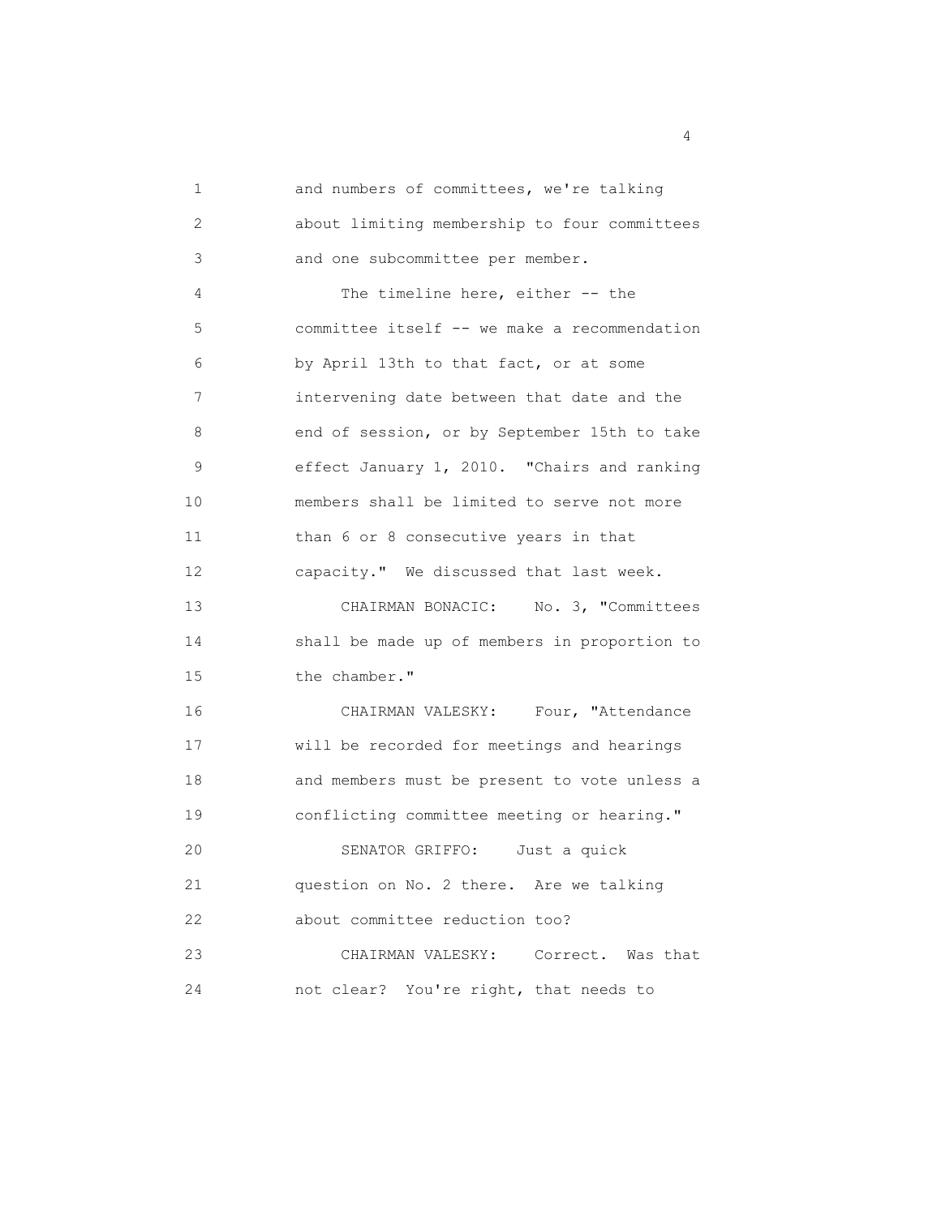and numbers of committees, we're talking about limiting membership to four committees and one subcommittee per member.

The timeline here, either -- the committee itself -- we make a recommendation by April 13th to that fact, or at some intervening date between that date and the end of session, or by September 15th to take effect January 1, 2010. "Chairs and ranking members shall be limited to serve not more than 6 or 8 consecutive years in that capacity." We discussed that last week.

CHAIRMAN BONACIC: No. 3, "Committees shall be made up of members in proportion to the chamber."

CHAIRMAN VALESKY: Four, "Attendance will be recorded for meetings and hearings and members must be present to vote unless a conflicting committee meeting or hearing."

SENATOR GRIFFO: Just a quick question on No. 2 there. Are we talking about committee reduction too?

CHAIRMAN VALESKY: Correct. Was that not clear? You're right, that needs to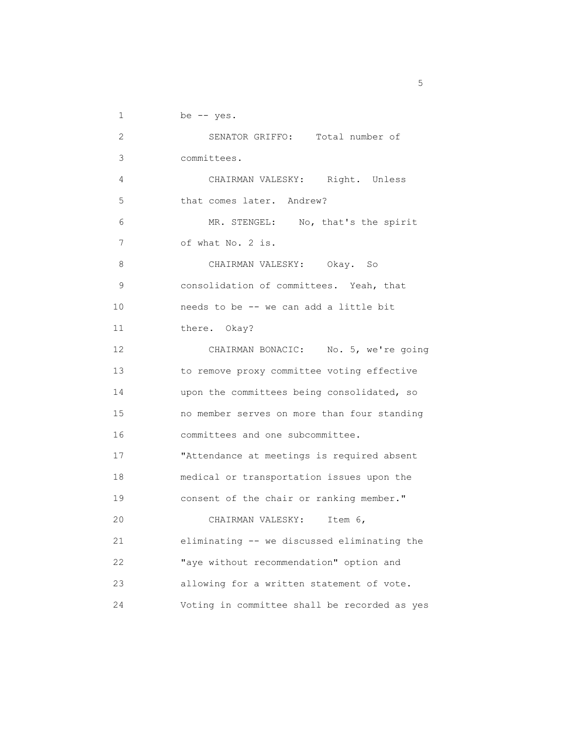be -- yes.

SENATOR GRIFFO: Total number of committees.

CHAIRMAN VALESKY: Right. Unless that comes later. Andrew?

MR. STENGEL: No, that's the spirit of what No. 2 is.

CHAIRMAN VALESKY: Okay. So consolidation of committees. Yeah, that needs to be -- we can add a little bit there. Okay?

CHAIRMAN BONACIC: No. 5, we're going to remove proxy committee voting effective upon the committees being consolidated, so no member serves on more than four standing committees and one subcommittee. "Attendance at meetings is required absent medical or transportation issues upon the consent of the chair or ranking member."

CHAIRMAN VALESKY: Item 6, eliminating -- we discussed eliminating the "aye without recommendation" option and allowing for a written statement of vote. Voting in committee shall be recorded as yes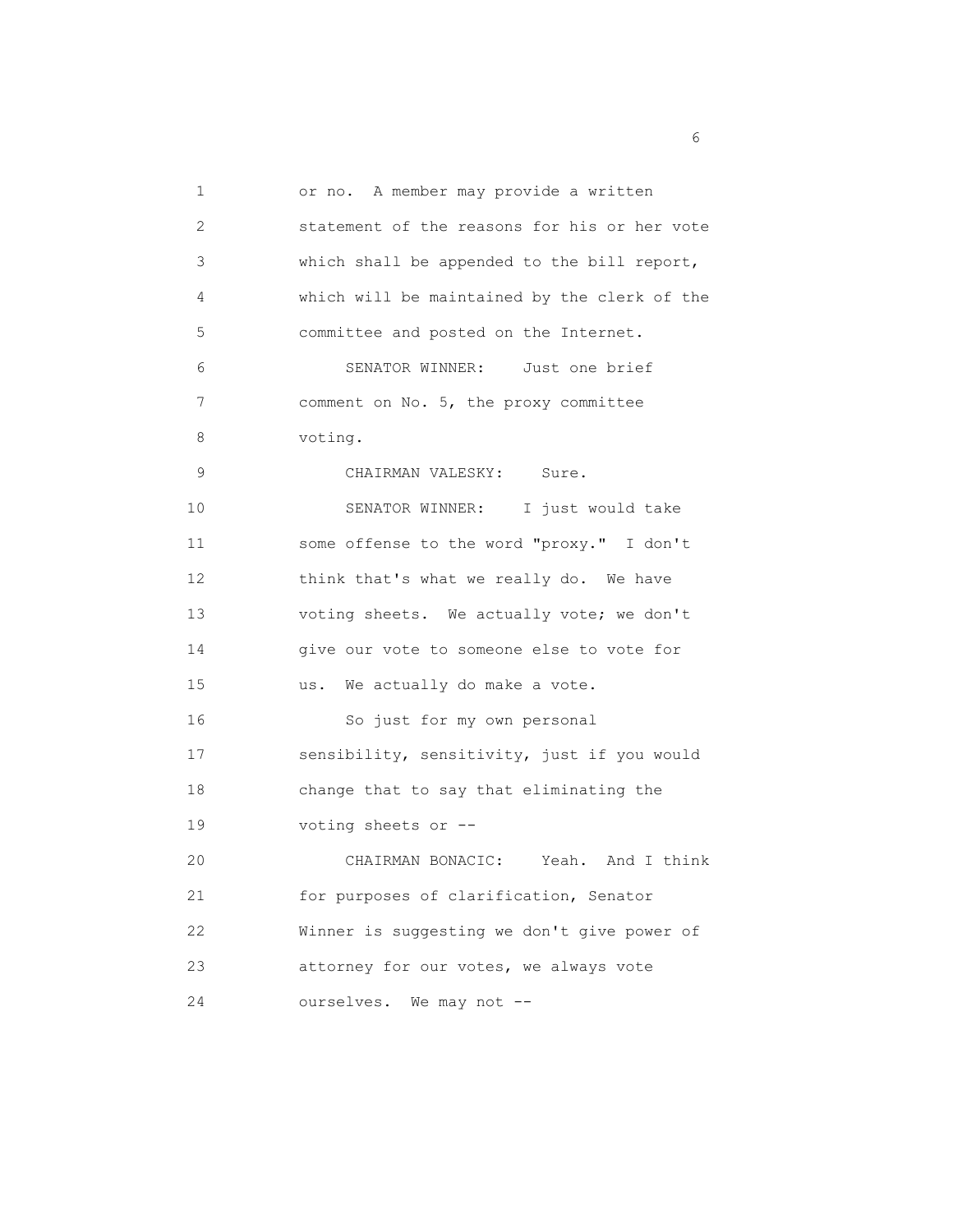or no. A member may provide a written statement of the reasons for his or her vote which shall be appended to the bill report, which will be maintained by the clerk of the committee and posted on the Internet.

SENATOR WINNER: Just one brief comment on No. 5, the proxy committee voting.

CHAIRMAN VALESKY: Sure.

SENATOR WINNER: I just would take some offense to the word "proxy." I don't think that's what we really do. We have voting sheets. We actually vote; we don't give our vote to someone else to vote for us. We actually do make a vote.

So just for my own personal sensibility, sensitivity, just if you would change that to say that eliminating the voting sheets or --

CHAIRMAN BONACIC: Yeah. And I think for purposes of clarification, Senator Winner is suggesting we don't give power of attorney for our votes, we always vote ourselves. We may not --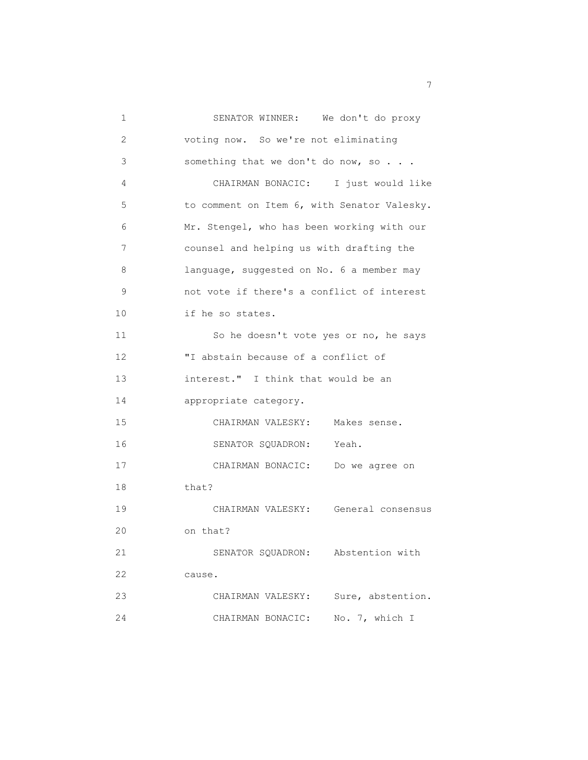SENATOR WINNER: We don't do proxy voting now. So we're not eliminating something that we don't do now, so . . .

CHAIRMAN BONACIC: I just would like to comment on Item 6, with Senator Valesky. Mr. Stengel, who has been working with our counsel and helping us with drafting the language, suggested on No. 6 a member may not vote if there's a conflict of interest if he so states.

So he doesn't vote yes or no, he says "I abstain because of a conflict of interest." I think that would be an appropriate category.

CHAIRMAN VALESKY: Makes sense.

SENATOR SQUADRON: Yeah.

CHAIRMAN BONACIC: Do we agree on that?

CHAIRMAN VALESKY: General consensus on that?

SENATOR SQUADRON: Abstention with cause.

CHAIRMAN VALESKY: Sure, abstention.

CHAIRMAN BONACIC: No. 7, which I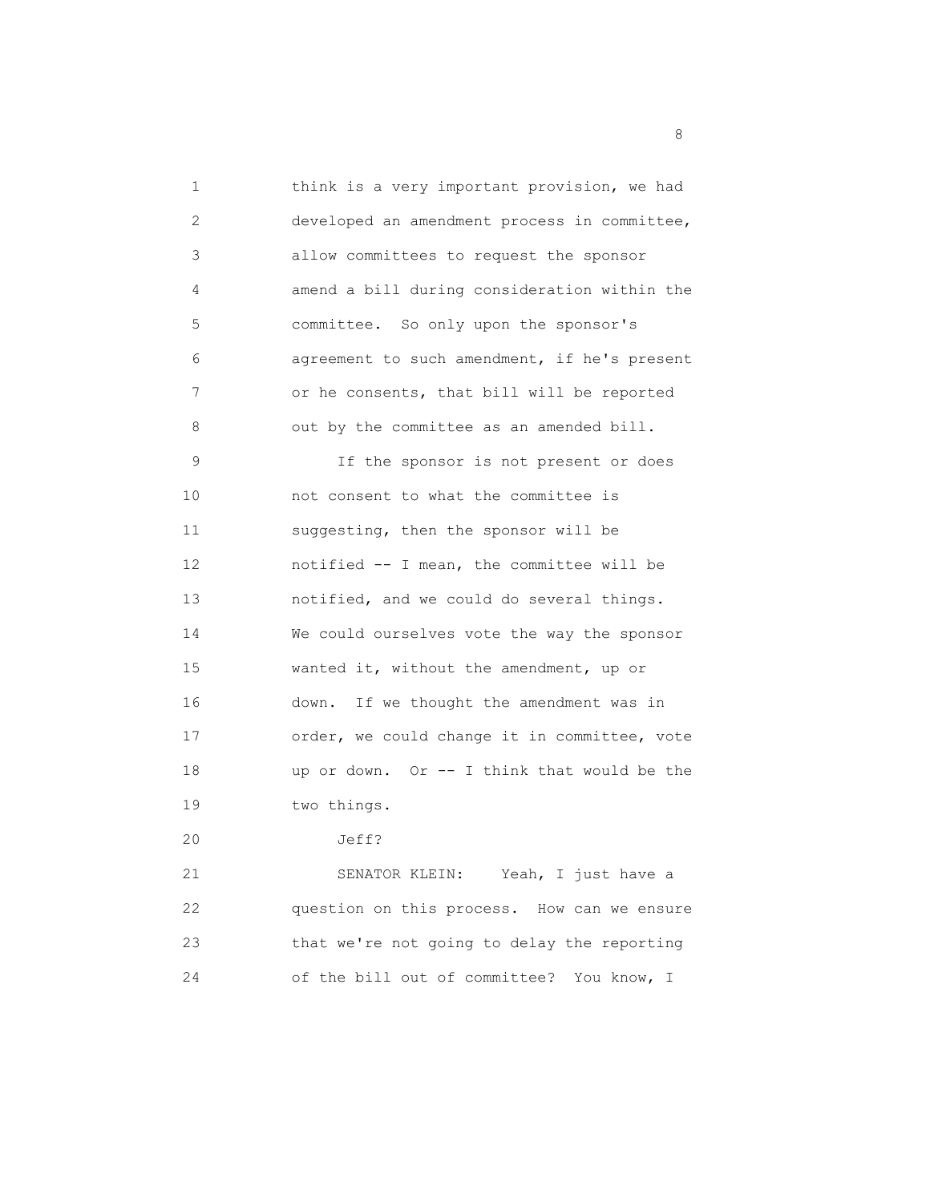think is a very important provision, we had developed an amendment process in committee, allow committees to request the sponsor amend a bill during consideration within the committee. So only upon the sponsor's agreement to such amendment, if he's present or he consents, that bill will be reported out by the committee as an amended bill.

If the sponsor is not present or does not consent to what the committee is suggesting, then the sponsor will be notified -- I mean, the committee will be notified, and we could do several things. We could ourselves vote the way the sponsor wanted it, without the amendment, up or down. If we thought the amendment was in order, we could change it in committee, vote up or down. Or -- I think that would be the two things.

Jeff?

SENATOR KLEIN: Yeah, I just have a question on this process. How can we ensure that we're not going to delay the reporting of the bill out of committee? You know, I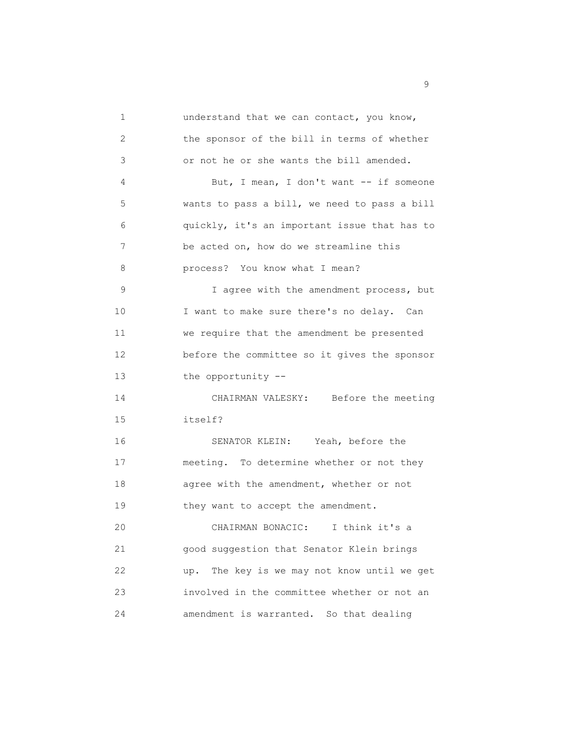understand that we can contact, you know, the sponsor of the bill in terms of whether or not he or she wants the bill amended.

But, I mean, I don't want -- if someone wants to pass a bill, we need to pass a bill quickly, it's an important issue that has to be acted on, how do we streamline this process? You know what I mean?

I agree with the amendment process, but I want to make sure there's no delay. Can we require that the amendment be presented before the committee so it gives the sponsor the opportunity --

CHAIRMAN VALESKY: Before the meeting itself?

SENATOR KLEIN: Yeah, before the meeting. To determine whether or not they agree with the amendment, whether or not they want to accept the amendment.

CHAIRMAN BONACIC: I think it's a good suggestion that Senator Klein brings up. The key is we may not know until we get involved in the committee whether or not an amendment is warranted. So that dealing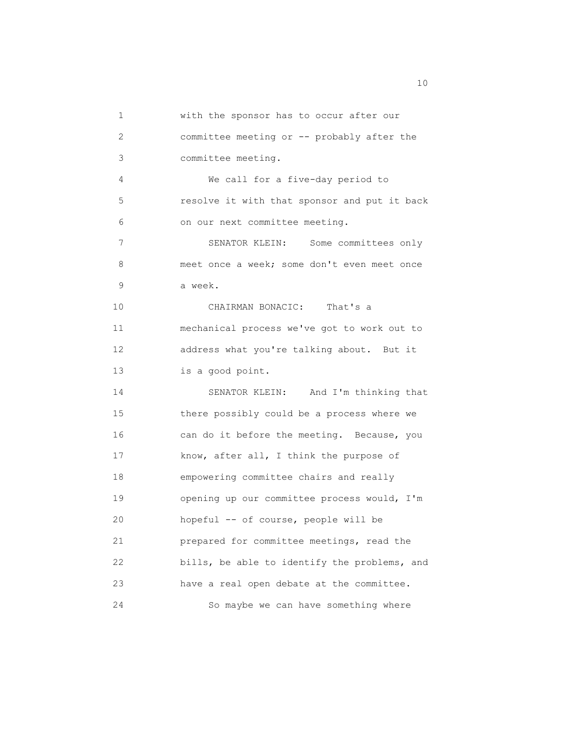with the sponsor has to occur after our committee meeting or -- probably after the committee meeting.

We call for a five-day period to resolve it with that sponsor and put it back on our next committee meeting.

SENATOR KLEIN: Some committees only meet once a week; some don't even meet once a week.

CHAIRMAN BONACIC: That's a mechanical process we've got to work out to address what you're talking about. But it is a good point.

SENATOR KLEIN: And I'm thinking that there possibly could be a process where we can do it before the meeting. Because, you know, after all, I think the purpose of empowering committee chairs and really opening up our committee process would, I'm hopeful -- of course, people will be prepared for committee meetings, read the bills, be able to identify the problems, and have a real open debate at the committee.

So maybe we can have something where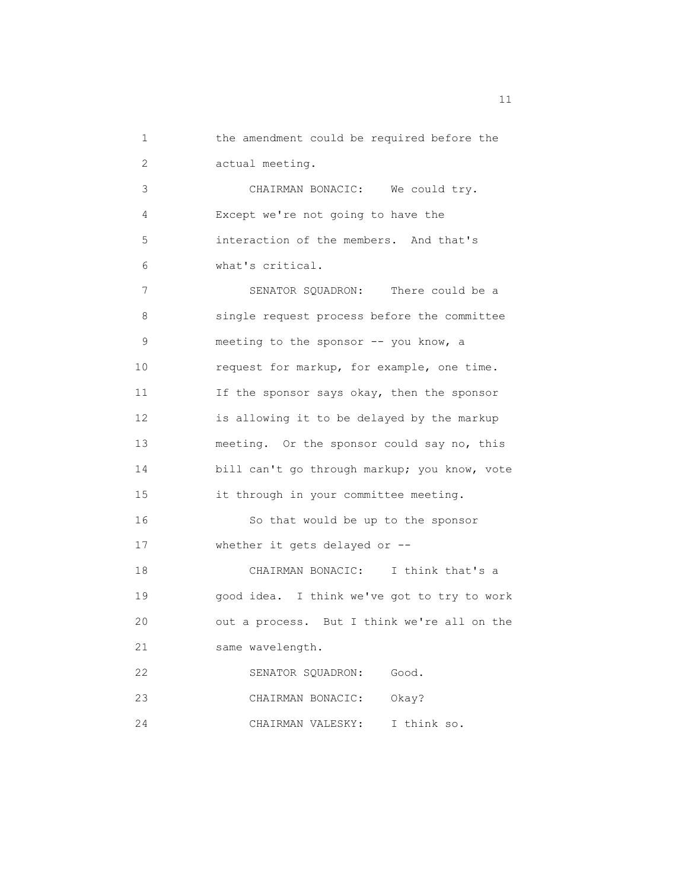the amendment could be required before the actual meeting.

CHAIRMAN BONACIC: We could try. Except we're not going to have the interaction of the members. And that's what's critical.

SENATOR SQUADRON: There could be a single request process before the committee meeting to the sponsor -- you know, a request for markup, for example, one time. If the sponsor says okay, then the sponsor is allowing it to be delayed by the markup meeting. Or the sponsor could say no, this bill can't go through markup; you know, vote it through in your committee meeting.

So that would be up to the sponsor whether it gets delayed or --

CHAIRMAN BONACIC: I think that's a good idea. I think we've got to try to work out a process. But I think we're all on the same wavelength.

SENATOR SQUADRON: Good.

CHAIRMAN BONACIC: Okay?

CHAIRMAN VALESKY: I think so.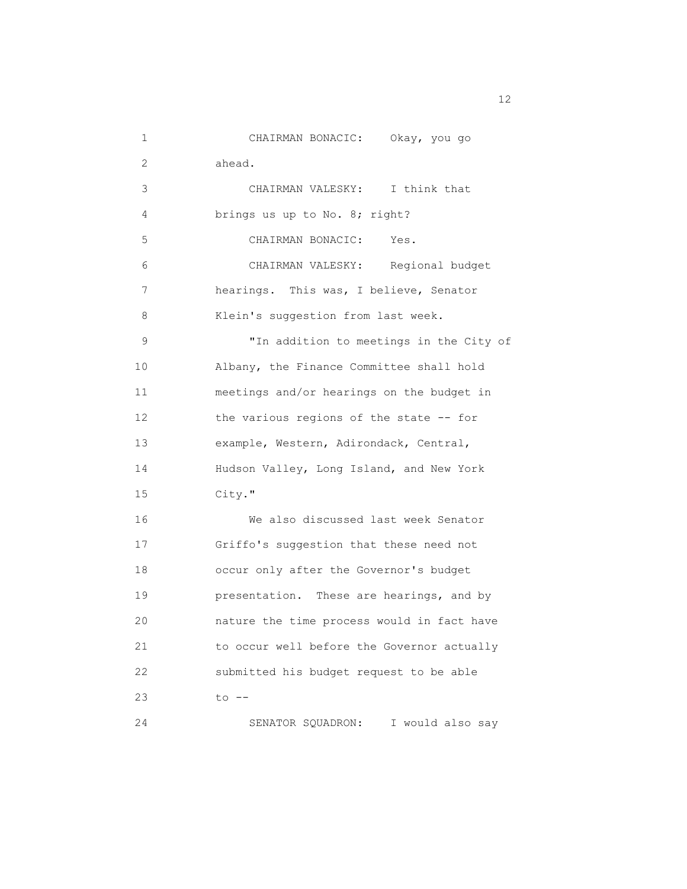CHAIRMAN BONACIC: Okay, you go ahead.

CHAIRMAN VALESKY: I think that brings us up to No. 8; right?

CHAIRMAN BONACIC: Yes.

CHAIRMAN VALESKY: Regional budget hearings. This was, I believe, Senator Klein's suggestion from last week.

"In addition to meetings in the City of Albany, the Finance Committee shall hold meetings and/or hearings on the budget in the various regions of the state -- for example, Western, Adirondack, Central, Hudson Valley, Long Island, and New York City."

We also discussed last week Senator Griffo's suggestion that these need not occur only after the Governor's budget presentation. These are hearings, and by nature the time process would in fact have to occur well before the Governor actually submitted his budget request to be able to --

SENATOR SQUADRON: I would also say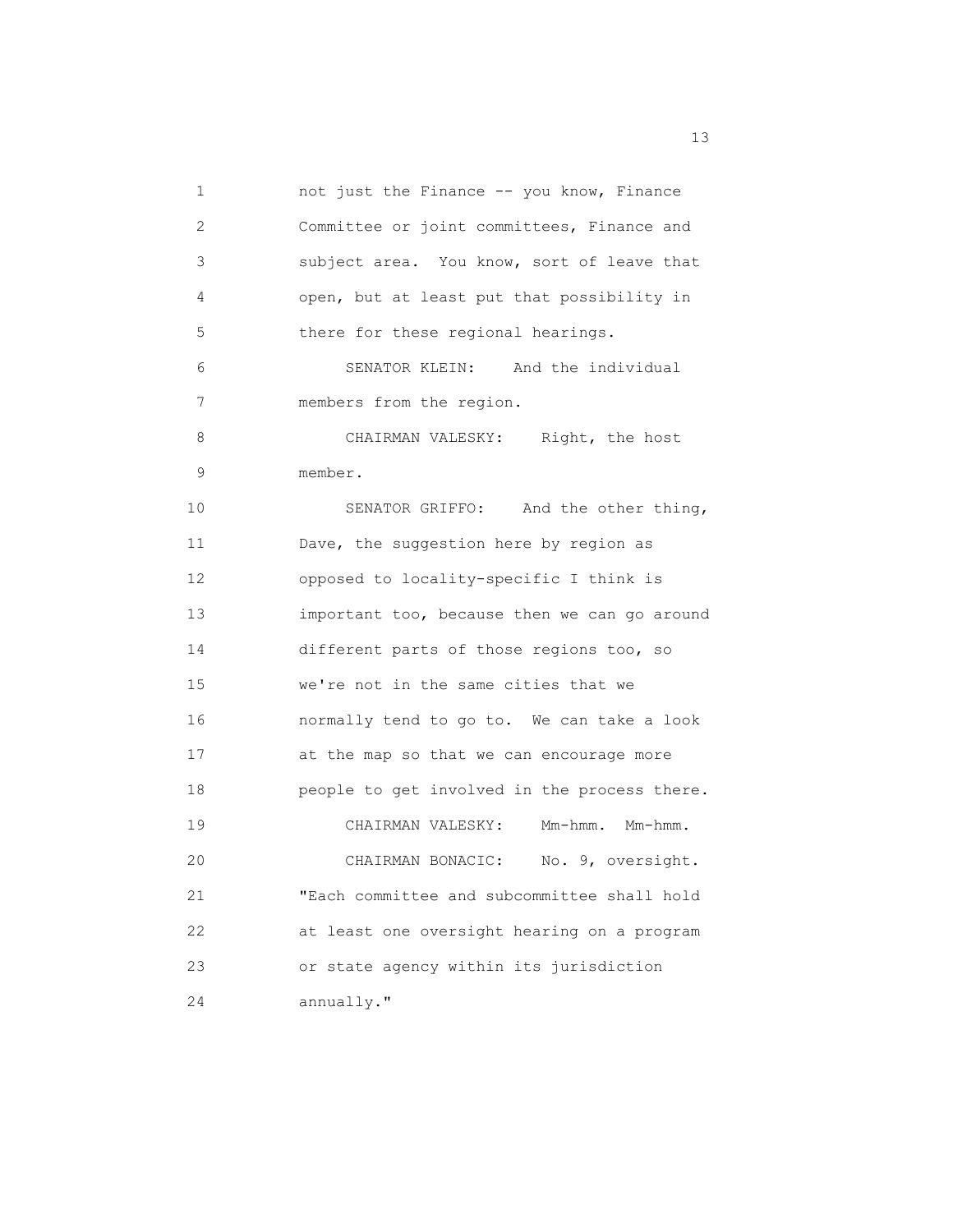not just the Finance -- you know, Finance Committee or joint committees, Finance and subject area. You know, sort of leave that open, but at least put that possibility in there for these regional hearings.

SENATOR KLEIN: And the individual members from the region.

CHAIRMAN VALESKY: Right, the host member.

SENATOR GRIFFO: And the other thing, Dave, the suggestion here by region as opposed to locality-specific I think is important too, because then we can go around different parts of those regions too, so we're not in the same cities that we normally tend to go to. We can take a look at the map so that we can encourage more people to get involved in the process there.

CHAIRMAN VALESKY: Mm-hmm. Mm-hmm.

CHAIRMAN BONACIC: No. 9, oversight. "Each committee and subcommittee shall hold at least one oversight hearing on a program or state agency within its jurisdiction annually."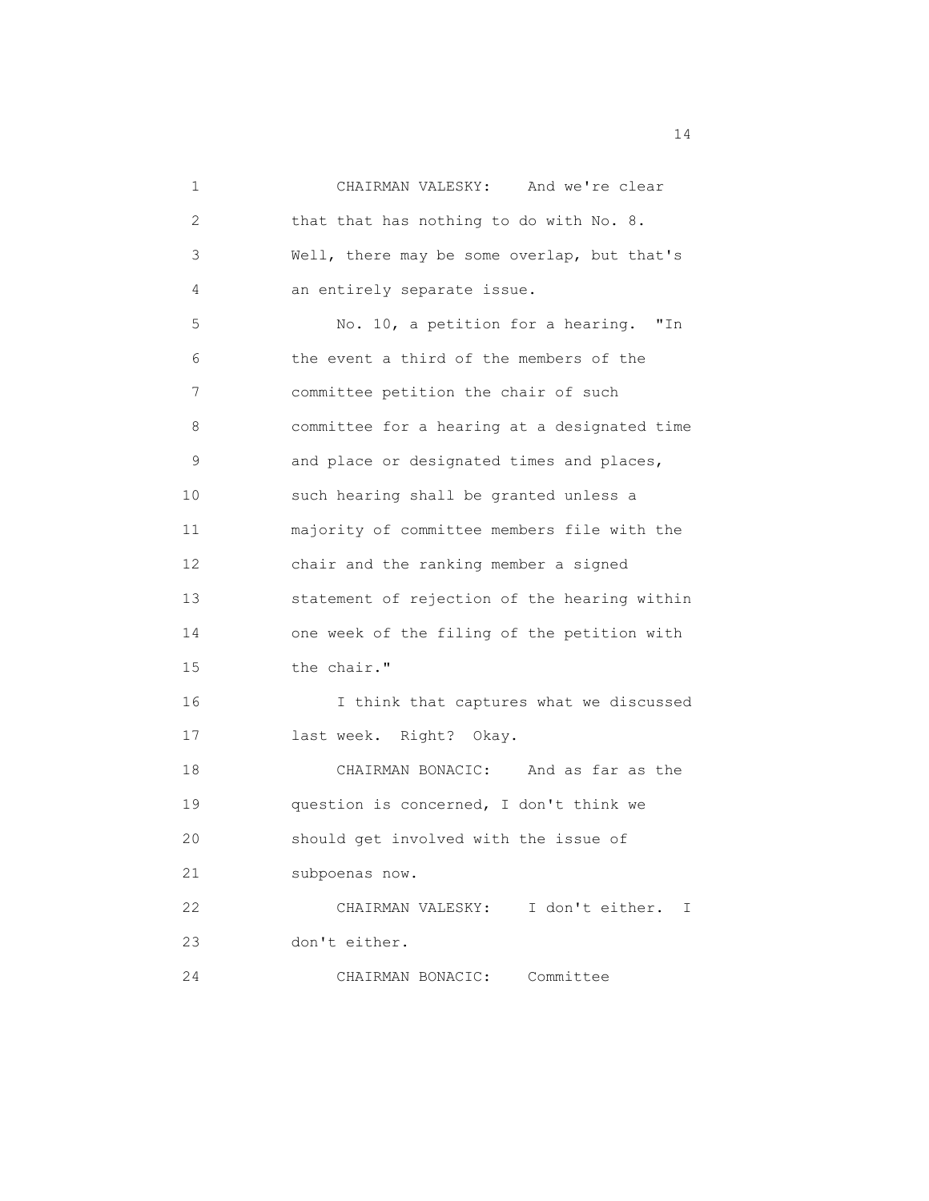CHAIRMAN VALESKY: And we're clear that that has nothing to do with No. 8. Well, there may be some overlap, but that's an entirely separate issue.

No. 10, a petition for a hearing. "In the event a third of the members of the committee petition the chair of such committee for a hearing at a designated time and place or designated times and places, such hearing shall be granted unless a majority of committee members file with the chair and the ranking member a signed statement of rejection of the hearing within one week of the filing of the petition with the chair."

I think that captures what we discussed last week. Right? Okay.

CHAIRMAN BONACIC: And as far as the question is concerned, I don't think we should get involved with the issue of subpoenas now.

CHAIRMAN VALESKY: I don't either. I don't either.

CHAIRMAN BONACIC: Committee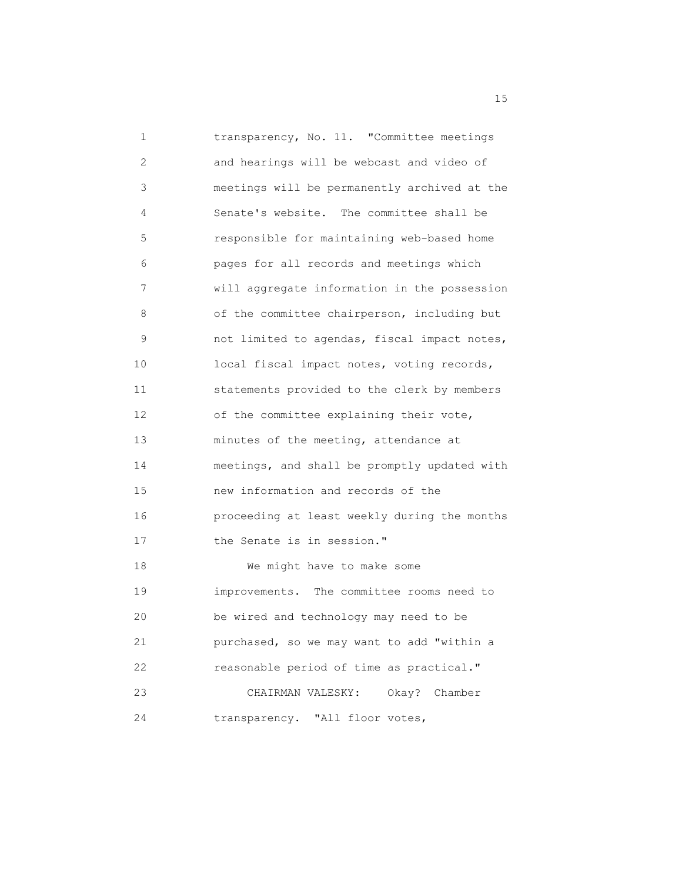transparency, No. 11. "Committee meetings and hearings will be webcast and video of meetings will be permanently archived at the Senate's website. The committee shall be responsible for maintaining web-based home pages for all records and meetings which will aggregate information in the possession of the committee chairperson, including but not limited to agendas, fiscal impact notes, local fiscal impact notes, voting records, statements provided to the clerk by members of the committee explaining their vote, minutes of the meeting, attendance at meetings, and shall be promptly updated with new information and records of the proceeding at least weekly during the months the Senate is in session."

We might have to make some improvements. The committee rooms need to be wired and technology may need to be purchased, so we may want to add "within a reasonable period of time as practical."

CHAIRMAN VALESKY: Okay? Chamber transparency. "All floor votes,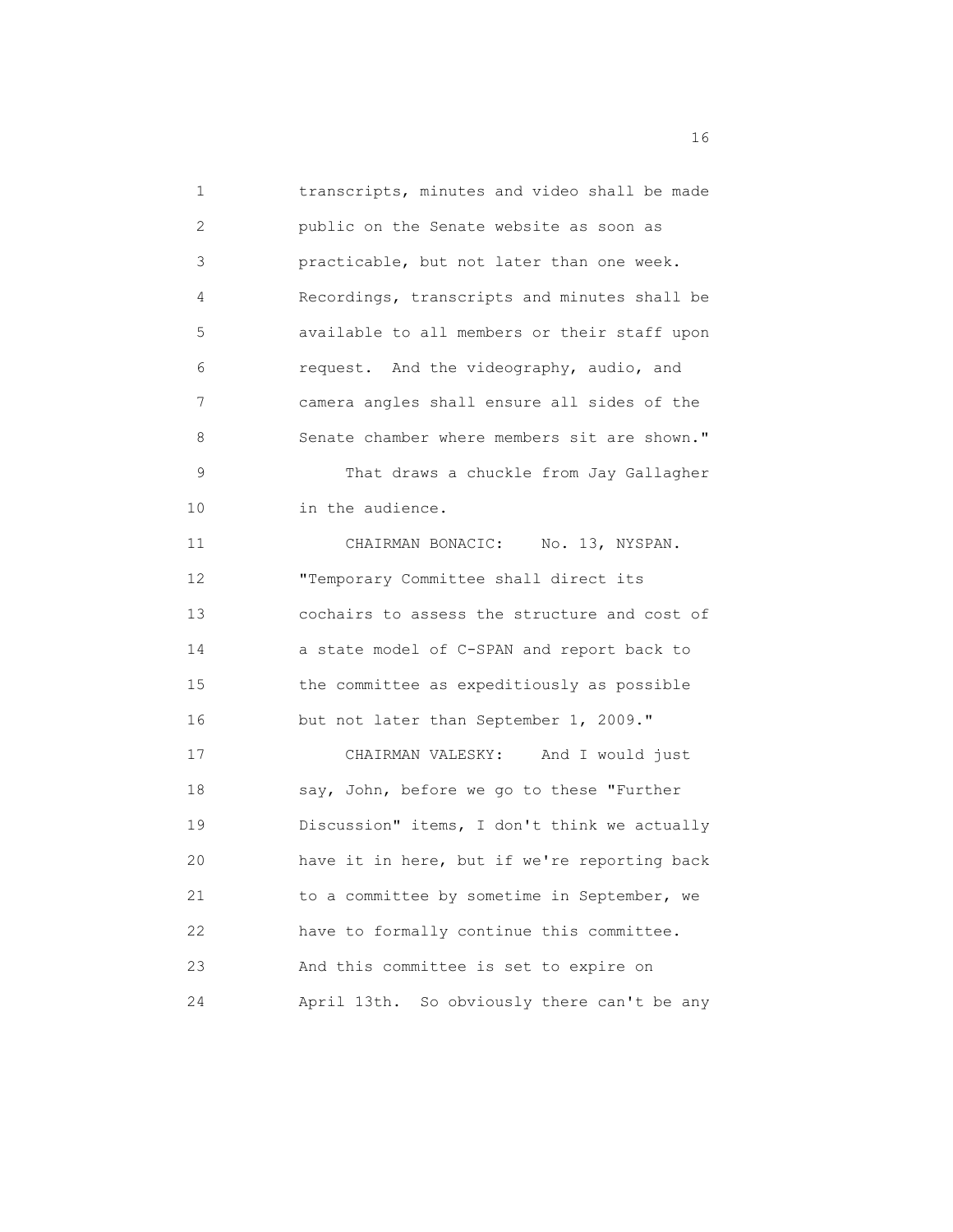transcripts, minutes and video shall be made public on the Senate website as soon as practicable, but not later than one week. Recordings, transcripts and minutes shall be available to all members or their staff upon request. And the videography, audio, and camera angles shall ensure all sides of the Senate chamber where members sit are shown."

That draws a chuckle from Jay Gallagher in the audience.

CHAIRMAN BONACIC: No. 13, NYSPAN. "Temporary Committee shall direct its cochairs to assess the structure and cost of a state model of C-SPAN and report back to the committee as expeditiously as possible but not later than September 1, 2009."

CHAIRMAN VALESKY: And I would just say, John, before we go to these "Further Discussion" items, I don't think we actually have it in here, but if we're reporting back to a committee by sometime in September, we have to formally continue this committee. And this committee is set to expire on April 13th. So obviously there can't be any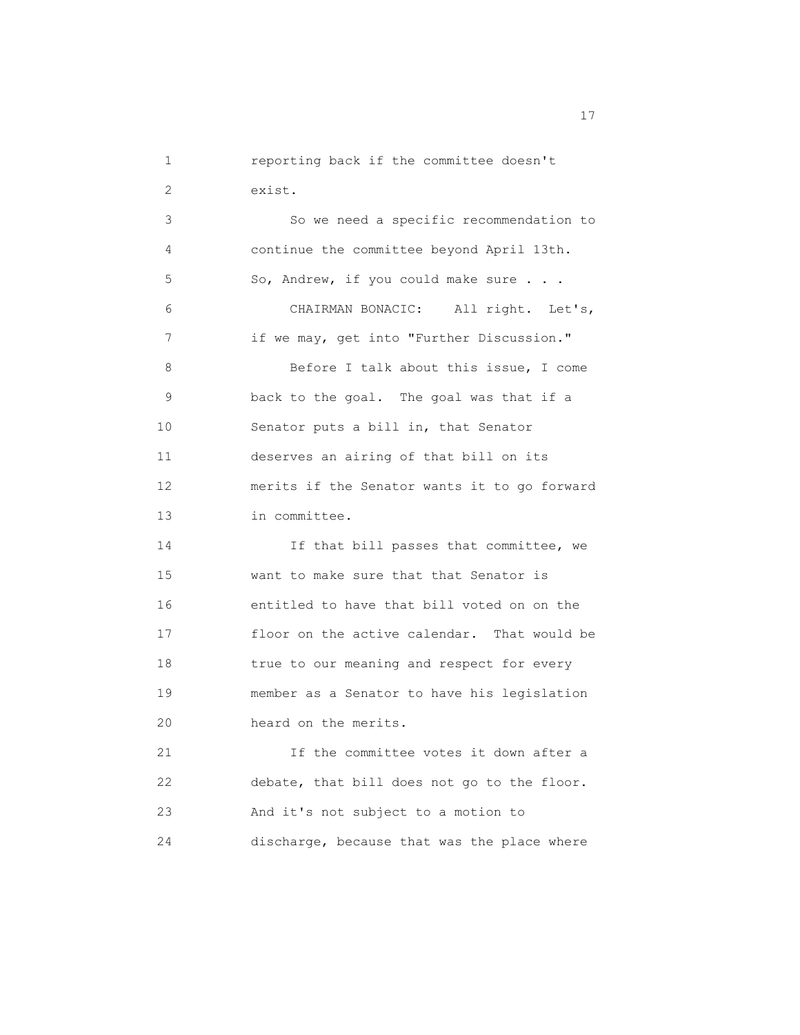reporting back if the committee doesn't exist.

So we need a specific recommendation to continue the committee beyond April 13th. So, Andrew, if you could make sure . . .

CHAIRMAN BONACIC: All right. Let's, if we may, get into "Further Discussion."

Before I talk about this issue, I come back to the goal. The goal was that if a Senator puts a bill in, that Senator deserves an airing of that bill on its merits if the Senator wants it to go forward in committee.

If that bill passes that committee, we want to make sure that that Senator is entitled to have that bill voted on on the floor on the active calendar. That would be true to our meaning and respect for every member as a Senator to have his legislation heard on the merits.

If the committee votes it down after a debate, that bill does not go to the floor. And it's not subject to a motion to discharge, because that was the place where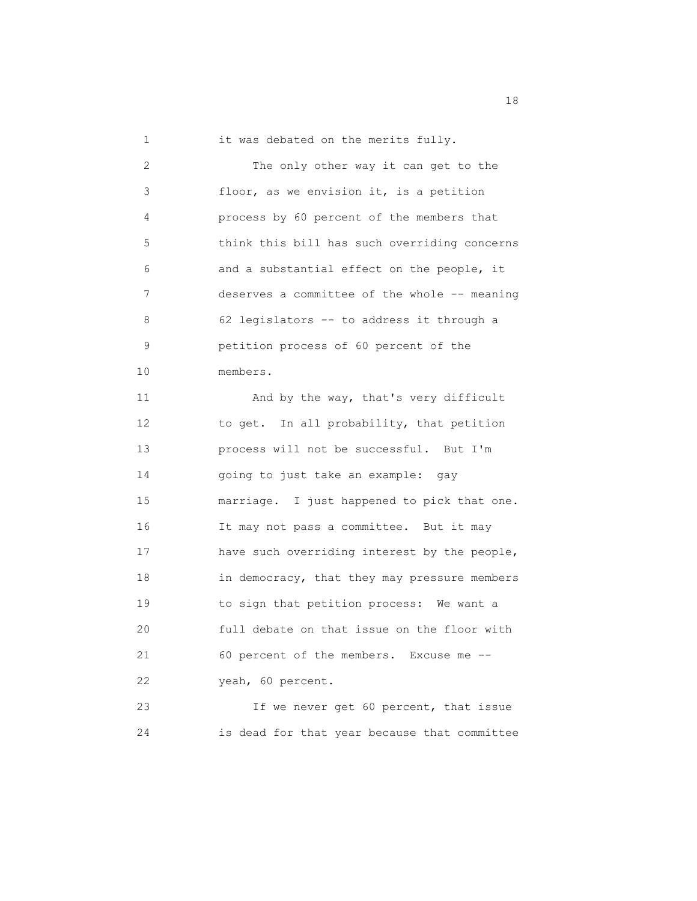it was debated on the merits fully.

The only other way it can get to the floor, as we envision it, is a petition process by 60 percent of the members that think this bill has such overriding concerns and a substantial effect on the people, it deserves a committee of the whole -- meaning 62 legislators -- to address it through a petition process of 60 percent of the members.

And by the way, that's very difficult to get. In all probability, that petition process will not be successful. But I'm going to just take an example: gay marriage. I just happened to pick that one. It may not pass a committee. But it may have such overriding interest by the people, in democracy, that they may pressure members to sign that petition process: We want a full debate on that issue on the floor with 60 percent of the members. Excuse me -- yeah, 60 percent.

If we never get 60 percent, that issue is dead for that year because that committee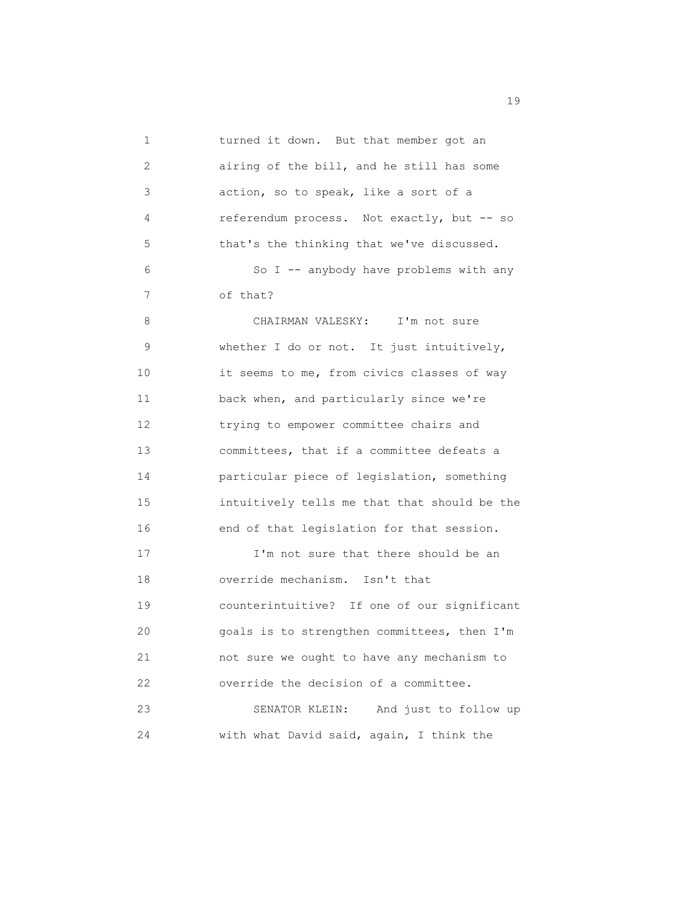turned it down. But that member got an airing of the bill, and he still has some action, so to speak, like a sort of a referendum process. Not exactly, but -- so that's the thinking that we've discussed.

So I -- anybody have problems with any of that?

CHAIRMAN VALESKY: I'm not sure whether I do or not. It just intuitively, it seems to me, from civics classes of way back when, and particularly since we're trying to empower committee chairs and committees, that if a committee defeats a particular piece of legislation, something intuitively tells me that that should be the end of that legislation for that session.

I'm not sure that there should be an override mechanism. Isn't that counterintuitive? If one of our significant goals is to strengthen committees, then I'm not sure we ought to have any mechanism to override the decision of a committee.

SENATOR KLEIN: And just to follow up with what David said, again, I think the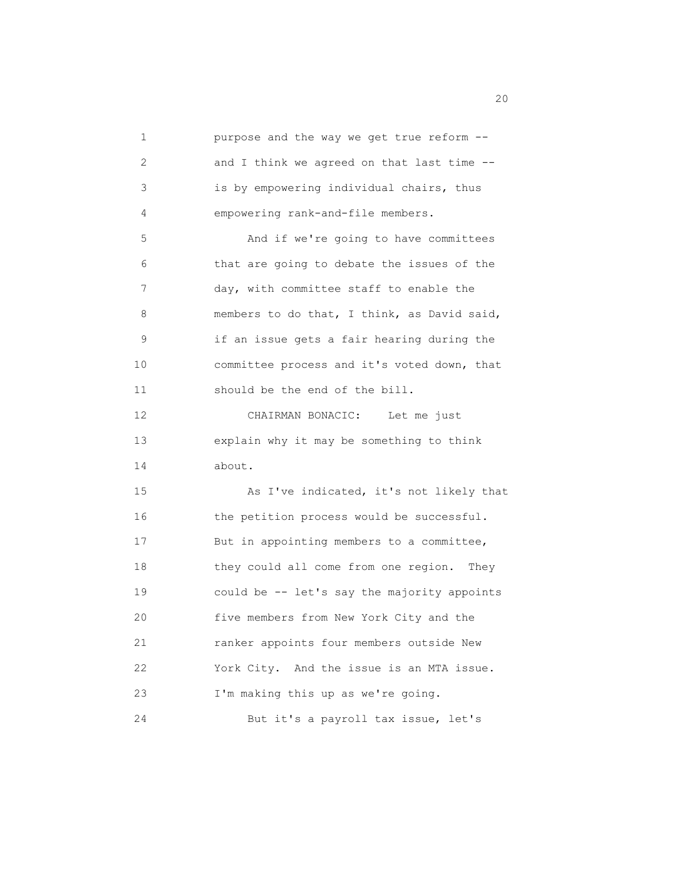purpose and the way we get true reform -- and I think we agreed on that last time -- is by empowering individual chairs, thus empowering rank-and-file members.

And if we're going to have committees that are going to debate the issues of the day, with committee staff to enable the members to do that, I think, as David said, if an issue gets a fair hearing during the committee process and it's voted down, that should be the end of the bill.

CHAIRMAN BONACIC: Let me just explain why it may be something to think about.

As I've indicated, it's not likely that the petition process would be successful. But in appointing members to a committee, they could all come from one region. They could be -- let's say the majority appoints five members from New York City and the ranker appoints four members outside New York City. And the issue is an MTA issue. I'm making this up as we're going.

But it's a payroll tax issue, let's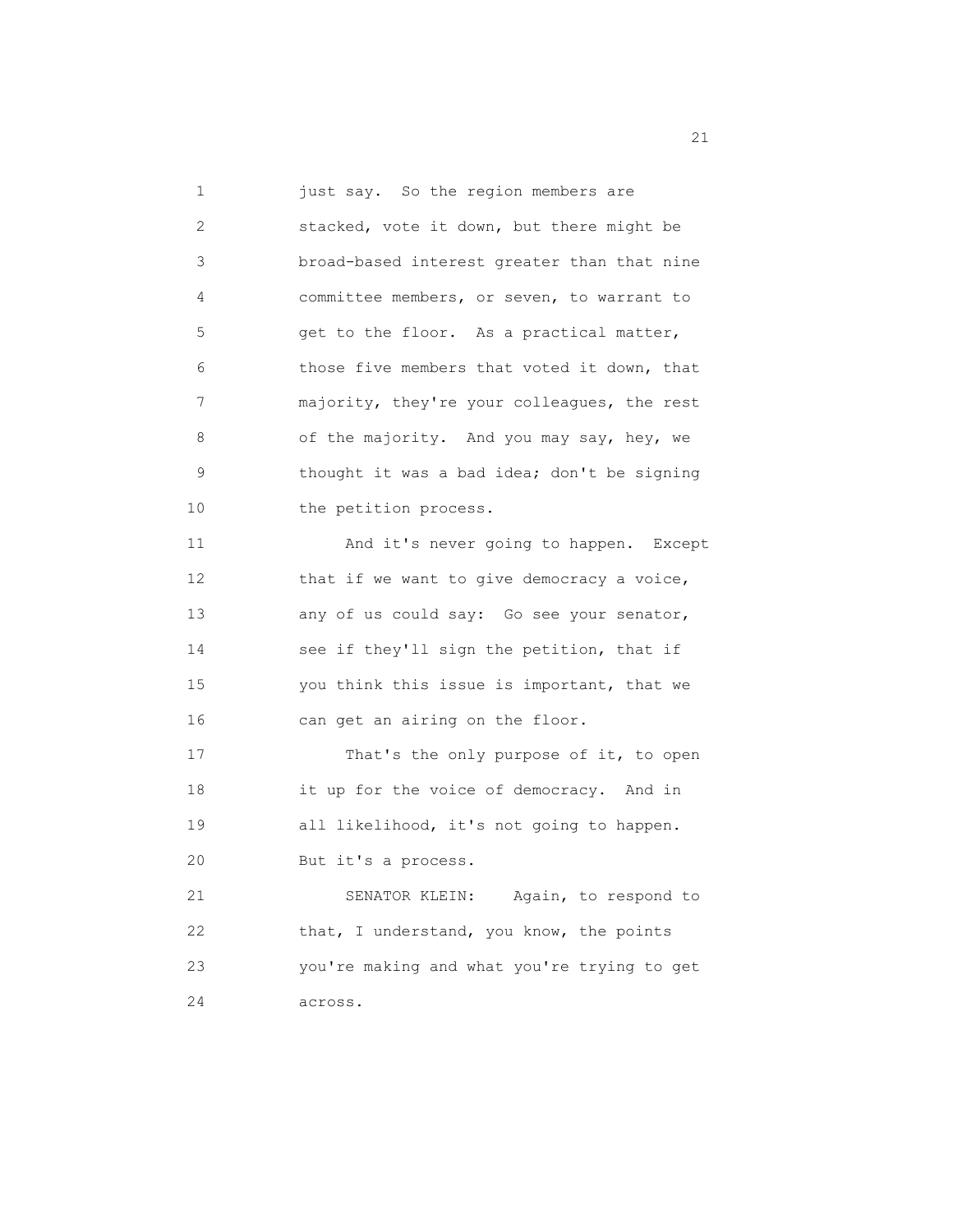just say. So the region members are stacked, vote it down, but there might be broad-based interest greater than that nine committee members, or seven, to warrant to get to the floor. As a practical matter, those five members that voted it down, that majority, they're your colleagues, the rest of the majority. And you may say, hey, we thought it was a bad idea; don't be signing the petition process.

And it's never going to happen. Except that if we want to give democracy a voice, any of us could say: Go see your senator, see if they'll sign the petition, that if you think this issue is important, that we can get an airing on the floor.

That's the only purpose of it, to open it up for the voice of democracy. And in all likelihood, it's not going to happen. But it's a process.

SENATOR KLEIN: Again, to respond to that, I understand, you know, the points you're making and what you're trying to get across.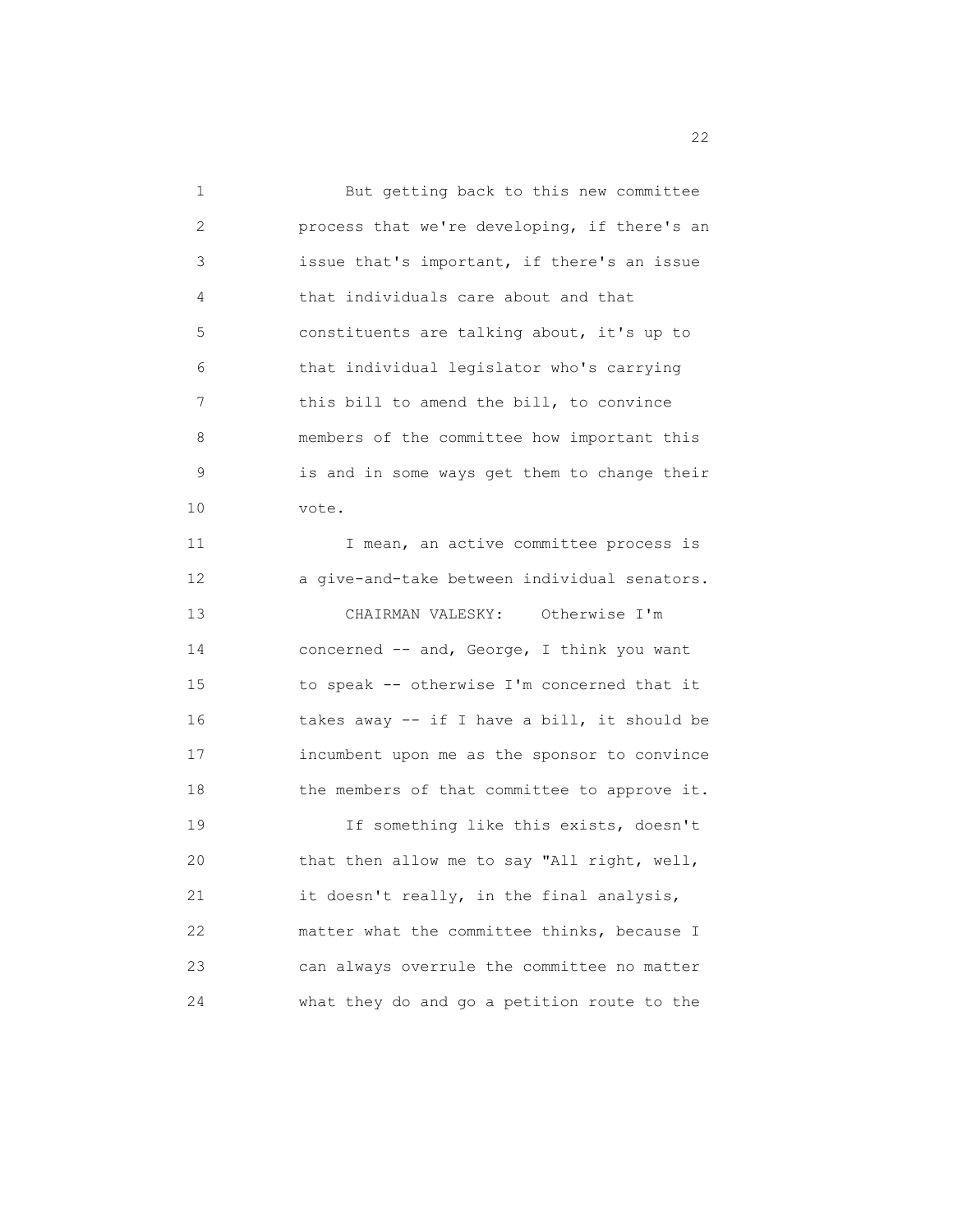But getting back to this new committee process that we're developing, if there's an issue that's important, if there's an issue that individuals care about and that constituents are talking about, it's up to that individual legislator who's carrying this bill to amend the bill, to convince members of the committee how important this is and in some ways get them to change their vote.

I mean, an active committee process is a give-and-take between individual senators.

CHAIRMAN VALESKY: Otherwise I'm concerned -- and, George, I think you want to speak -- otherwise I'm concerned that it takes away -- if I have a bill, it should be incumbent upon me as the sponsor to convince the members of that committee to approve it.

If something like this exists, doesn't that then allow me to say "All right, well, it doesn't really, in the final analysis, matter what the committee thinks, because I can always overrule the committee no matter what they do and go a petition route to the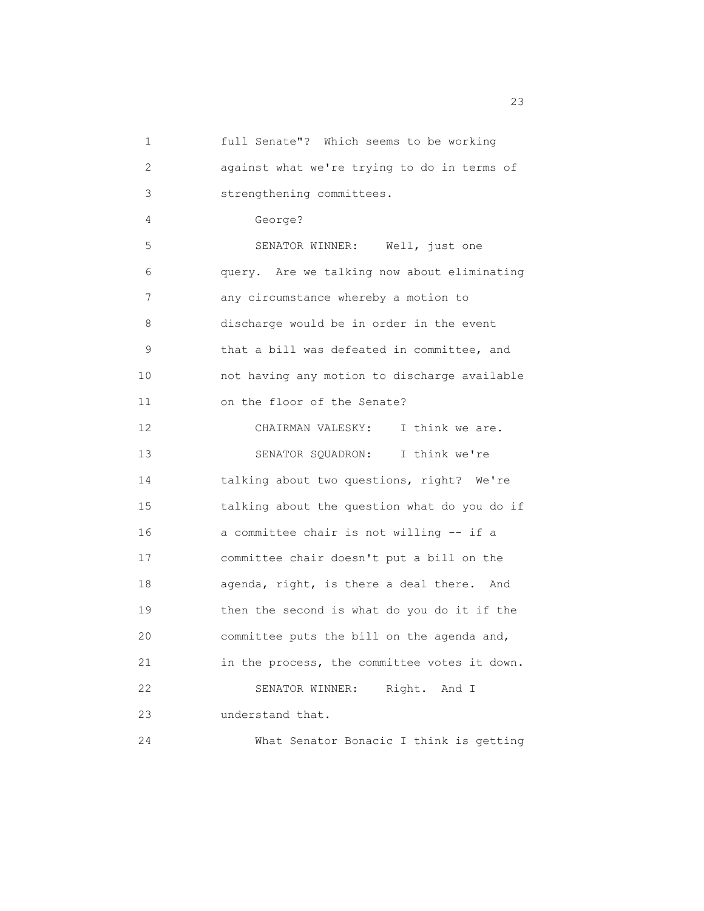full Senate"? Which seems to be working against what we're trying to do in terms of strengthening committees.

George?

SENATOR WINNER: Well, just one query. Are we talking now about eliminating any circumstance whereby a motion to discharge would be in order in the event that a bill was defeated in committee, and not having any motion to discharge available on the floor of the Senate?

CHAIRMAN VALESKY: I think we are.

SENATOR SQUADRON: I think we're talking about two questions, right? We're talking about the question what do you do if a committee chair is not willing -- if a committee chair doesn't put a bill on the agenda, right, is there a deal there. And then the second is what do you do it if the committee puts the bill on the agenda and, in the process, the committee votes it down.

SENATOR WINNER: Right. And I understand that.

What Senator Bonacic I think is getting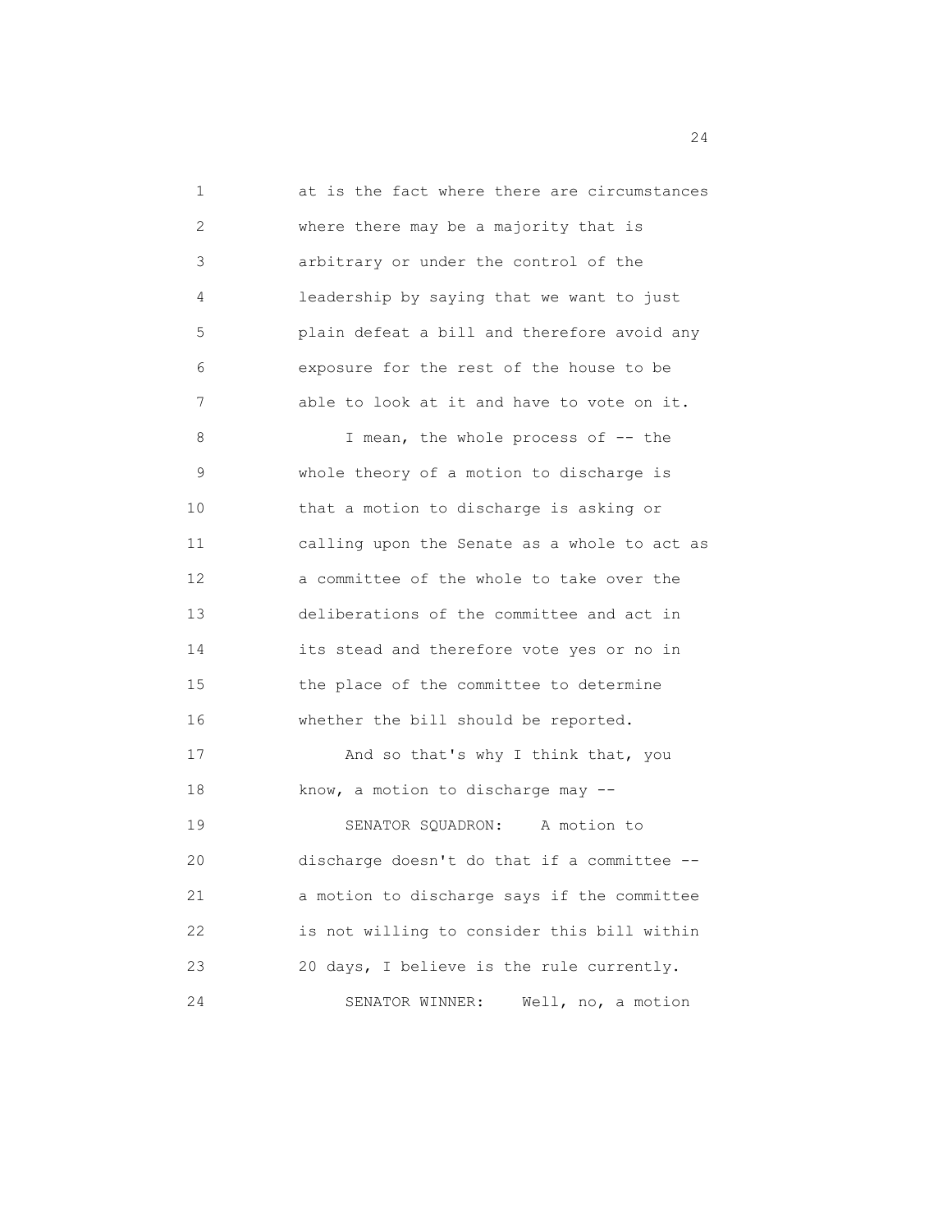at is the fact where there are circumstances where there may be a majority that is arbitrary or under the control of the leadership by saying that we want to just plain defeat a bill and therefore avoid any exposure for the rest of the house to be able to look at it and have to vote on it.

I mean, the whole process of -- the whole theory of a motion to discharge is that a motion to discharge is asking or calling upon the Senate as a whole to act as a committee of the whole to take over the deliberations of the committee and act in its stead and therefore vote yes or no in the place of the committee to determine whether the bill should be reported.

And so that's why I think that, you know, a motion to discharge may --

SENATOR SQUADRON: A motion to discharge doesn't do that if a committee -- a motion to discharge says if the committee is not willing to consider this bill within 20 days, I believe is the rule currently.

SENATOR WINNER: Well, no, a motion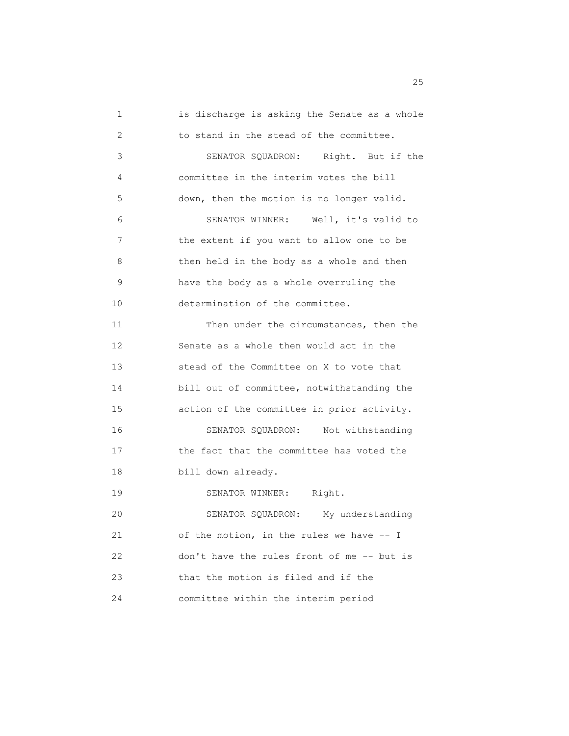is discharge is asking the Senate as a whole to stand in the stead of the committee.

SENATOR SQUADRON: Right. But if the committee in the interim votes the bill down, then the motion is no longer valid.

SENATOR WINNER: Well, it's valid to the extent if you want to allow one to be then held in the body as a whole and then have the body as a whole overruling the determination of the committee.

Then under the circumstances, then the Senate as a whole then would act in the stead of the Committee on X to vote that bill out of committee, notwithstanding the action of the committee in prior activity.

SENATOR SQUADRON: Not withstanding the fact that the committee has voted the bill down already.

SENATOR WINNER: Right.

SENATOR SQUADRON: My understanding of the motion, in the rules we have -- I don't have the rules front of me -- but is that the motion is filed and if the committee within the interim period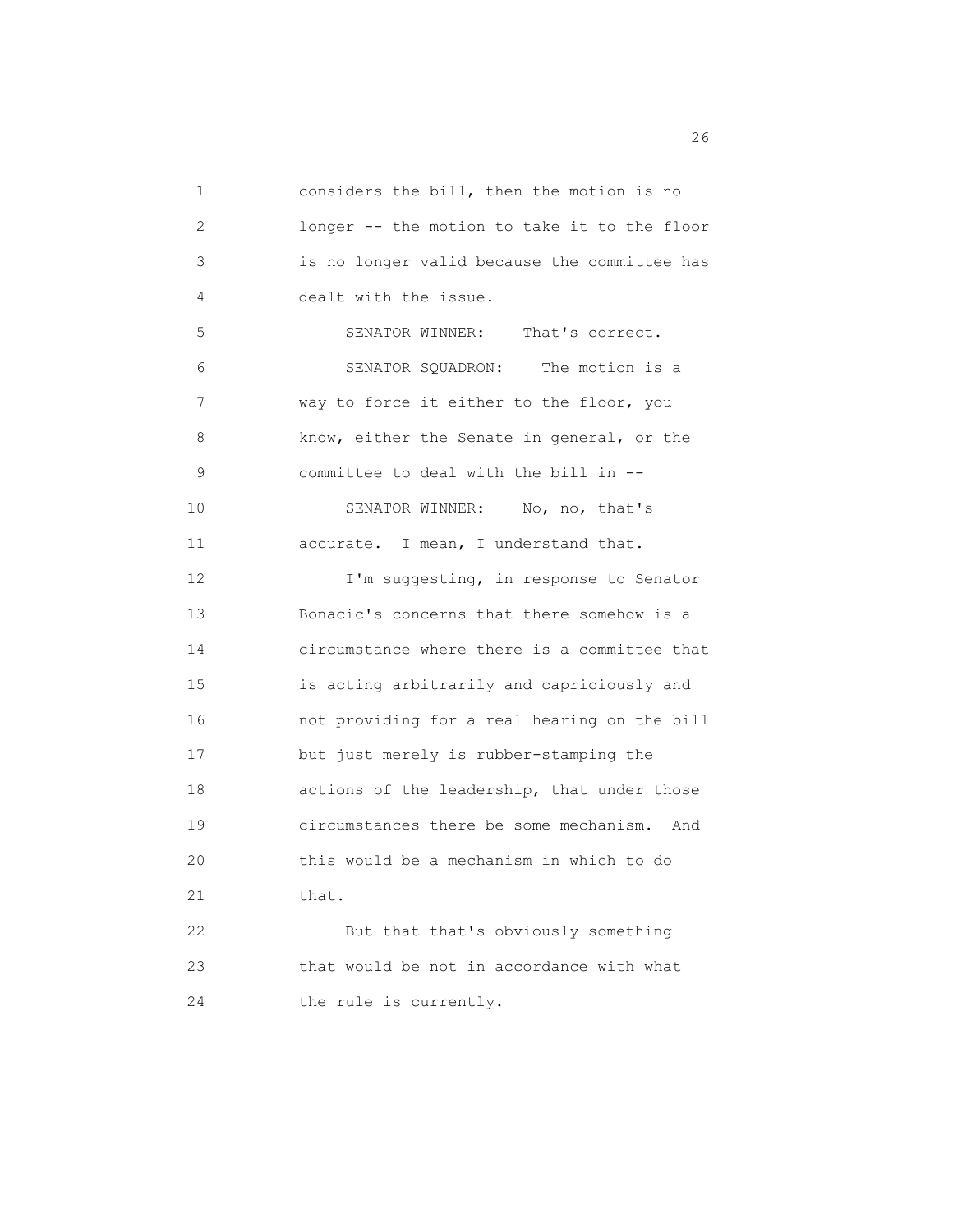considers the bill, then the motion is no longer -- the motion to take it to the floor is no longer valid because the committee has dealt with the issue.

SENATOR WINNER: That's correct.

SENATOR SQUADRON: The motion is a way to force it either to the floor, you know, either the Senate in general, or the committee to deal with the bill in --

SENATOR WINNER: No, no, that's accurate. I mean, I understand that.

I'm suggesting, in response to Senator Bonacic's concerns that there somehow is a circumstance where there is a committee that is acting arbitrarily and capriciously and not providing for a real hearing on the bill but just merely is rubber-stamping the actions of the leadership, that under those circumstances there be some mechanism. And this would be a mechanism in which to do that.

But that that's obviously something that would be not in accordance with what the rule is currently.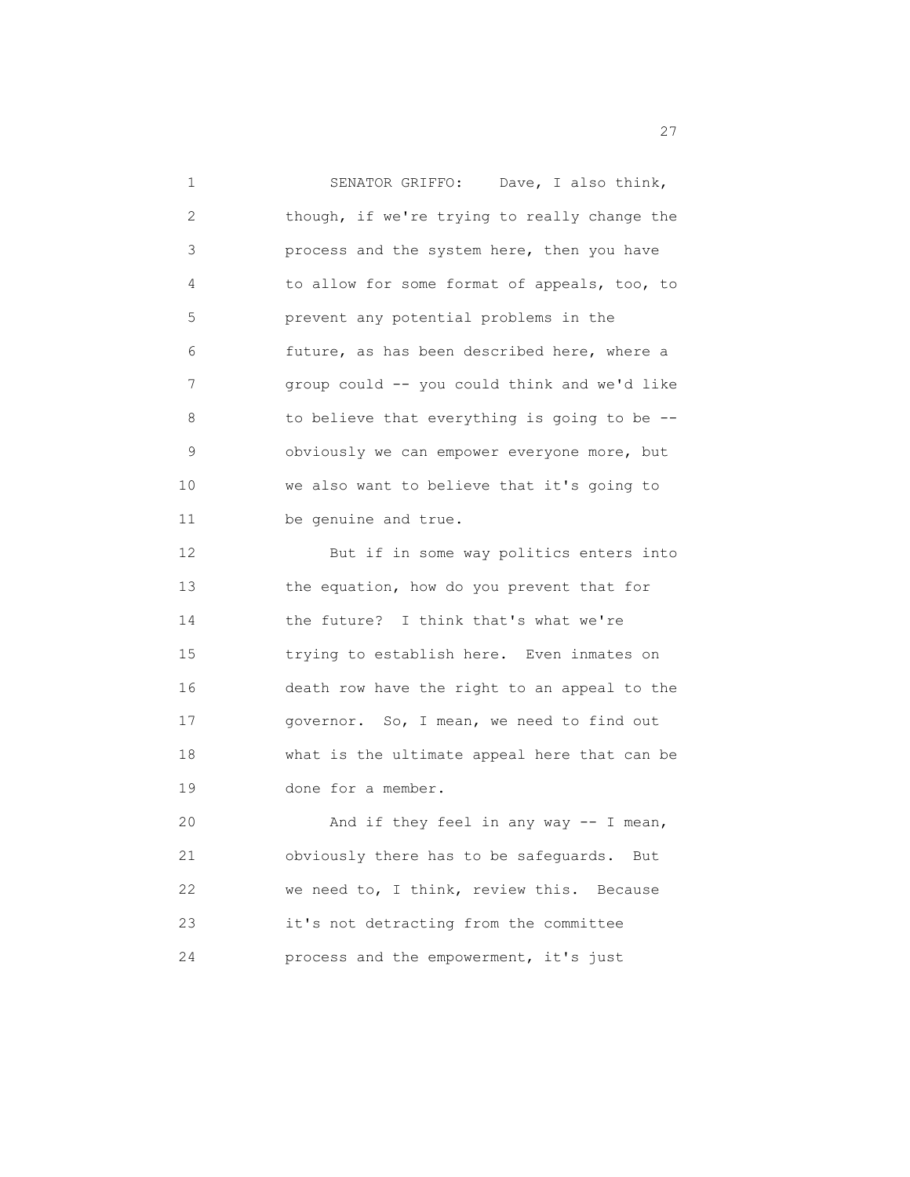SENATOR GRIFFO: Dave, I also think, though, if we're trying to really change the process and the system here, then you have to allow for some format of appeals, too, to prevent any potential problems in the future, as has been described here, where a group could -- you could think and we'd like to believe that everything is going to be -- obviously we can empower everyone more, but we also want to believe that it's going to be genuine and true.

But if in some way politics enters into the equation, how do you prevent that for the future? I think that's what we're trying to establish here. Even inmates on death row have the right to an appeal to the governor. So, I mean, we need to find out what is the ultimate appeal here that can be done for a member.

And if they feel in any way -- I mean, obviously there has to be safeguards. But we need to, I think, review this. Because it's not detracting from the committee process and the empowerment, it's just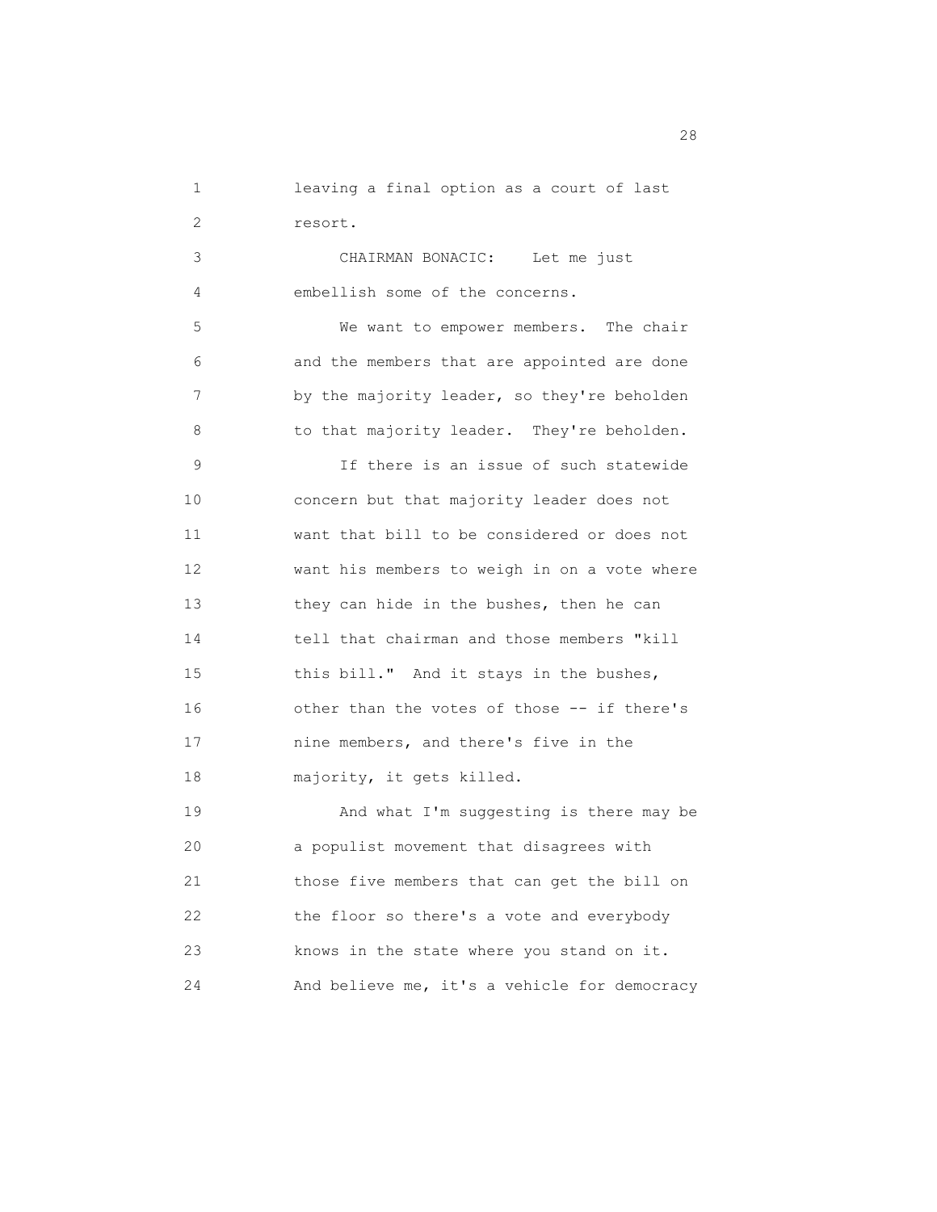leaving a final option as a court of last resort.

CHAIRMAN BONACIC: Let me just embellish some of the concerns.

We want to empower members. The chair and the members that are appointed are done by the majority leader, so they're beholden to that majority leader. They're beholden.

If there is an issue of such statewide concern but that majority leader does not want that bill to be considered or does not want his members to weigh in on a vote where they can hide in the bushes, then he can tell that chairman and those members "kill this bill." And it stays in the bushes, other than the votes of those -- if there's nine members, and there's five in the majority, it gets killed.

And what I'm suggesting is there may be a populist movement that disagrees with those five members that can get the bill on the floor so there's a vote and everybody knows in the state where you stand on it. And believe me, it's a vehicle for democracy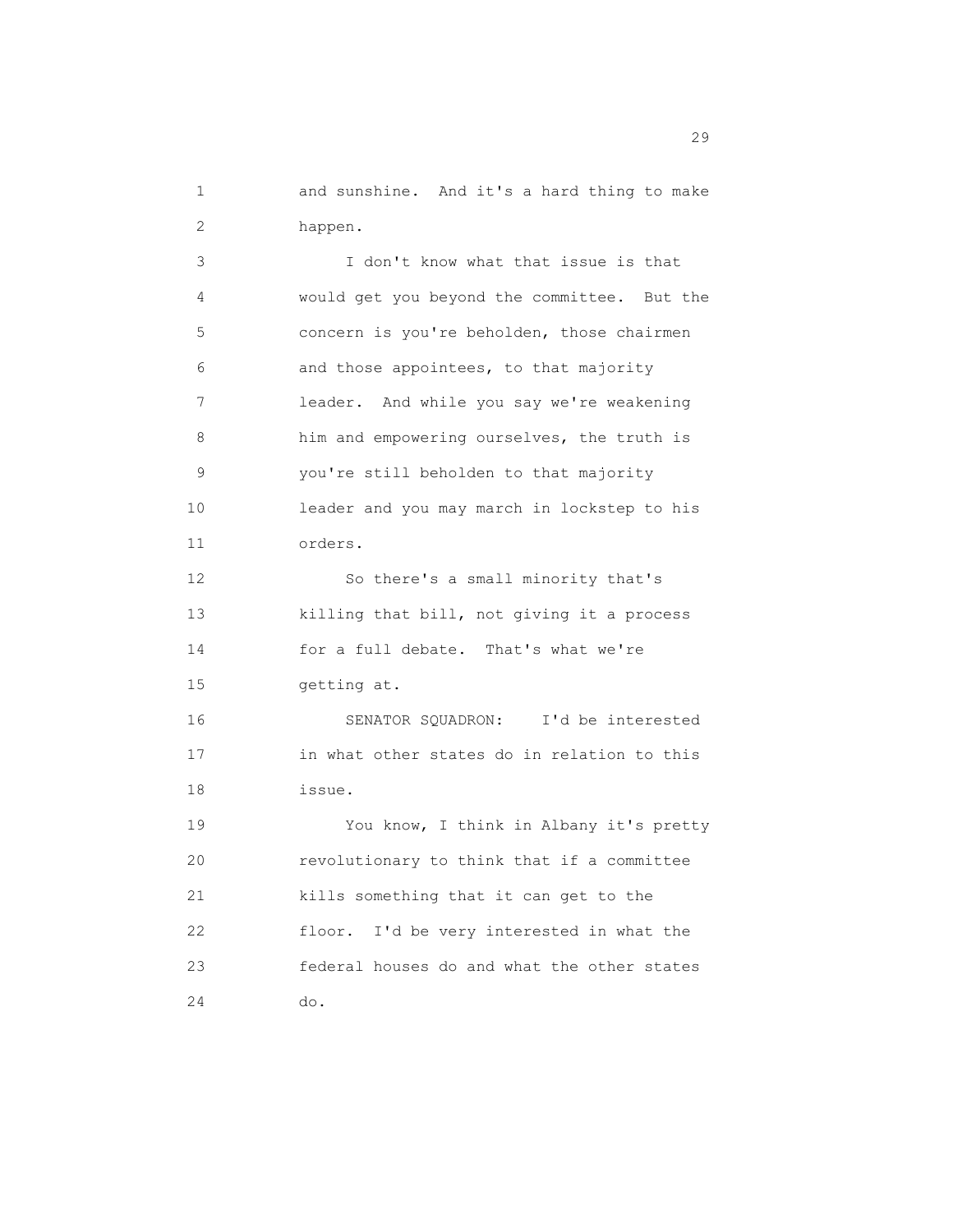and sunshine. And it's a hard thing to make happen.

I don't know what that issue is that would get you beyond the committee. But the concern is you're beholden, those chairmen and those appointees, to that majority leader. And while you say we're weakening him and empowering ourselves, the truth is you're still beholden to that majority leader and you may march in lockstep to his orders.

So there's a small minority that's killing that bill, not giving it a process for a full debate. That's what we're getting at.

SENATOR SQUADRON: I'd be interested in what other states do in relation to this issue.

You know, I think in Albany it's pretty revolutionary to think that if a committee kills something that it can get to the floor. I'd be very interested in what the federal houses do and what the other states do.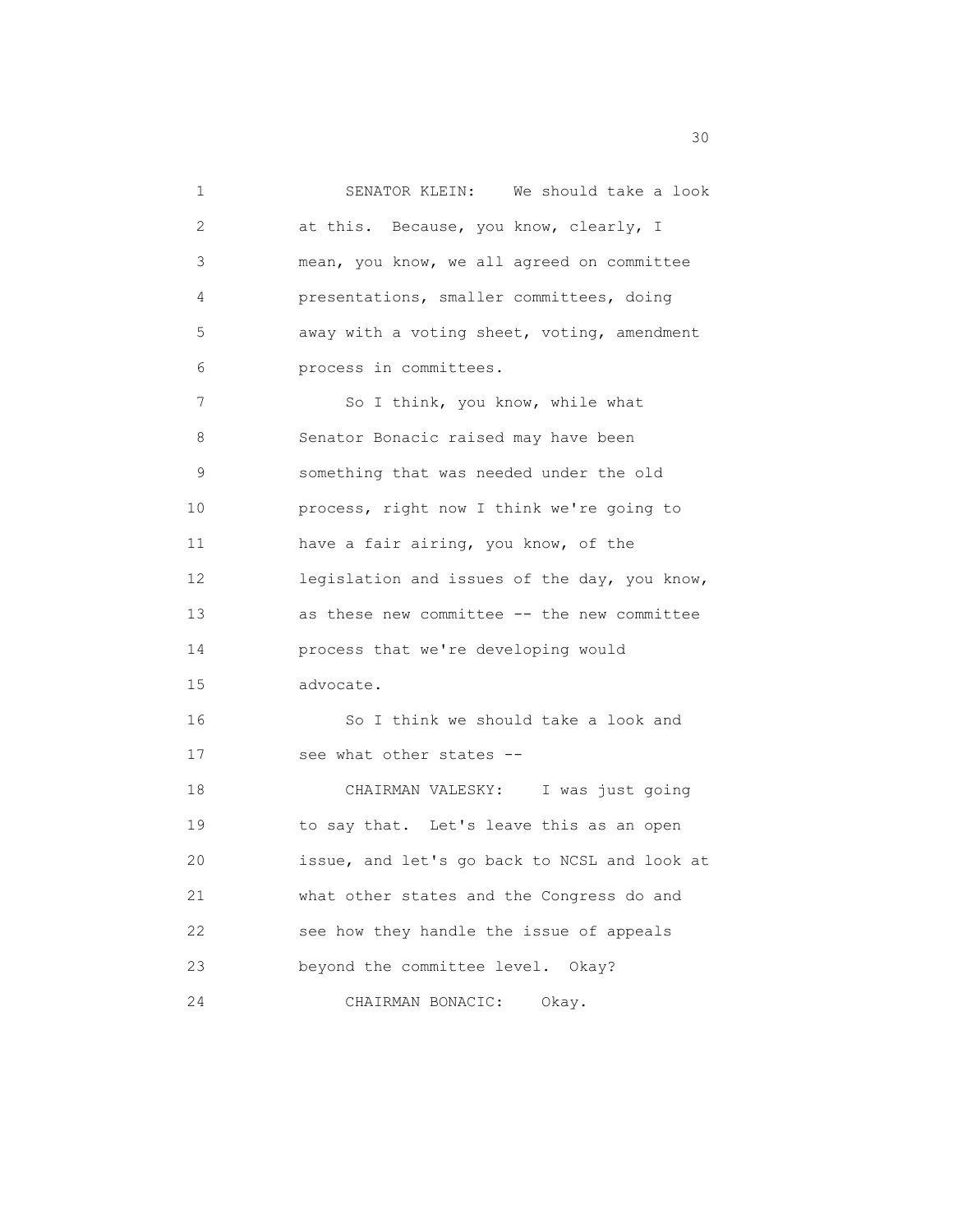SENATOR KLEIN: We should take a look at this. Because, you know, clearly, I mean, you know, we all agreed on committee presentations, smaller committees, doing away with a voting sheet, voting, amendment process in committees.

So I think, you know, while what Senator Bonacic raised may have been something that was needed under the old process, right now I think we're going to have a fair airing, you know, of the legislation and issues of the day, you know, as these new committee -- the new committee process that we're developing would advocate.

So I think we should take a look and see what other states --

CHAIRMAN VALESKY: I was just going to say that. Let's leave this as an open issue, and let's go back to NCSL and look at what other states and the Congress do and see how they handle the issue of appeals beyond the committee level. Okay?

CHAIRMAN BONACIC: Okay.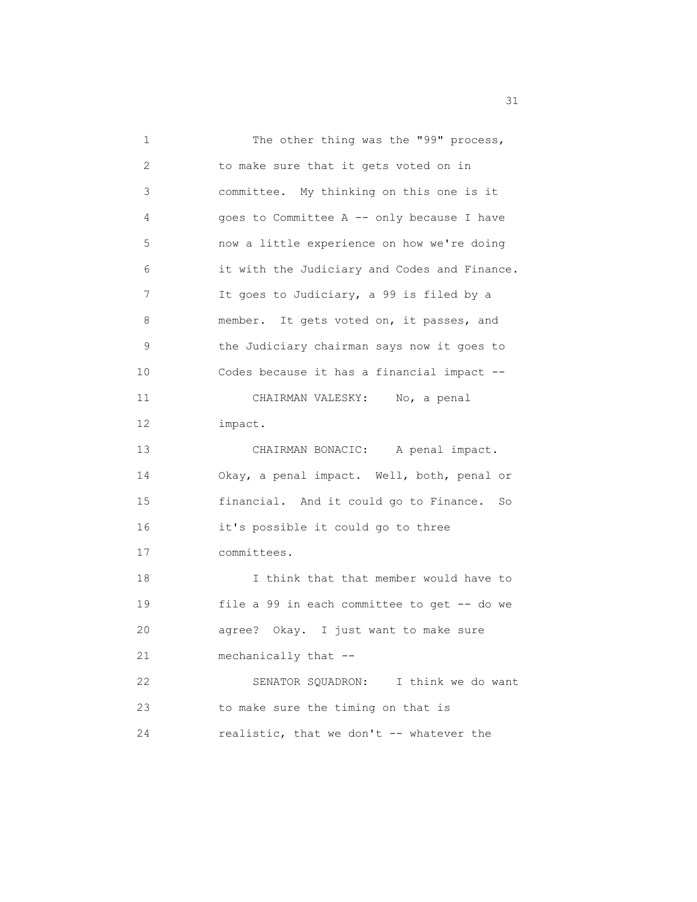The other thing was the "99" process, to make sure that it gets voted on in committee. My thinking on this one is it goes to Committee A -- only because I have now a little experience on how we're doing it with the Judiciary and Codes and Finance. It goes to Judiciary, a 99 is filed by a member. It gets voted on, it passes, and the Judiciary chairman says now it goes to Codes because it has a financial impact --

CHAIRMAN VALESKY: No, a penal impact.

CHAIRMAN BONACIC: A penal impact. Okay, a penal impact. Well, both, penal or financial. And it could go to Finance. So it's possible it could go to three committees.

I think that that member would have to file a 99 in each committee to get -- do we agree? Okay. I just want to make sure mechanically that --

SENATOR SQUADRON: I think we do want to make sure the timing on that is realistic, that we don't -- whatever the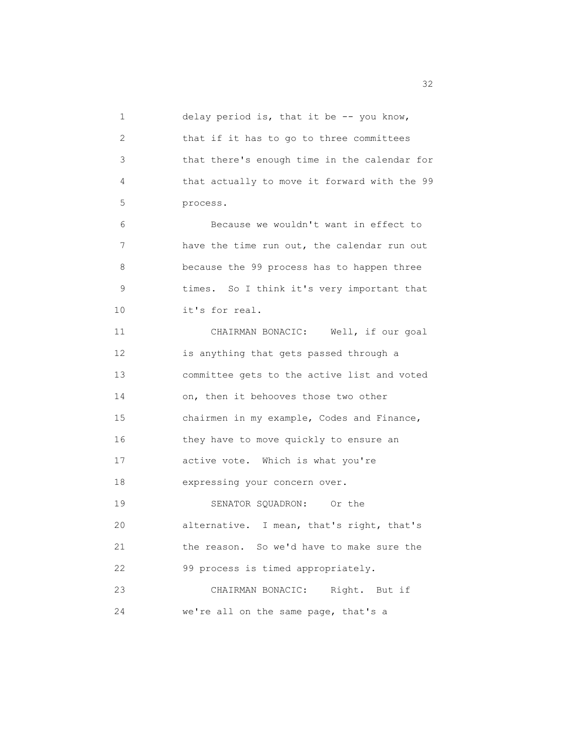delay period is, that it be -- you know, that if it has to go to three committees that there's enough time in the calendar for that actually to move it forward with the 99 process.

Because we wouldn't want in effect to have the time run out, the calendar run out because the 99 process has to happen three times. So I think it's very important that it's for real.

CHAIRMAN BONACIC: Well, if our goal is anything that gets passed through a committee gets to the active list and voted on, then it behooves those two other chairmen in my example, Codes and Finance, they have to move quickly to ensure an active vote. Which is what you're expressing your concern over.

SENATOR SQUADRON: Or the alternative. I mean, that's right, that's the reason. So we'd have to make sure the 99 process is timed appropriately.

CHAIRMAN BONACIC: Right. But if we're all on the same page, that's a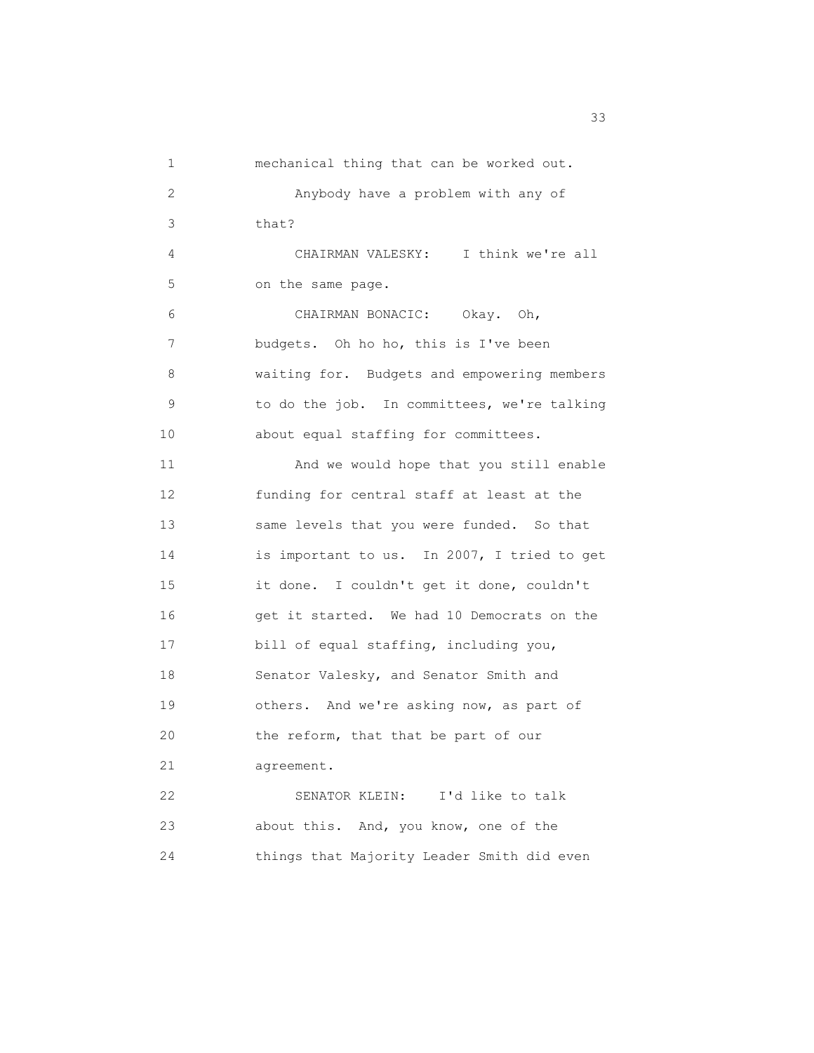mechanical thing that can be worked out.

Anybody have a problem with any of that?

CHAIRMAN VALESKY: I think we're all on the same page.

CHAIRMAN BONACIC: Okay. Oh, budgets. Oh ho ho, this is I've been waiting for. Budgets and empowering members to do the job. In committees, we're talking about equal staffing for committees.

And we would hope that you still enable funding for central staff at least at the same levels that you were funded. So that is important to us. In 2007, I tried to get it done. I couldn't get it done, couldn't get it started. We had 10 Democrats on the bill of equal staffing, including you, Senator Valesky, and Senator Smith and others. And we're asking now, as part of the reform, that that be part of our agreement.

SENATOR KLEIN: I'd like to talk about this. And, you know, one of the things that Majority Leader Smith did even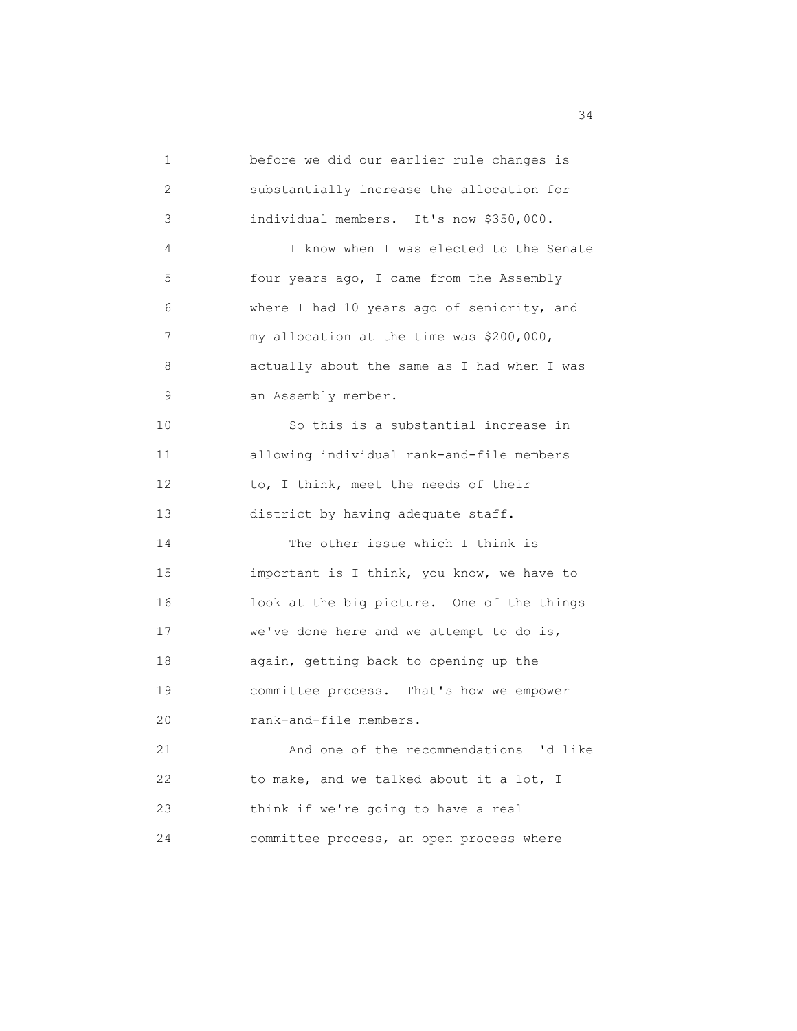before we did our earlier rule changes is substantially increase the allocation for individual members. It's now $350,000.

I know when I was elected to the Senate four years ago, I came from the Assembly where I had 10 years ago of seniority, and my allocation at the time was $200,000, actually about the same as I had when I was an Assembly member.

So this is a substantial increase in allowing individual rank-and-file members to, I think, meet the needs of their district by having adequate staff.

The other issue which I think is important is I think, you know, we have to look at the big picture. One of the things we've done here and we attempt to do is, again, getting back to opening up the committee process. That's how we empower rank-and-file members.

And one of the recommendations I'd like to make, and we talked about it a lot, I think if we're going to have a real committee process, an open process where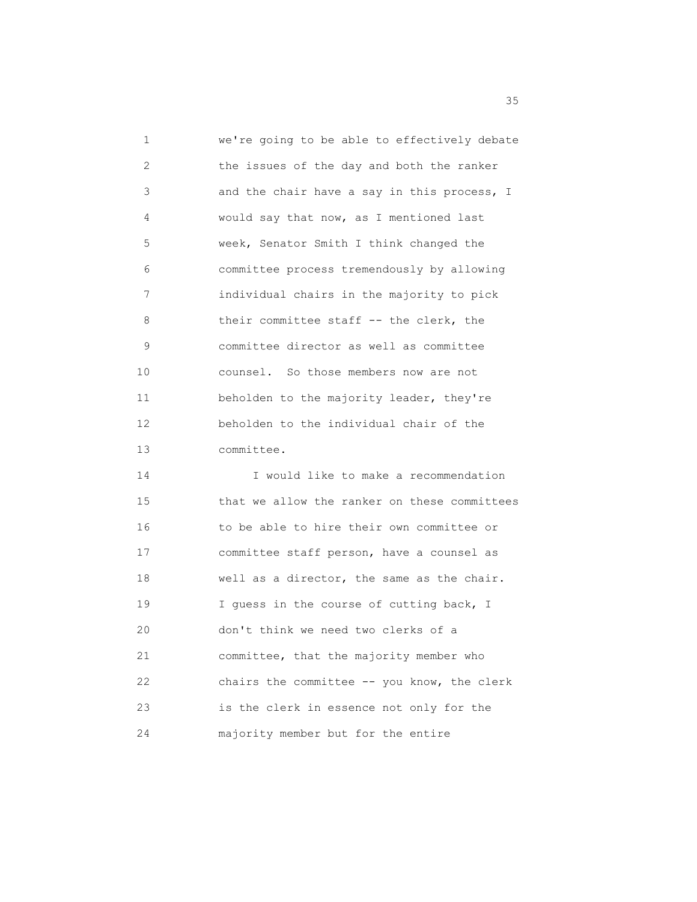we're going to be able to effectively debate the issues of the day and both the ranker and the chair have a say in this process, I would say that now, as I mentioned last week, Senator Smith I think changed the committee process tremendously by allowing individual chairs in the majority to pick their committee staff -- the clerk, the committee director as well as committee counsel. So those members now are not beholden to the majority leader, they're beholden to the individual chair of the committee.

I would like to make a recommendation that we allow the ranker on these committees to be able to hire their own committee or committee staff person, have a counsel as well as a director, the same as the chair. I guess in the course of cutting back, I don't think we need two clerks of a committee, that the majority member who chairs the committee -- you know, the clerk is the clerk in essence not only for the majority member but for the entire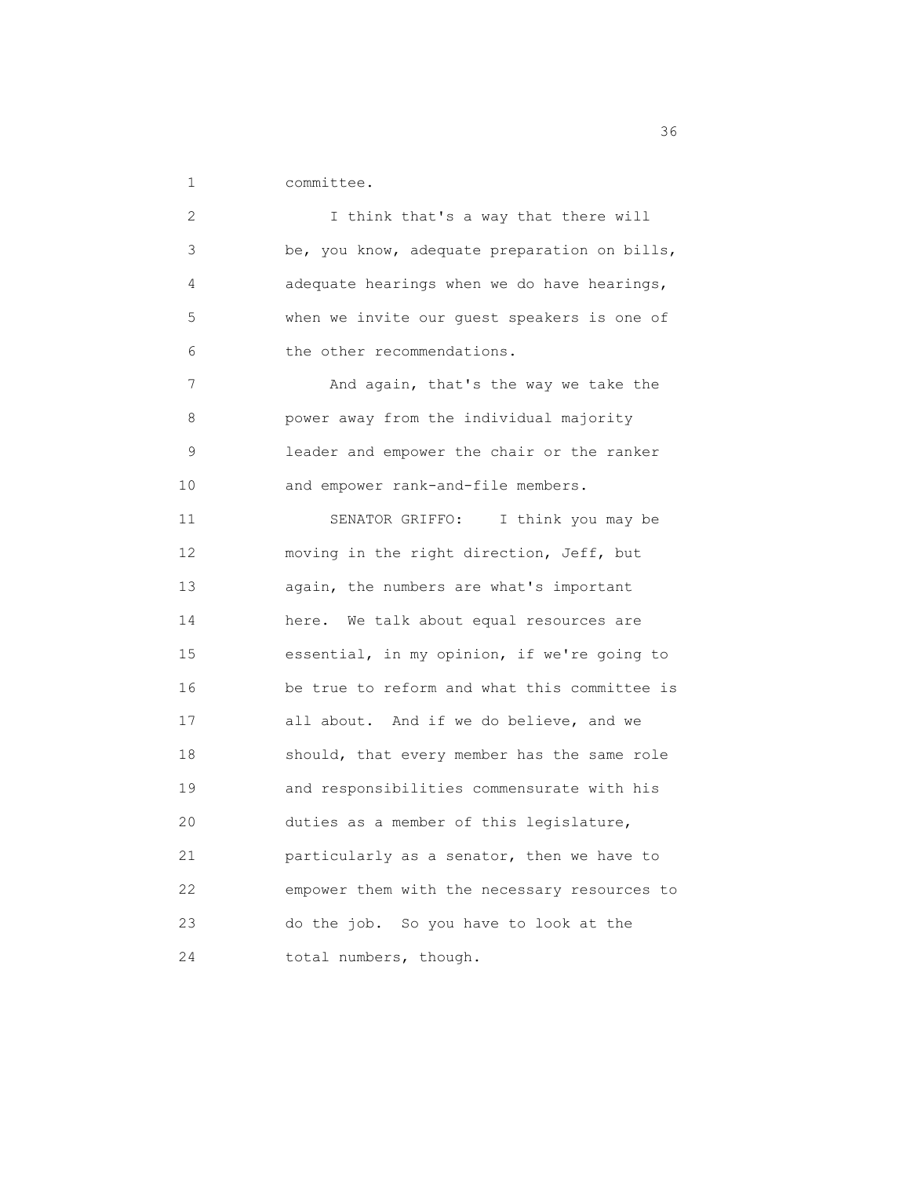committee.

I think that's a way that there will be, you know, adequate preparation on bills, adequate hearings when we do have hearings, when we invite our guest speakers is one of the other recommendations.

And again, that's the way we take the power away from the individual majority leader and empower the chair or the ranker and empower rank-and-file members.

SENATOR GRIFFO: I think you may be moving in the right direction, Jeff, but again, the numbers are what's important here. We talk about equal resources are essential, in my opinion, if we're going to be true to reform and what this committee is all about. And if we do believe, and we should, that every member has the same role and responsibilities commensurate with his duties as a member of this legislature, particularly as a senator, then we have to empower them with the necessary resources to do the job. So you have to look at the total numbers, though.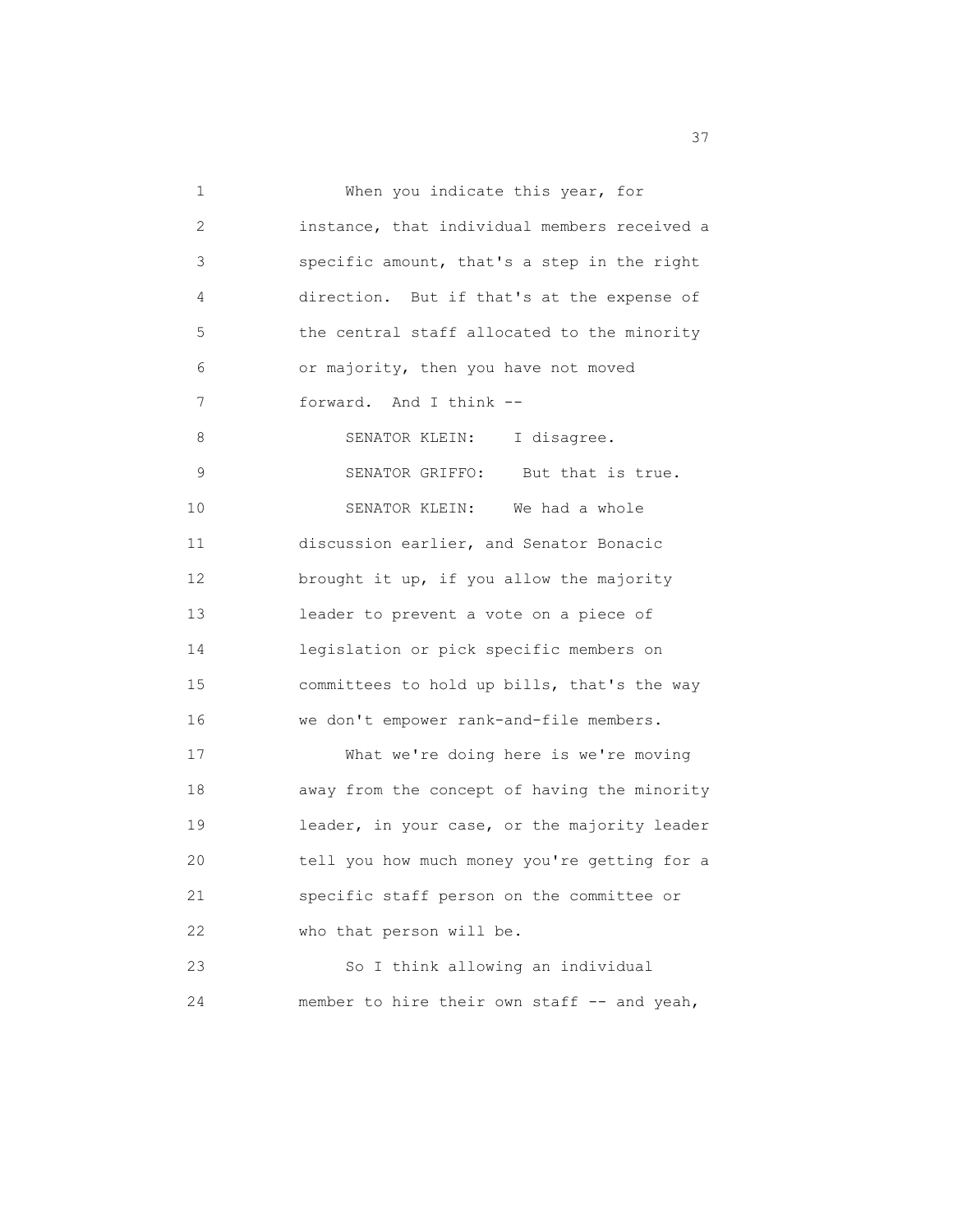When you indicate this year, for instance, that individual members received a specific amount, that's a step in the right direction. But if that's at the expense of the central staff allocated to the minority or majority, then you have not moved forward. And I think --

SENATOR KLEIN: I disagree.

SENATOR GRIFFO: But that is true.

SENATOR KLEIN: We had a whole discussion earlier, and Senator Bonacic brought it up, if you allow the majority leader to prevent a vote on a piece of legislation or pick specific members on committees to hold up bills, that's the way we don't empower rank-and-file members.

What we're doing here is we're moving away from the concept of having the minority leader, in your case, or the majority leader tell you how much money you're getting for a specific staff person on the committee or who that person will be.

So I think allowing an individual member to hire their own staff -- and yeah,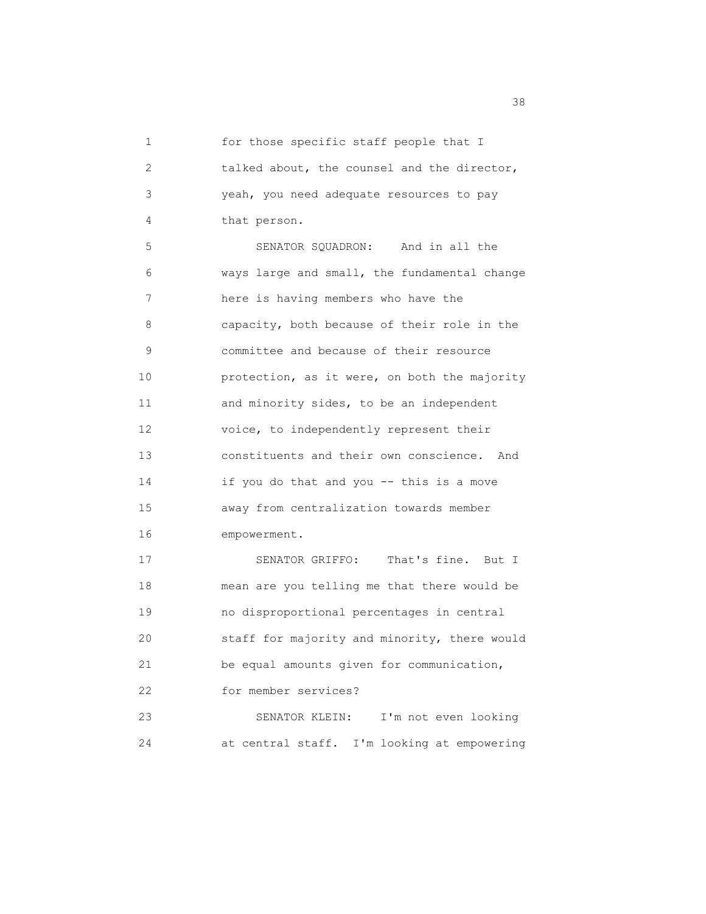for those specific staff people that I talked about, the counsel and the director, yeah, you need adequate resources to pay that person.

SENATOR SQUADRON: And in all the ways large and small, the fundamental change here is having members who have the capacity, both because of their role in the committee and because of their resource protection, as it were, on both the majority and minority sides, to be an independent voice, to independently represent their constituents and their own conscience. And if you do that and you -- this is a move away from centralization towards member empowerment.

SENATOR GRIFFO: That's fine. But I mean are you telling me that there would be no disproportional percentages in central staff for majority and minority, there would be equal amounts given for communication, for member services?

SENATOR KLEIN: I'm not even looking at central staff. I'm looking at empowering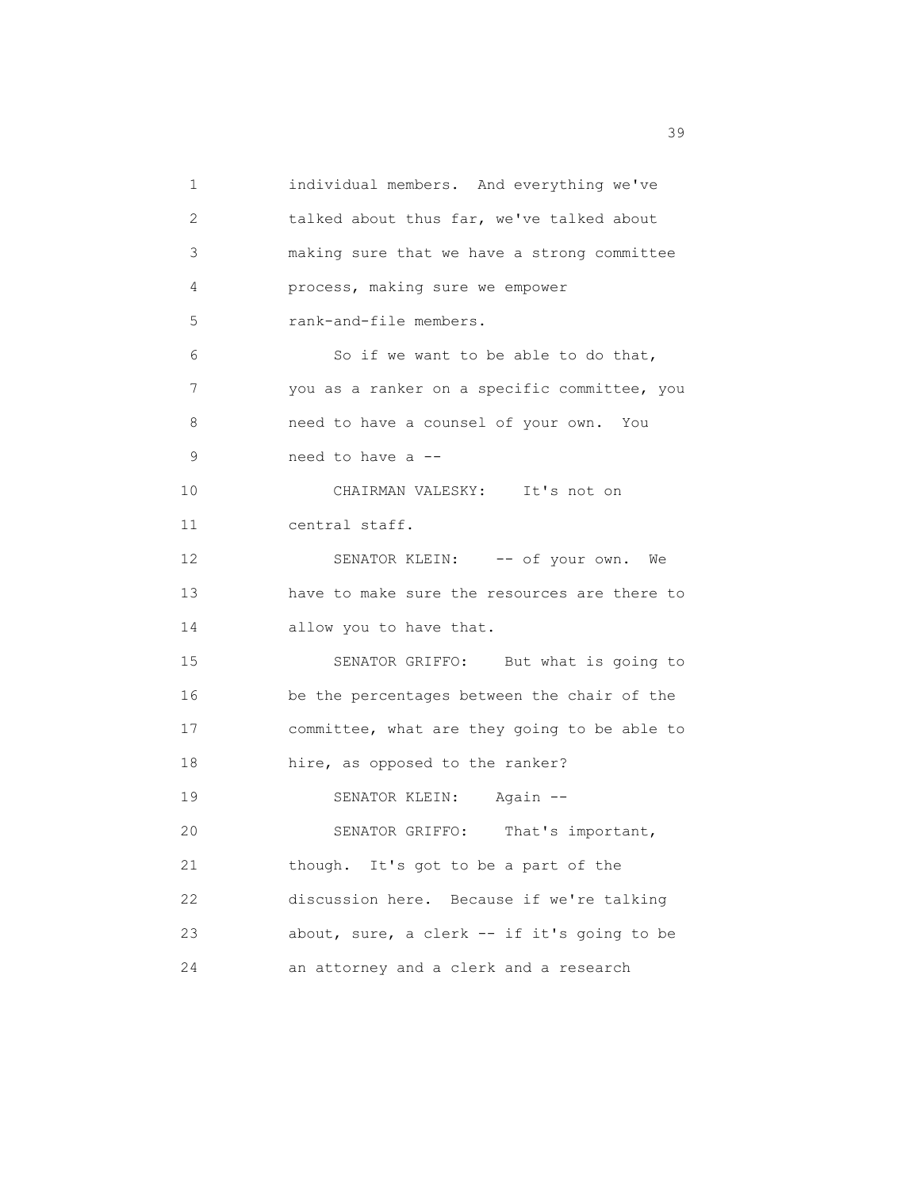individual members. And everything we've talked about thus far, we've talked about making sure that we have a strong committee process, making sure we empower rank-and-file members.

So if we want to be able to do that, you as a ranker on a specific committee, you need to have a counsel of your own. You need to have a --

CHAIRMAN VALESKY: It's not on central staff.

SENATOR KLEIN: -- of your own. We have to make sure the resources are there to allow you to have that.

SENATOR GRIFFO: But what is going to be the percentages between the chair of the committee, what are they going to be able to hire, as opposed to the ranker?

SENATOR KLEIN: Again --

SENATOR GRIFFO: That's important, though. It's got to be a part of the discussion here. Because if we're talking about, sure, a clerk -- if it's going to be an attorney and a clerk and a research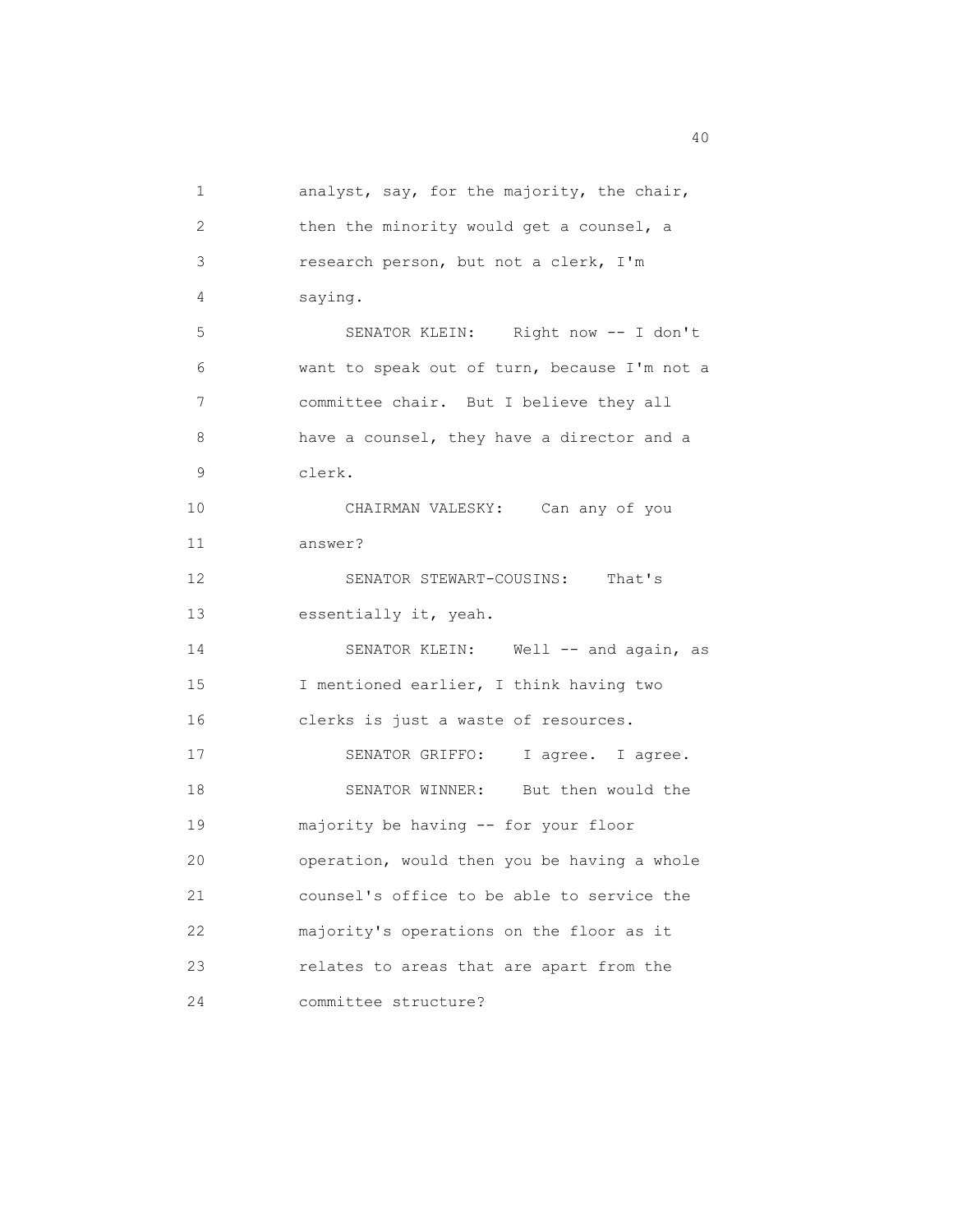analyst, say, for the majority, the chair, then the minority would get a counsel, a research person, but not a clerk, I'm saying.

SENATOR KLEIN: Right now -- I don't want to speak out of turn, because I'm not a committee chair. But I believe they all have a counsel, they have a director and a clerk.

CHAIRMAN VALESKY: Can any of you answer?

SENATOR STEWART-COUSINS: That's essentially it, yeah.

SENATOR KLEIN: Well -- and again, as I mentioned earlier, I think having two clerks is just a waste of resources.

SENATOR GRIFFO: I agree. I agree.

SENATOR WINNER: But then would the majority be having -- for your floor operation, would then you be having a whole counsel's office to be able to service the majority's operations on the floor as it relates to areas that are apart from the committee structure?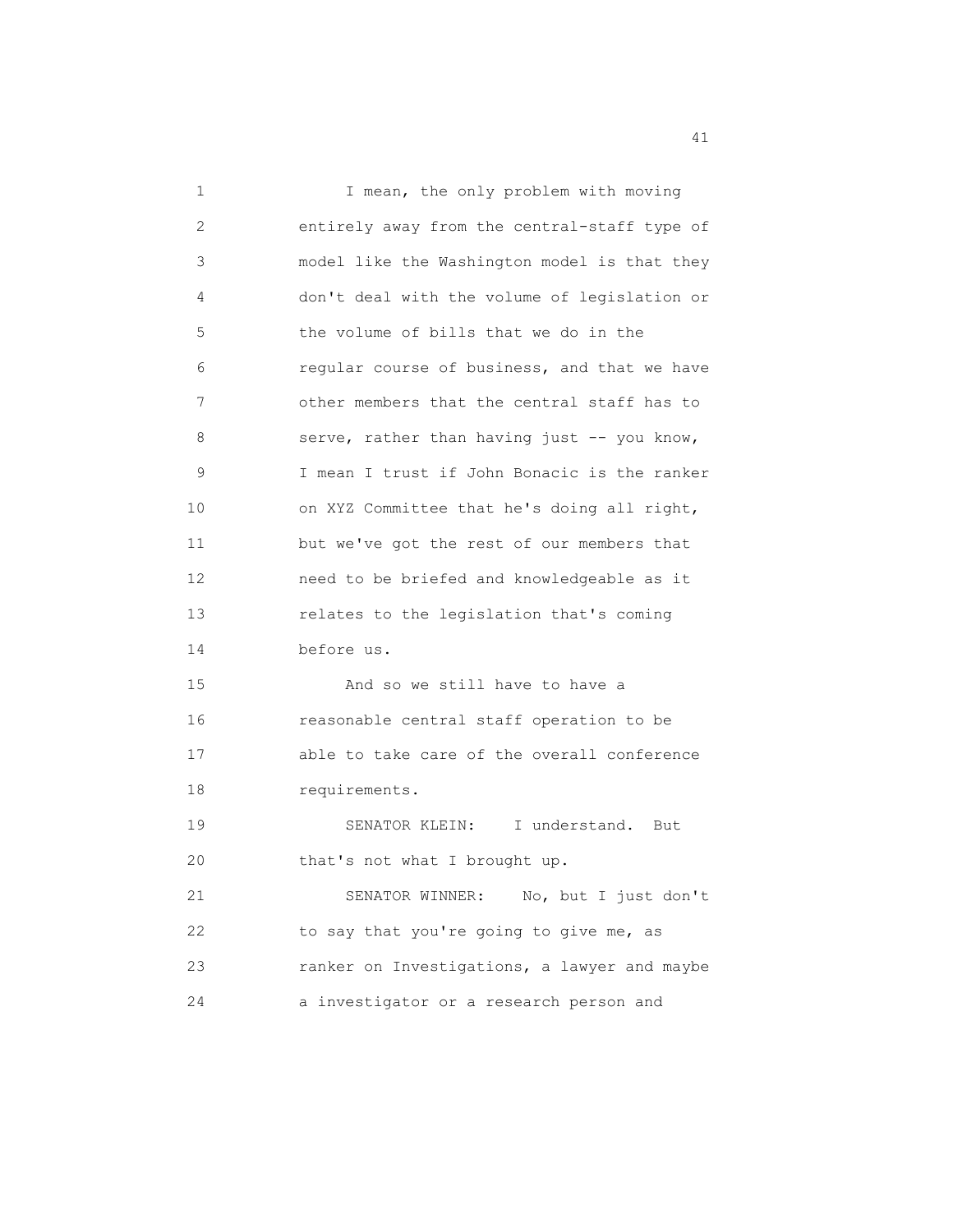I mean, the only problem with moving entirely away from the central-staff type of model like the Washington model is that they don't deal with the volume of legislation or the volume of bills that we do in the regular course of business, and that we have other members that the central staff has to serve, rather than having just -- you know, I mean I trust if John Bonacic is the ranker on XYZ Committee that he's doing all right, but we've got the rest of our members that need to be briefed and knowledgeable as it relates to the legislation that's coming before us.

And so we still have to have a reasonable central staff operation to be able to take care of the overall conference requirements.

SENATOR KLEIN: I understand. But that's not what I brought up.

SENATOR WINNER: No, but I just don't to say that you're going to give me, as ranker on Investigations, a lawyer and maybe a investigator or a research person and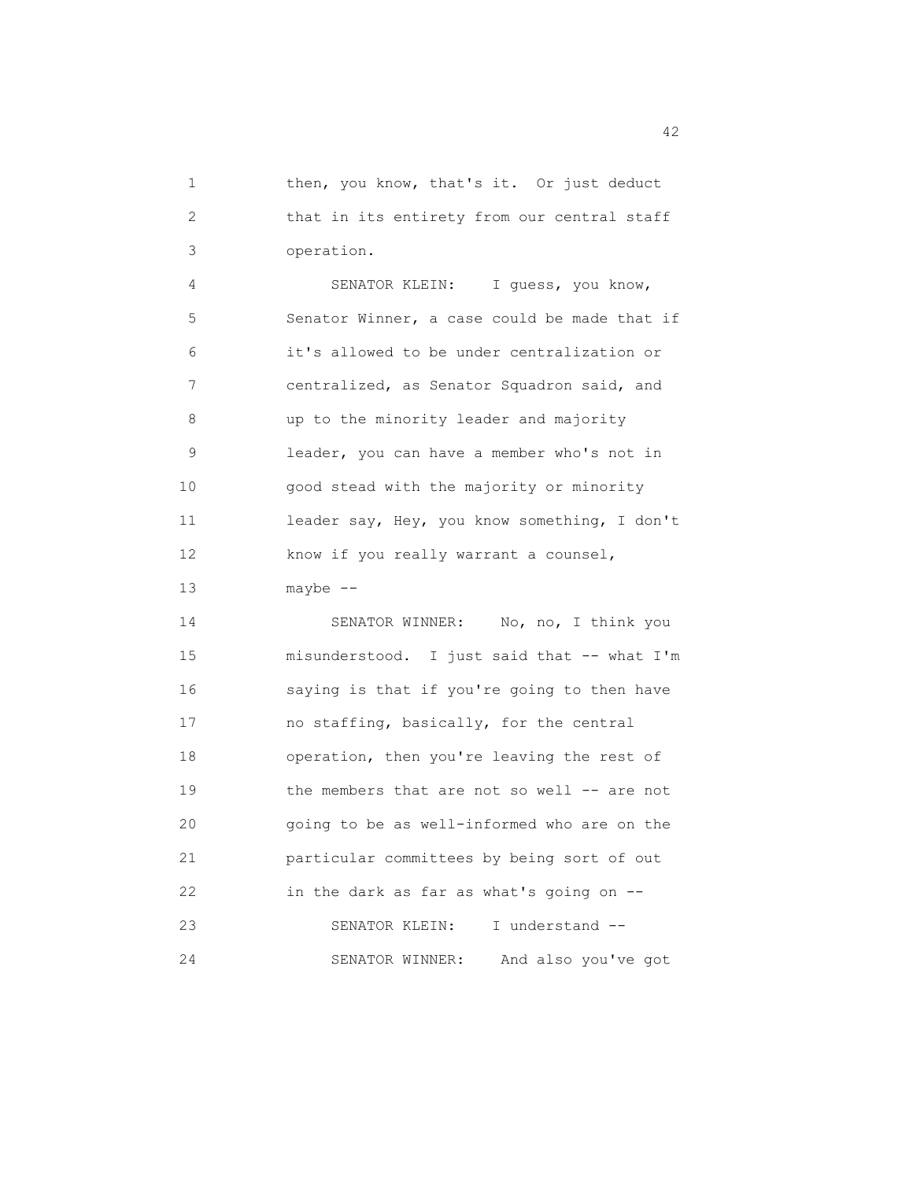then, you know, that's it. Or just deduct that in its entirety from our central staff operation.

SENATOR KLEIN: I guess, you know, Senator Winner, a case could be made that if it's allowed to be under centralization or centralized, as Senator Squadron said, and up to the minority leader and majority leader, you can have a member who's not in good stead with the majority or minority leader say, Hey, you know something, I don't know if you really warrant a counsel, maybe --

SENATOR WINNER: No, no, I think you misunderstood. I just said that -- what I'm saying is that if you're going to then have no staffing, basically, for the central operation, then you're leaving the rest of the members that are not so well -- are not going to be as well-informed who are on the particular committees by being sort of out in the dark as far as what's going on --

SENATOR KLEIN: I understand --

SENATOR WINNER: And also you've got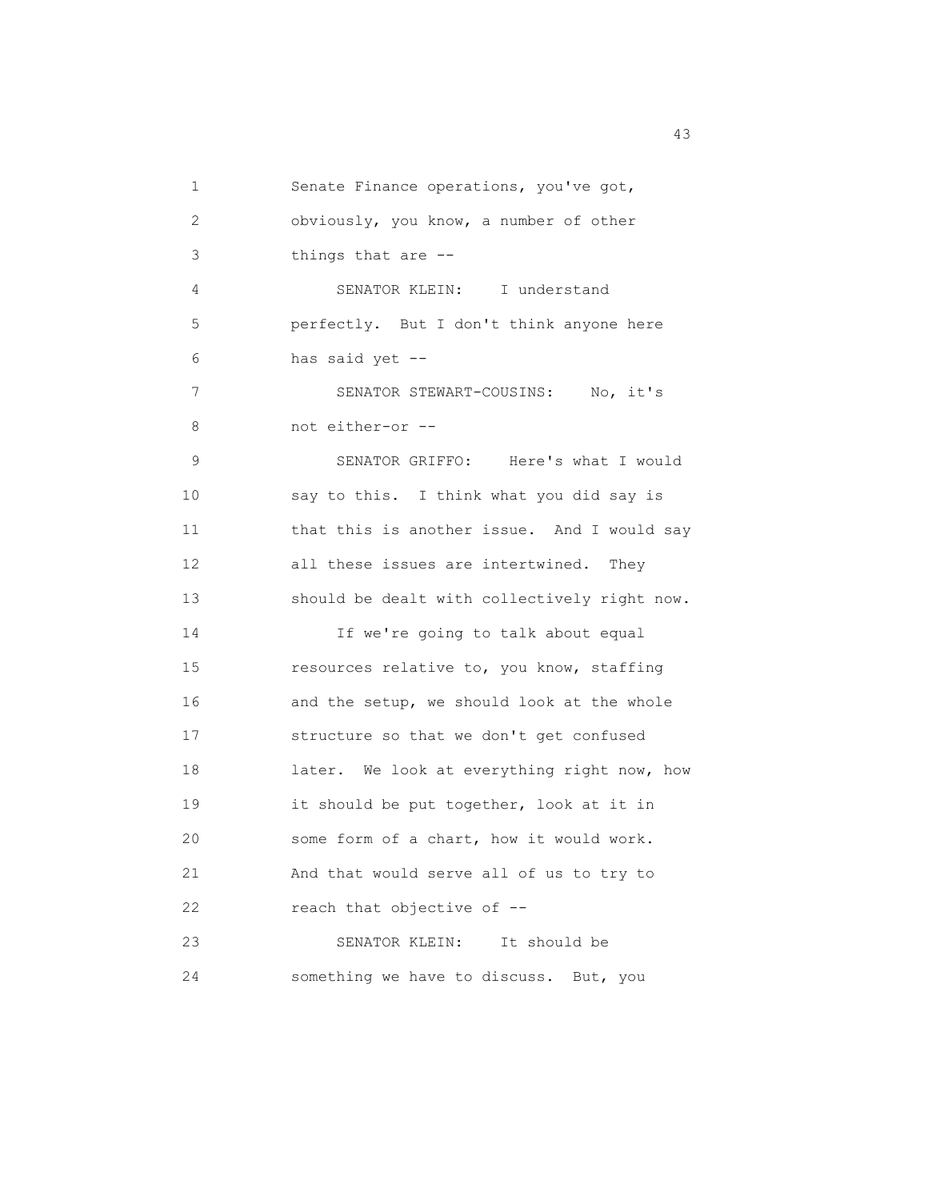Senate Finance operations, you've got, obviously, you know, a number of other things that are --

SENATOR KLEIN: I understand perfectly. But I don't think anyone here has said yet --

SENATOR STEWART-COUSINS: No, it's not either-or --

SENATOR GRIFFO: Here's what I would say to this. I think what you did say is that this is another issue. And I would say all these issues are intertwined. They should be dealt with collectively right now.

If we're going to talk about equal resources relative to, you know, staffing and the setup, we should look at the whole structure so that we don't get confused later. We look at everything right now, how it should be put together, look at it in some form of a chart, how it would work. And that would serve all of us to try to reach that objective of --

SENATOR KLEIN: It should be something we have to discuss. But, you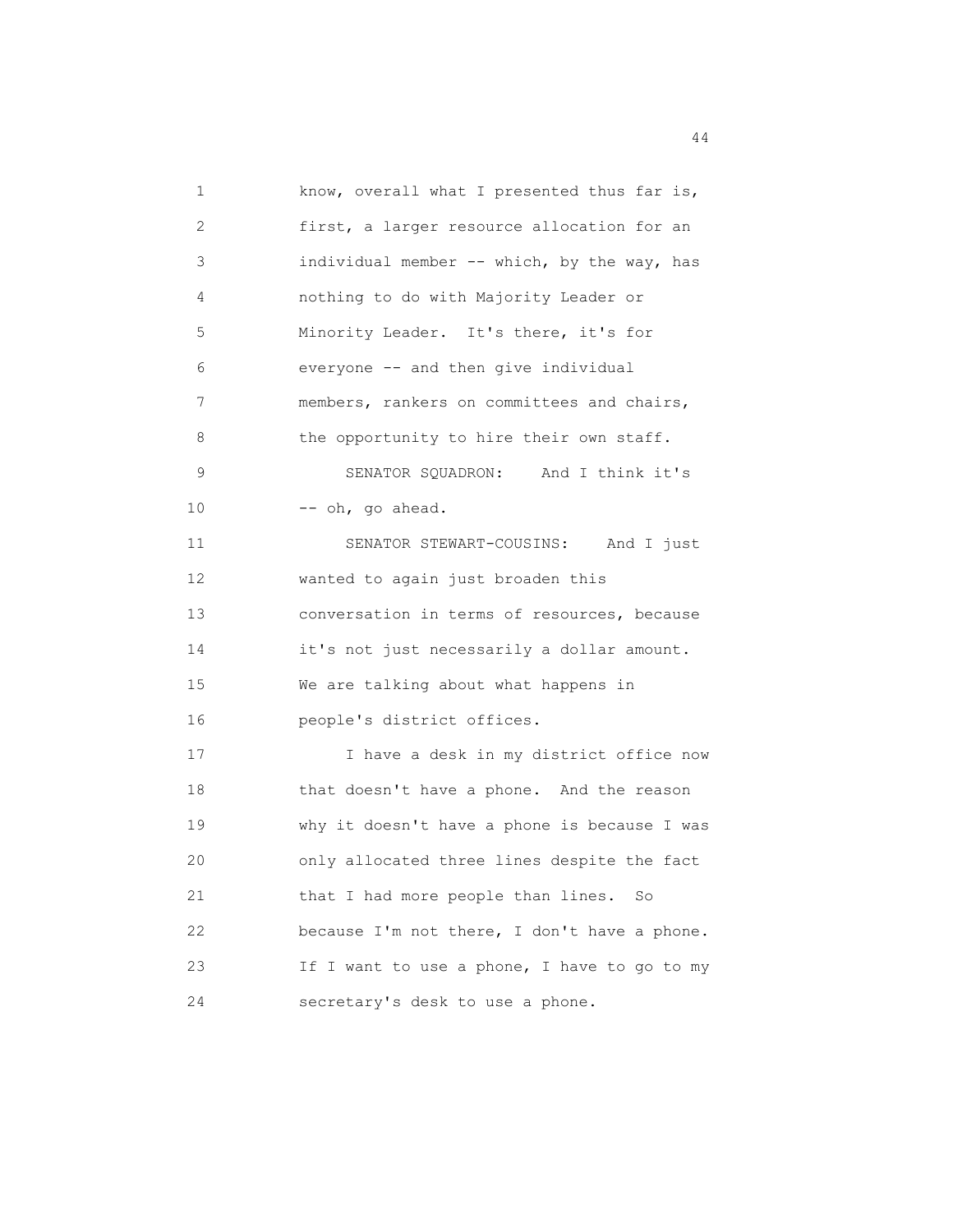know, overall what I presented thus far is, first, a larger resource allocation for an individual member -- which, by the way, has nothing to do with Majority Leader or Minority Leader. It's there, it's for everyone -- and then give individual members, rankers on committees and chairs, the opportunity to hire their own staff.

SENATOR SQUADRON: And I think it's -- oh, go ahead.

SENATOR STEWART-COUSINS: And I just wanted to again just broaden this conversation in terms of resources, because it's not just necessarily a dollar amount. We are talking about what happens in people's district offices.

I have a desk in my district office now that doesn't have a phone. And the reason why it doesn't have a phone is because I was only allocated three lines despite the fact that I had more people than lines. So because I'm not there, I don't have a phone. If I want to use a phone, I have to go to my secretary's desk to use a phone.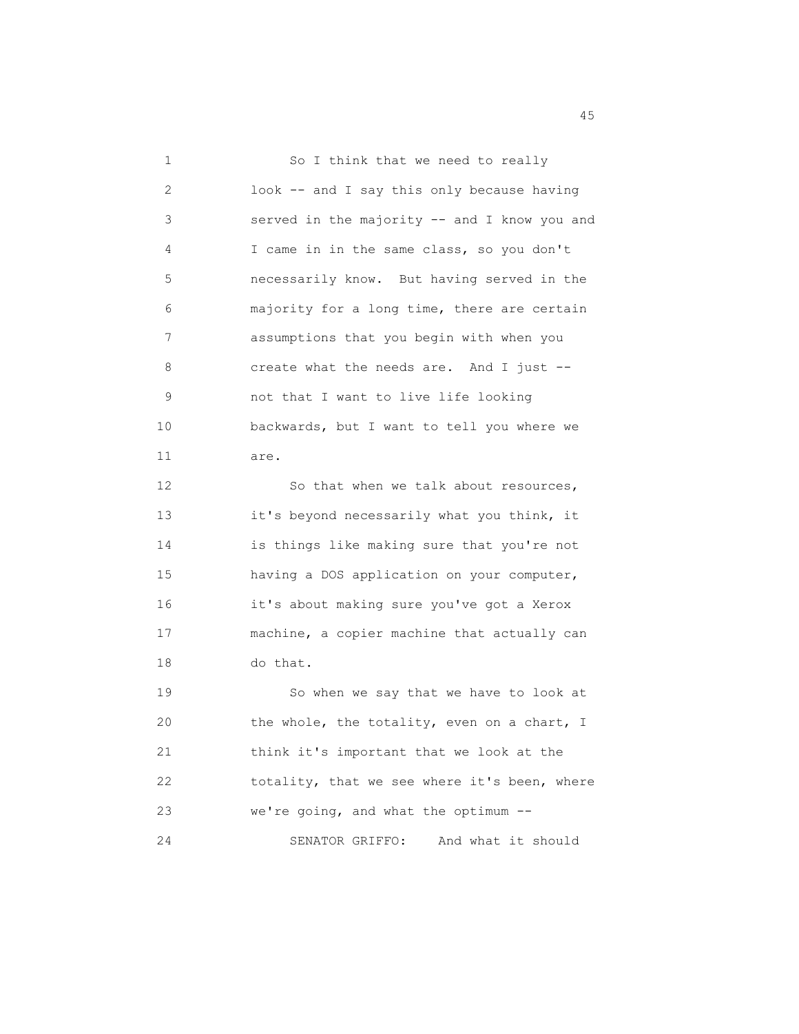So I think that we need to really look -- and I say this only because having served in the majority -- and I know you and I came in in the same class, so you don't necessarily know. But having served in the majority for a long time, there are certain assumptions that you begin with when you create what the needs are. And I just -- not that I want to live life looking backwards, but I want to tell you where we are.

So that when we talk about resources, it's beyond necessarily what you think, it is things like making sure that you're not having a DOS application on your computer, it's about making sure you've got a Xerox machine, a copier machine that actually can do that.

So when we say that we have to look at the whole, the totality, even on a chart, I think it's important that we look at the totality, that we see where it's been, where we're going, and what the optimum --

SENATOR GRIFFO: And what it should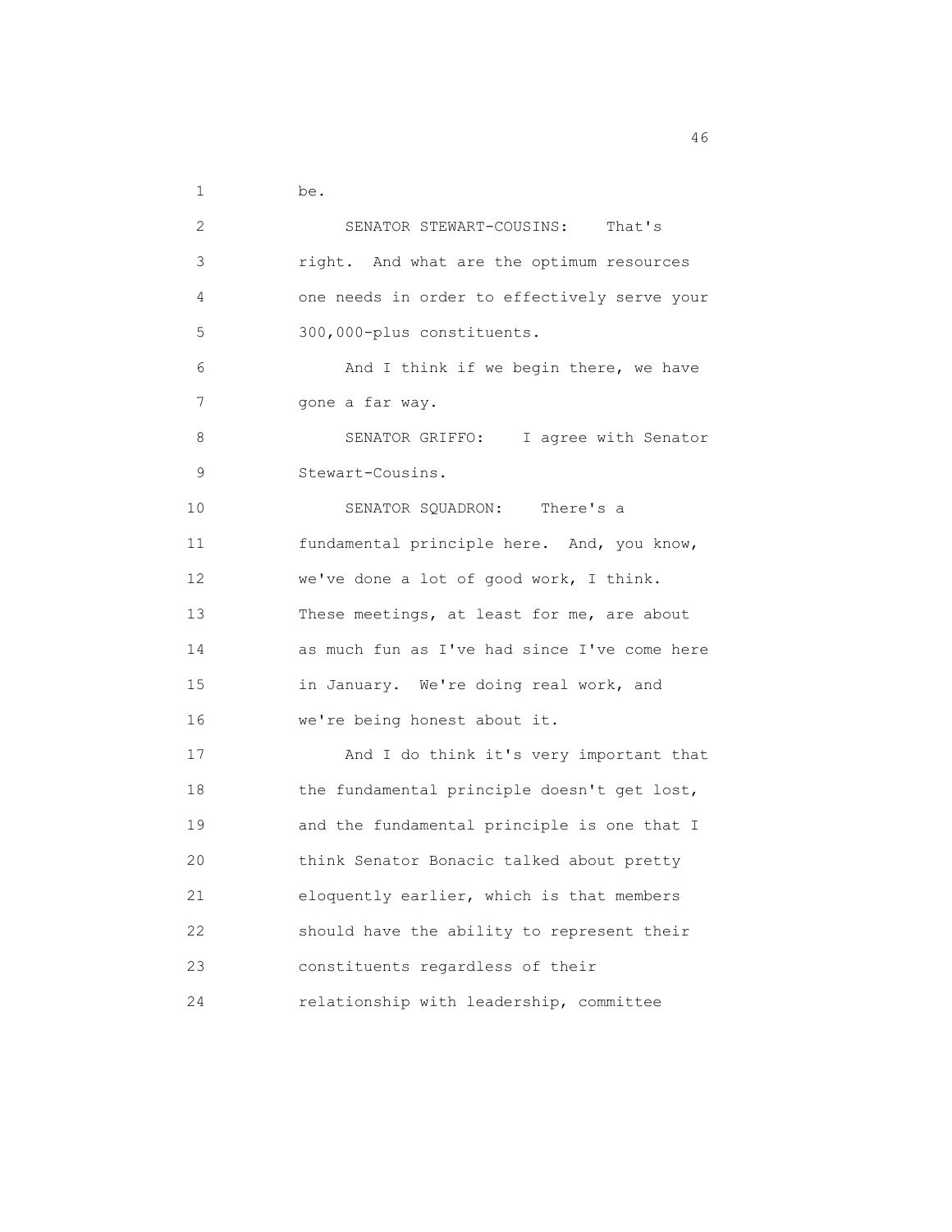be.

SENATOR STEWART-COUSINS: That's right. And what are the optimum resources one needs in order to effectively serve your 300,000-plus constituents.

And I think if we begin there, we have gone a far way.

SENATOR GRIFFO: I agree with Senator Stewart-Cousins.

SENATOR SQUADRON: There's a fundamental principle here. And, you know, we've done a lot of good work, I think. These meetings, at least for me, are about as much fun as I've had since I've come here in January. We're doing real work, and we're being honest about it.

And I do think it's very important that the fundamental principle doesn't get lost, and the fundamental principle is one that I think Senator Bonacic talked about pretty eloquently earlier, which is that members should have the ability to represent their constituents regardless of their relationship with leadership, committee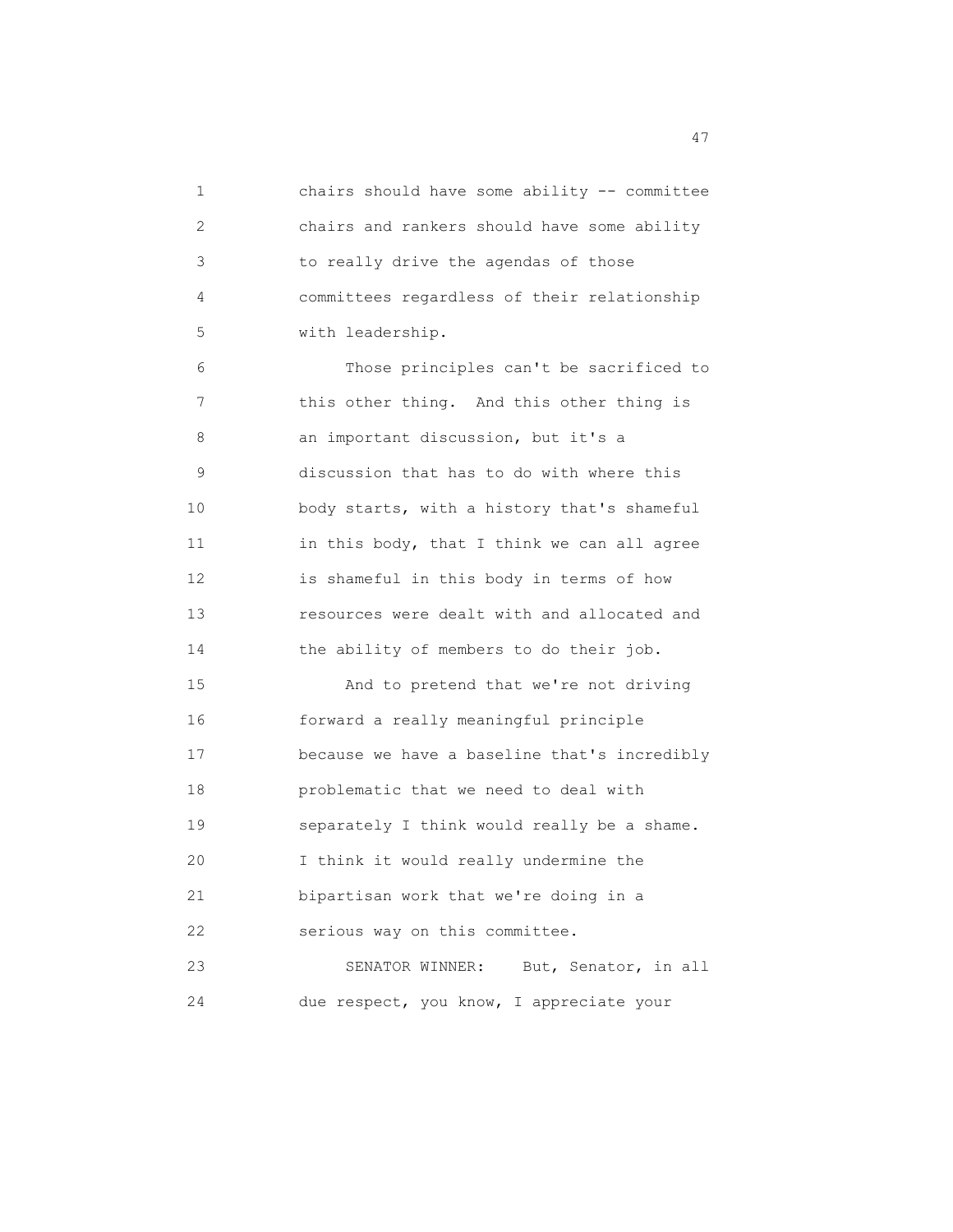chairs should have some ability -- committee chairs and rankers should have some ability to really drive the agendas of those committees regardless of their relationship with leadership.

Those principles can't be sacrificed to this other thing. And this other thing is an important discussion, but it's a discussion that has to do with where this body starts, with a history that's shameful in this body, that I think we can all agree is shameful in this body in terms of how resources were dealt with and allocated and the ability of members to do their job.

And to pretend that we're not driving forward a really meaningful principle because we have a baseline that's incredibly problematic that we need to deal with separately I think would really be a shame. I think it would really undermine the bipartisan work that we're doing in a serious way on this committee.

SENATOR WINNER: But, Senator, in all due respect, you know, I appreciate your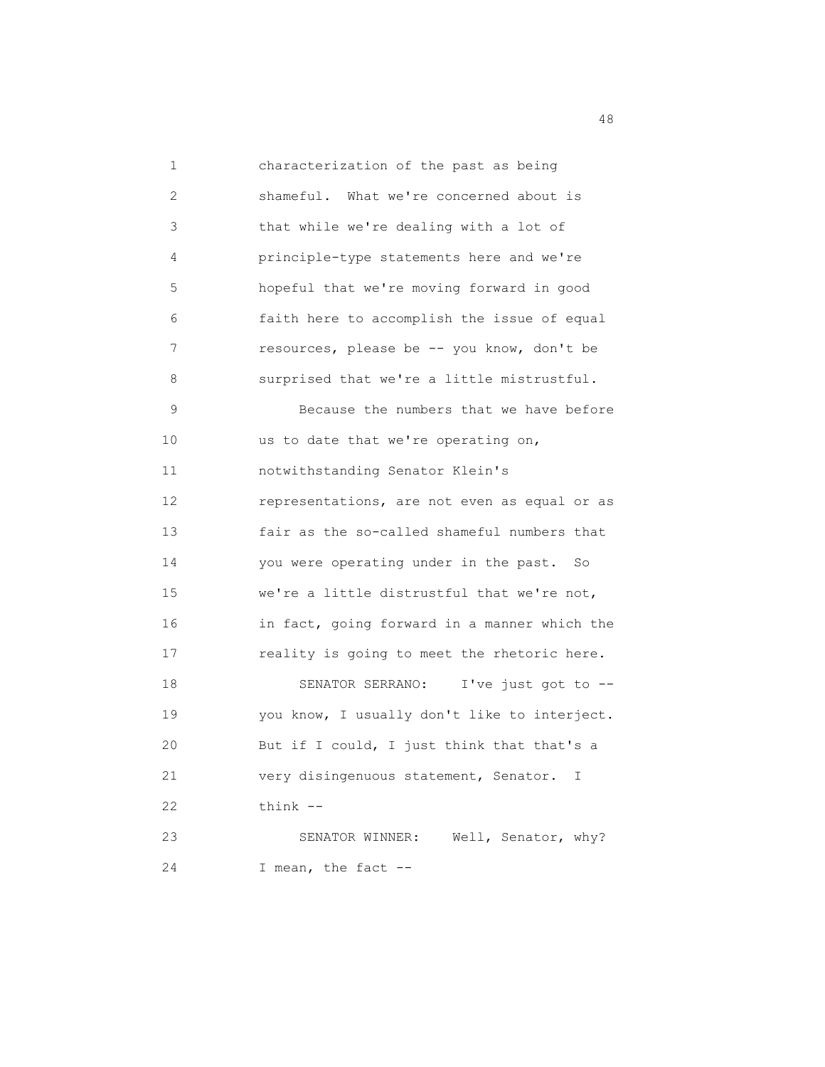characterization of the past as being shameful. What we're concerned about is that while we're dealing with a lot of principle-type statements here and we're hopeful that we're moving forward in good faith here to accomplish the issue of equal resources, please be -- you know, don't be surprised that we're a little mistrustful.

Because the numbers that we have before us to date that we're operating on, notwithstanding Senator Klein's representations, are not even as equal or as fair as the so-called shameful numbers that you were operating under in the past. So we're a little distrustful that we're not, in fact, going forward in a manner which the reality is going to meet the rhetoric here.

SENATOR SERRANO: I've just got to -- you know, I usually don't like to interject. But if I could, I just think that that's a very disingenuous statement, Senator. I think --

SENATOR WINNER: Well, Senator, why? I mean, the fact --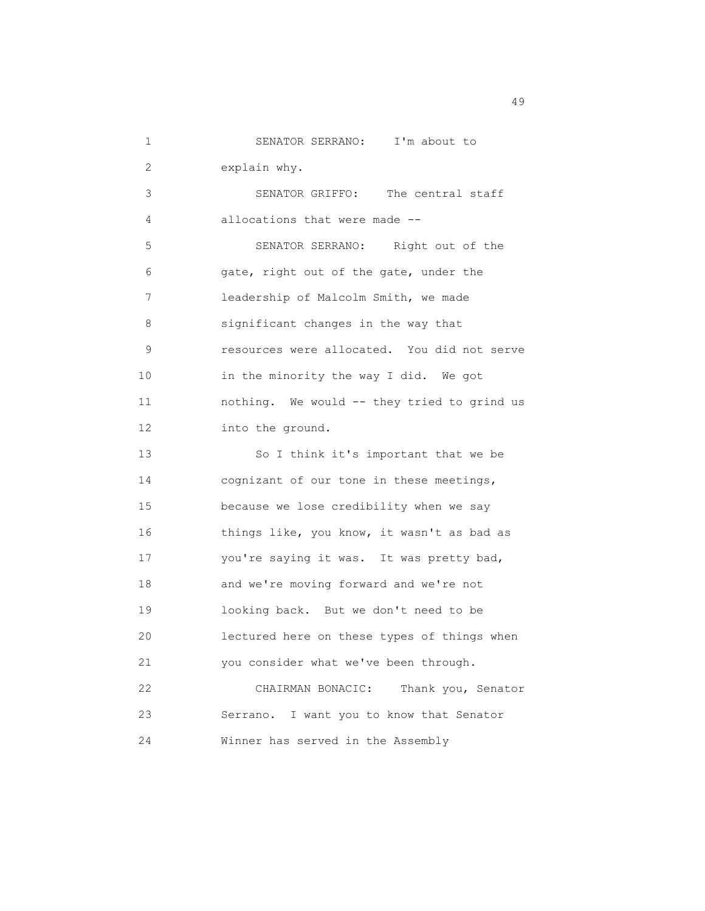SENATOR SERRANO: I'm about to explain why.

SENATOR GRIFFO: The central staff allocations that were made --

SENATOR SERRANO: Right out of the gate, right out of the gate, under the leadership of Malcolm Smith, we made significant changes in the way that resources were allocated. You did not serve in the minority the way I did. We got nothing. We would -- they tried to grind us into the ground.

So I think it's important that we be cognizant of our tone in these meetings, because we lose credibility when we say things like, you know, it wasn't as bad as you're saying it was. It was pretty bad, and we're moving forward and we're not looking back. But we don't need to be lectured here on these types of things when you consider what we've been through.

CHAIRMAN BONACIC: Thank you, Senator Serrano. I want you to know that Senator Winner has served in the Assembly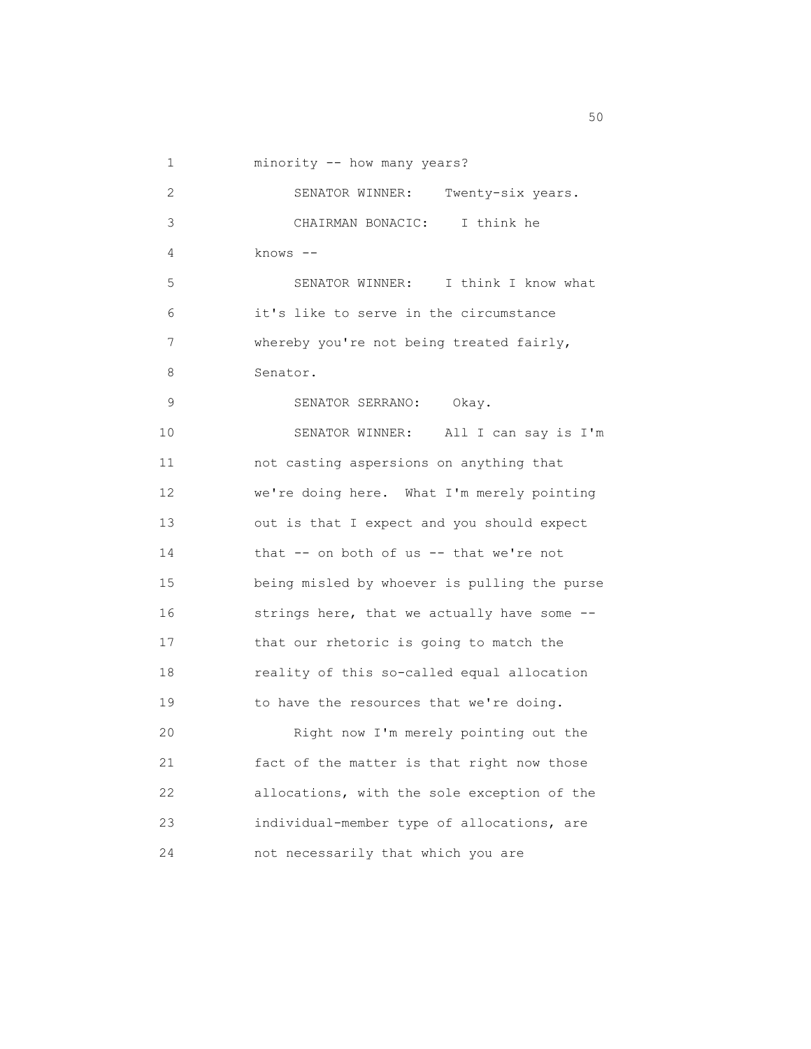minority -- how many years?

SENATOR WINNER: Twenty-six years.

CHAIRMAN BONACIC: I think he knows --

SENATOR WINNER: I think I know what it's like to serve in the circumstance whereby you're not being treated fairly, Senator.

SENATOR SERRANO: Okay.

SENATOR WINNER: All I can say is I'm not casting aspersions on anything that we're doing here. What I'm merely pointing out is that I expect and you should expect that -- on both of us -- that we're not being misled by whoever is pulling the purse strings here, that we actually have some -- that our rhetoric is going to match the reality of this so-called equal allocation to have the resources that we're doing.

Right now I'm merely pointing out the fact of the matter is that right now those allocations, with the sole exception of the individual-member type of allocations, are not necessarily that which you are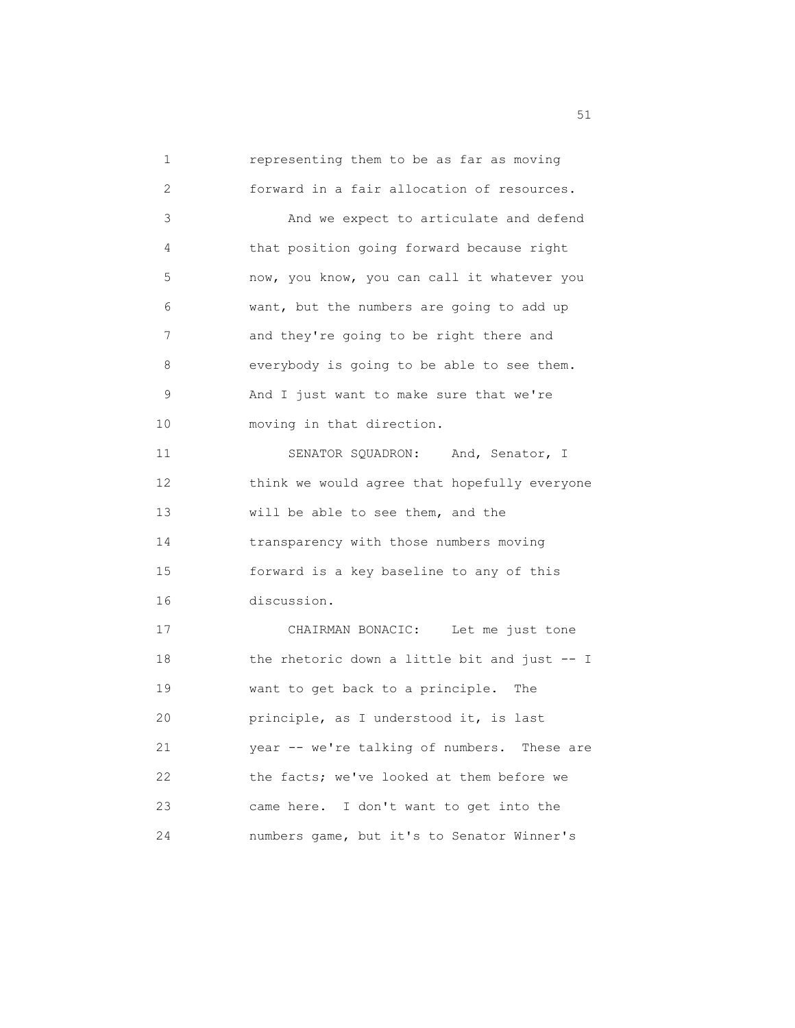representing them to be as far as moving forward in a fair allocation of resources.

And we expect to articulate and defend that position going forward because right now, you know, you can call it whatever you want, but the numbers are going to add up and they're going to be right there and everybody is going to be able to see them. And I just want to make sure that we're moving in that direction.

SENATOR SQUADRON: And, Senator, I think we would agree that hopefully everyone will be able to see them, and the transparency with those numbers moving forward is a key baseline to any of this discussion.

CHAIRMAN BONACIC: Let me just tone the rhetoric down a little bit and just -- I want to get back to a principle. The principle, as I understood it, is last year -- we're talking of numbers. These are the facts; we've looked at them before we came here. I don't want to get into the numbers game, but it's to Senator Winner's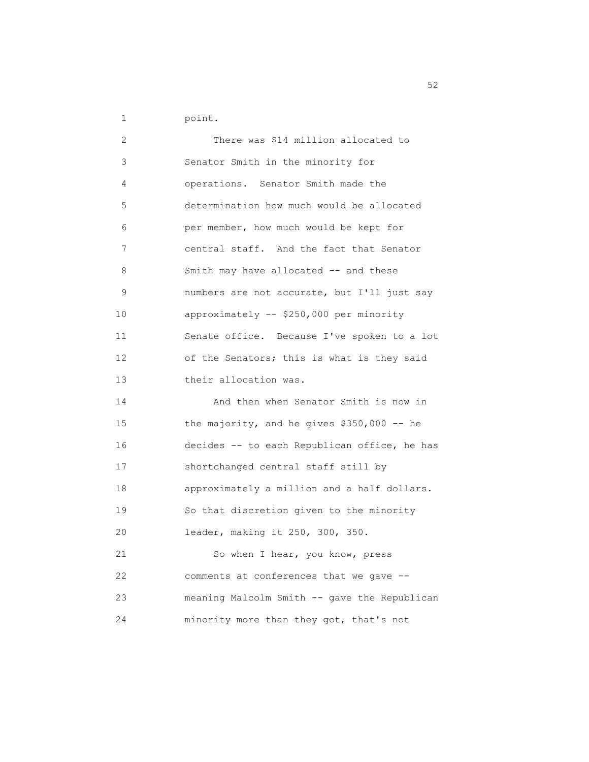point.

There was $14 million allocated to Senator Smith in the minority for operations. Senator Smith made the determination how much would be allocated per member, how much would be kept for central staff. And the fact that Senator Smith may have allocated -- and these numbers are not accurate, but I'll just say approximately -- $250,000 per minority Senate office. Because I've spoken to a lot of the Senators; this is what is they said their allocation was.

And then when Senator Smith is now in the majority, and he gives $350,000 -- he decides -- to each Republican office, he has shortchanged central staff still by approximately a million and a half dollars. So that discretion given to the minority leader, making it 250, 300, 350.

So when I hear, you know, press comments at conferences that we gave -- meaning Malcolm Smith -- gave the Republican minority more than they got, that's not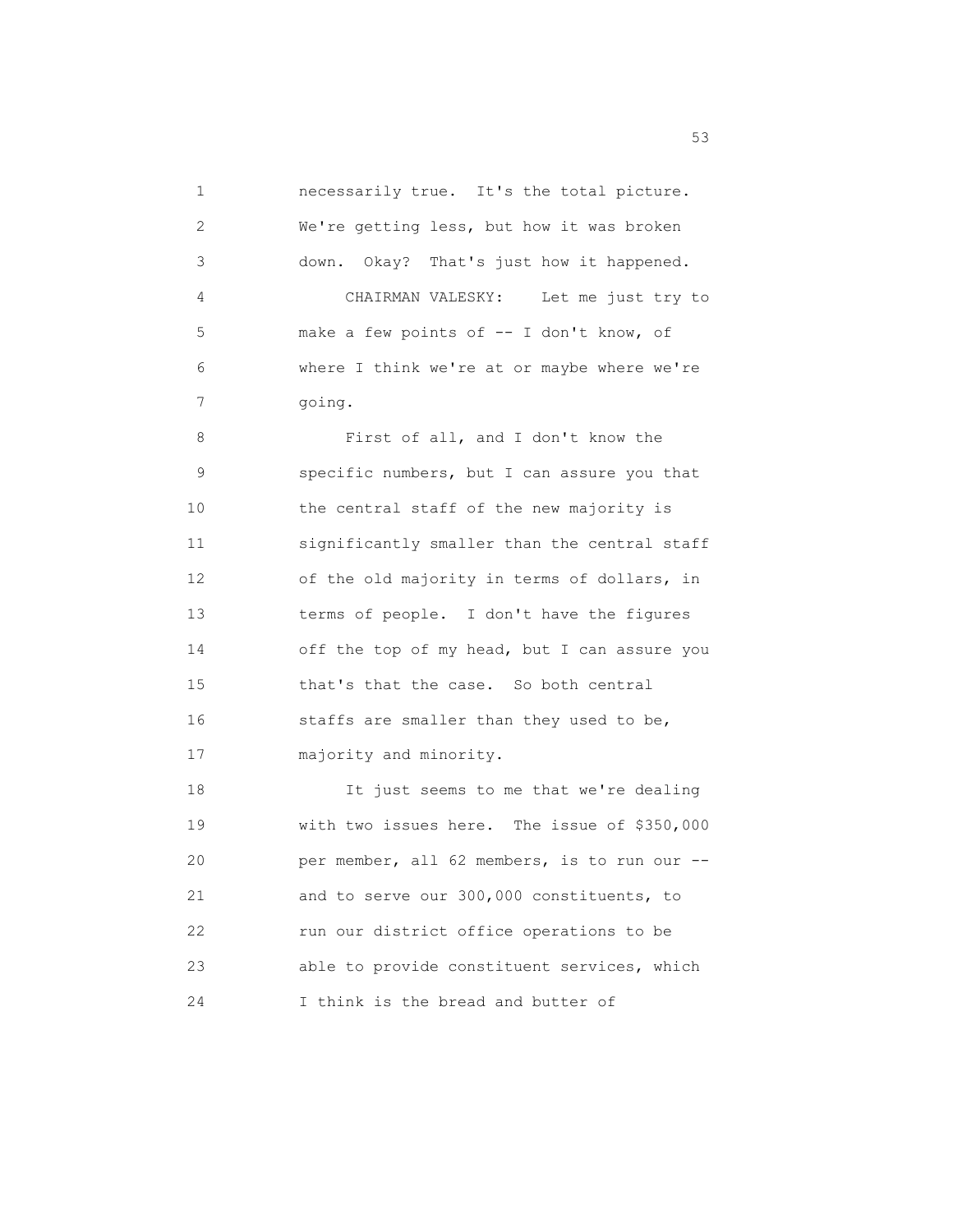necessarily true. It's the total picture. We're getting less, but how it was broken down. Okay? That's just how it happened.

CHAIRMAN VALESKY: Let me just try to make a few points of -- I don't know, of where I think we're at or maybe where we're going.

First of all, and I don't know the specific numbers, but I can assure you that the central staff of the new majority is significantly smaller than the central staff of the old majority in terms of dollars, in terms of people. I don't have the figures off the top of my head, but I can assure you that's that the case. So both central staffs are smaller than they used to be, majority and minority.

It just seems to me that we're dealing with two issues here. The issue of $350,000 per member, all 62 members, is to run our -- and to serve our 300,000 constituents, to run our district office operations to be able to provide constituent services, which I think is the bread and butter of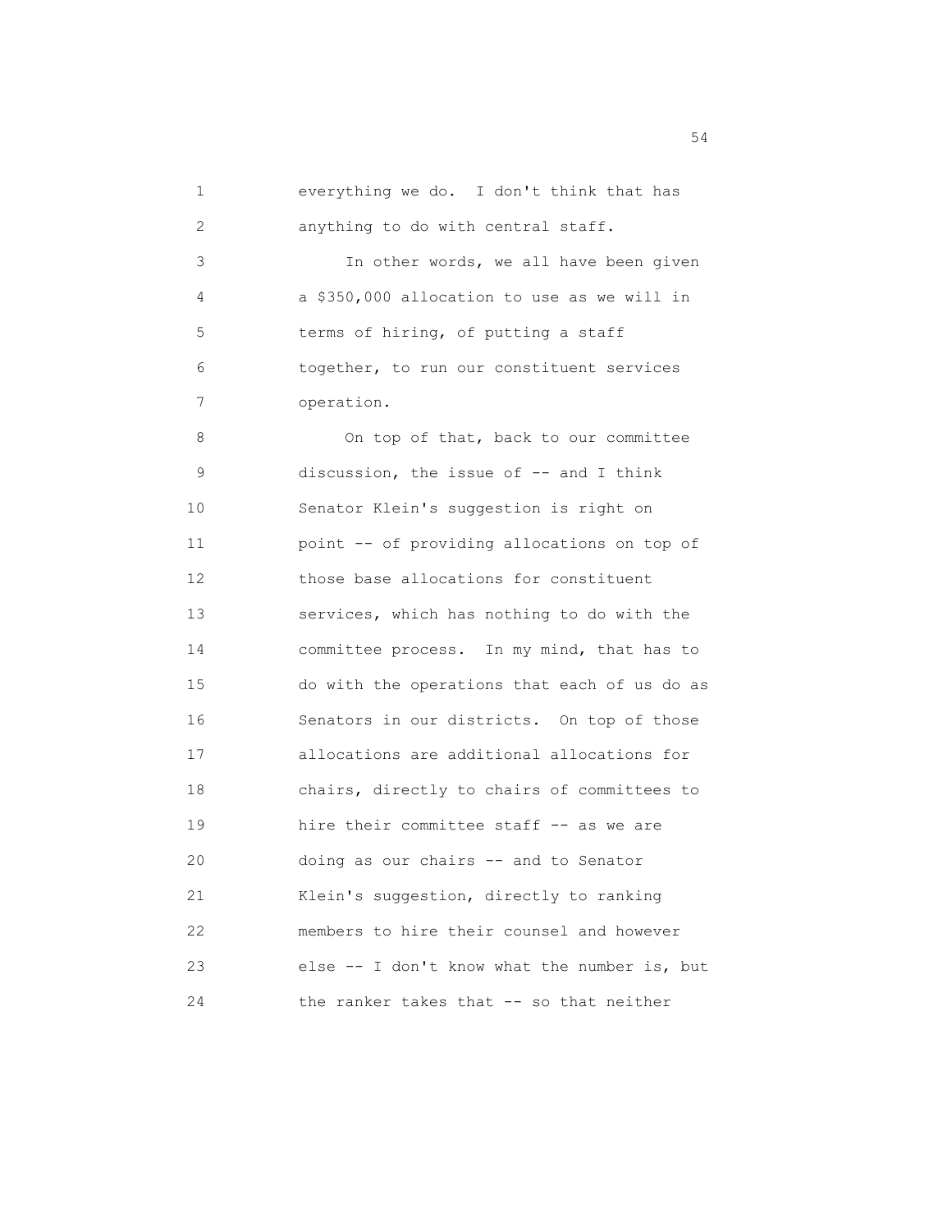everything we do. I don't think that has anything to do with central staff.

In other words, we all have been given a $350,000 allocation to use as we will in terms of hiring, of putting a staff together, to run our constituent services operation.

On top of that, back to our committee discussion, the issue of -- and I think Senator Klein's suggestion is right on point -- of providing allocations on top of those base allocations for constituent services, which has nothing to do with the committee process. In my mind, that has to do with the operations that each of us do as Senators in our districts. On top of those allocations are additional allocations for chairs, directly to chairs of committees to hire their committee staff -- as we are doing as our chairs -- and to Senator Klein's suggestion, directly to ranking members to hire their counsel and however else -- I don't know what the number is, but the ranker takes that -- so that neither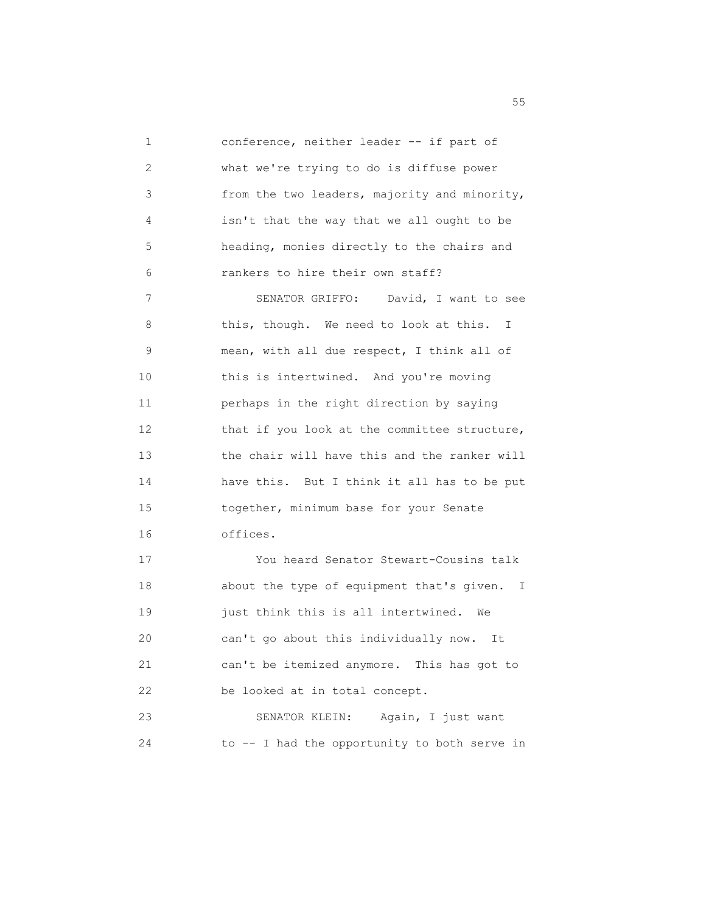conference, neither leader -- if part of what we're trying to do is diffuse power from the two leaders, majority and minority, isn't that the way that we all ought to be heading, monies directly to the chairs and rankers to hire their own staff?

SENATOR GRIFFO: David, I want to see this, though. We need to look at this. I mean, with all due respect, I think all of this is intertwined. And you're moving perhaps in the right direction by saying that if you look at the committee structure, the chair will have this and the ranker will have this. But I think it all has to be put together, minimum base for your Senate offices.

You heard Senator Stewart-Cousins talk about the type of equipment that's given. I just think this is all intertwined. We can't go about this individually now. It can't be itemized anymore. This has got to be looked at in total concept.

SENATOR KLEIN: Again, I just want to -- I had the opportunity to both serve in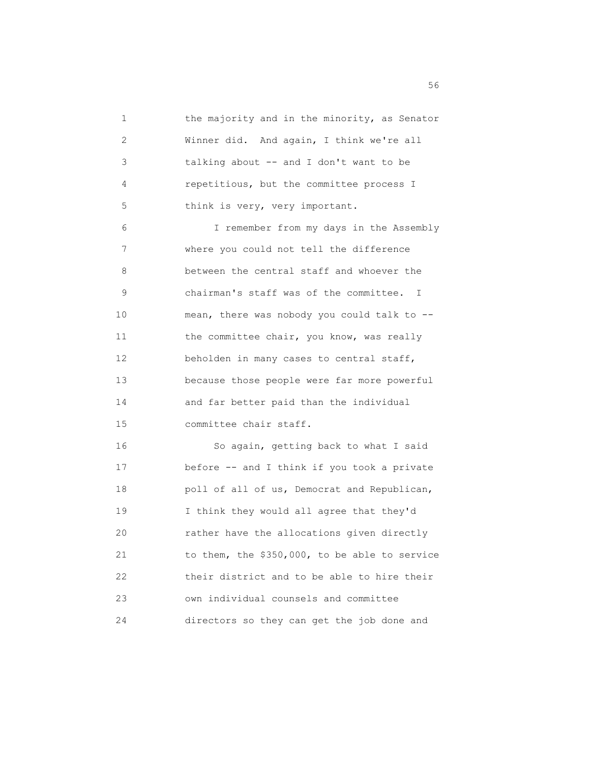the majority and in the minority, as Senator Winner did. And again, I think we're all talking about -- and I don't want to be repetitious, but the committee process I think is very, very important.

I remember from my days in the Assembly where you could not tell the difference between the central staff and whoever the chairman's staff was of the committee. I mean, there was nobody you could talk to -- the committee chair, you know, was really beholden in many cases to central staff, because those people were far more powerful and far better paid than the individual committee chair staff.

So again, getting back to what I said before -- and I think if you took a private poll of all of us, Democrat and Republican, I think they would all agree that they'd rather have the allocations given directly to them, the $350,000, to be able to service their district and to be able to hire their own individual counsels and committee directors so they can get the job done and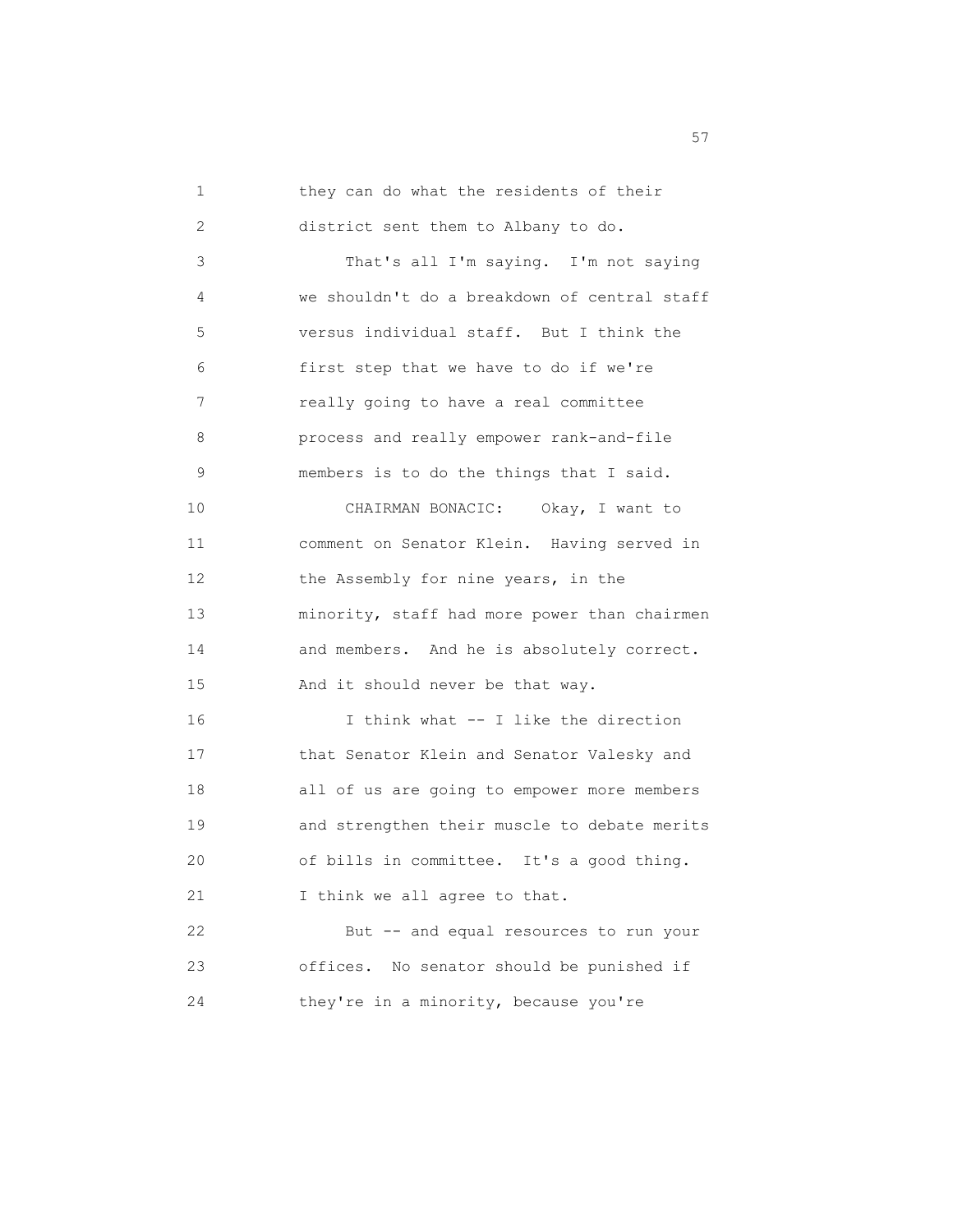they can do what the residents of their district sent them to Albany to do.

That's all I'm saying. I'm not saying we shouldn't do a breakdown of central staff versus individual staff. But I think the first step that we have to do if we're really going to have a real committee process and really empower rank-and-file members is to do the things that I said.

CHAIRMAN BONACIC: Okay, I want to comment on Senator Klein. Having served in the Assembly for nine years, in the minority, staff had more power than chairmen and members. And he is absolutely correct. And it should never be that way.

I think what -- I like the direction that Senator Klein and Senator Valesky and all of us are going to empower more members and strengthen their muscle to debate merits of bills in committee. It's a good thing. I think we all agree to that.

But -- and equal resources to run your offices. No senator should be punished if they're in a minority, because you're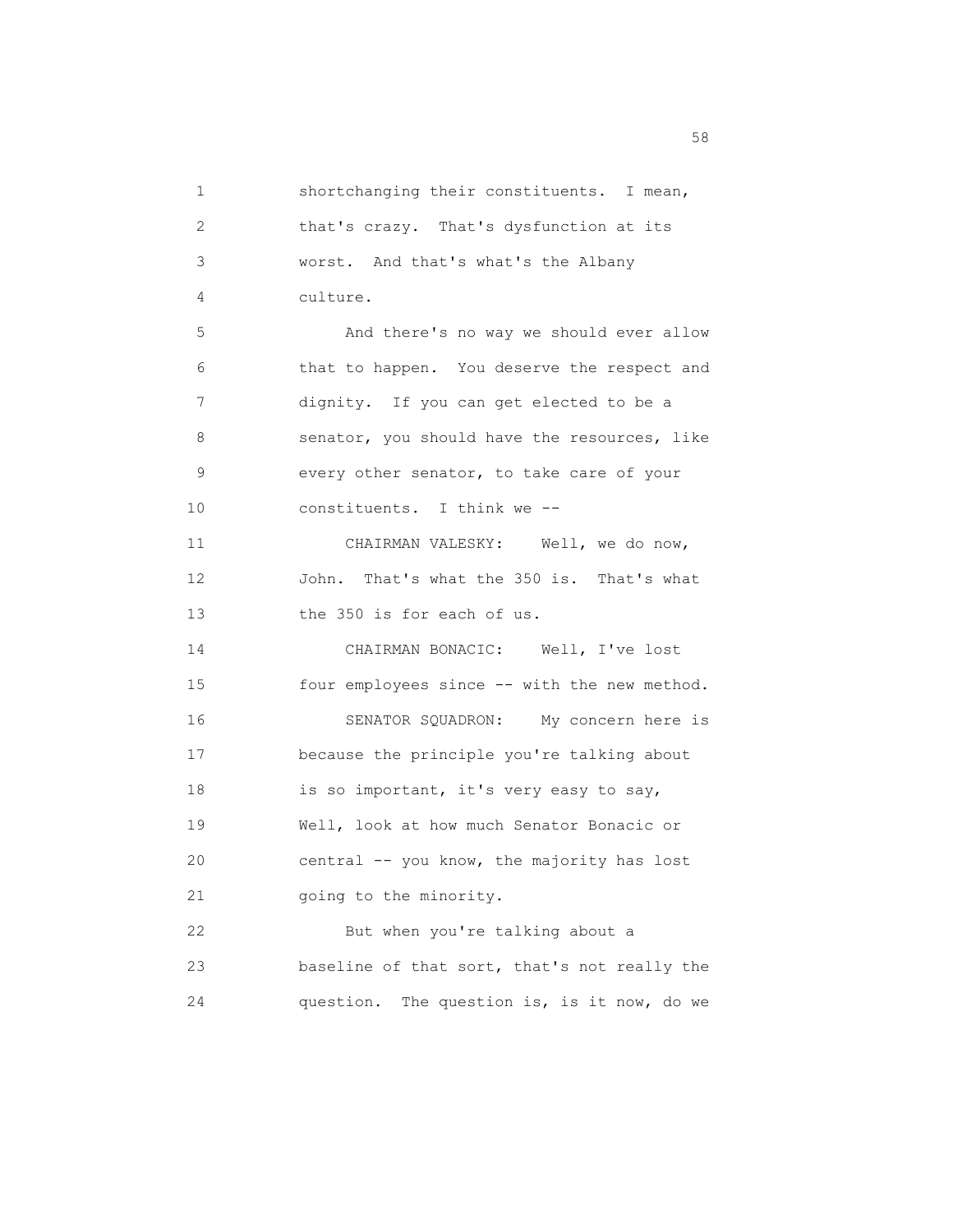shortchanging their constituents. I mean, that's crazy. That's dysfunction at its worst. And that's what's the Albany culture.

And there's no way we should ever allow that to happen. You deserve the respect and dignity. If you can get elected to be a senator, you should have the resources, like every other senator, to take care of your constituents. I think we --

CHAIRMAN VALESKY: Well, we do now, John. That's what the 350 is. That's what the 350 is for each of us.

CHAIRMAN BONACIC: Well, I've lost four employees since -- with the new method.

SENATOR SQUADRON: My concern here is because the principle you're talking about is so important, it's very easy to say, Well, look at how much Senator Bonacic or central -- you know, the majority has lost going to the minority.

But when you're talking about a baseline of that sort, that's not really the question. The question is, is it now, do we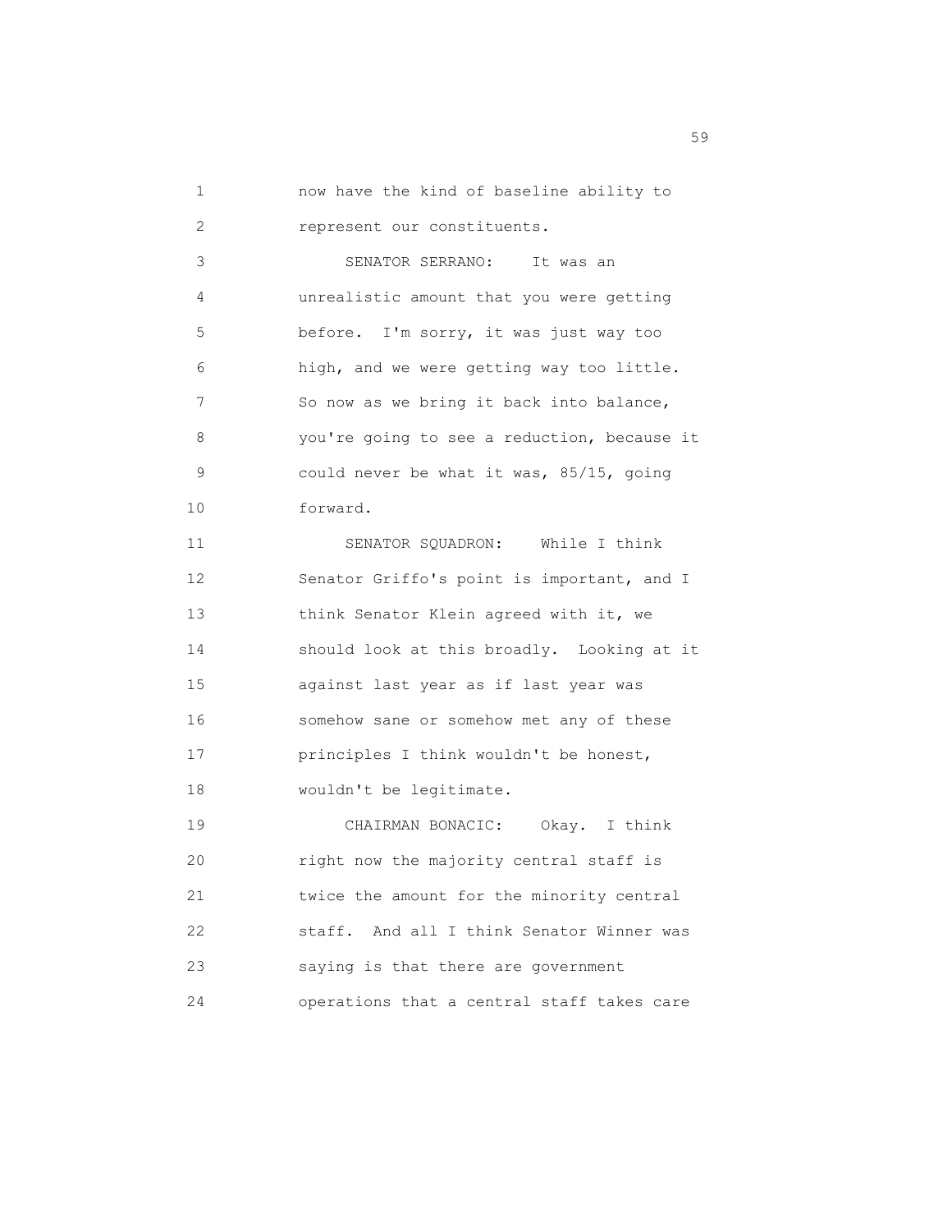now have the kind of baseline ability to represent our constituents.

SENATOR SERRANO: It was an unrealistic amount that you were getting before. I'm sorry, it was just way too high, and we were getting way too little. So now as we bring it back into balance, you're going to see a reduction, because it could never be what it was, 85/15, going forward.

SENATOR SQUADRON: While I think Senator Griffo's point is important, and I think Senator Klein agreed with it, we should look at this broadly. Looking at it against last year as if last year was somehow sane or somehow met any of these principles I think wouldn't be honest, wouldn't be legitimate.

CHAIRMAN BONACIC: Okay. I think right now the majority central staff is twice the amount for the minority central staff. And all I think Senator Winner was saying is that there are government operations that a central staff takes care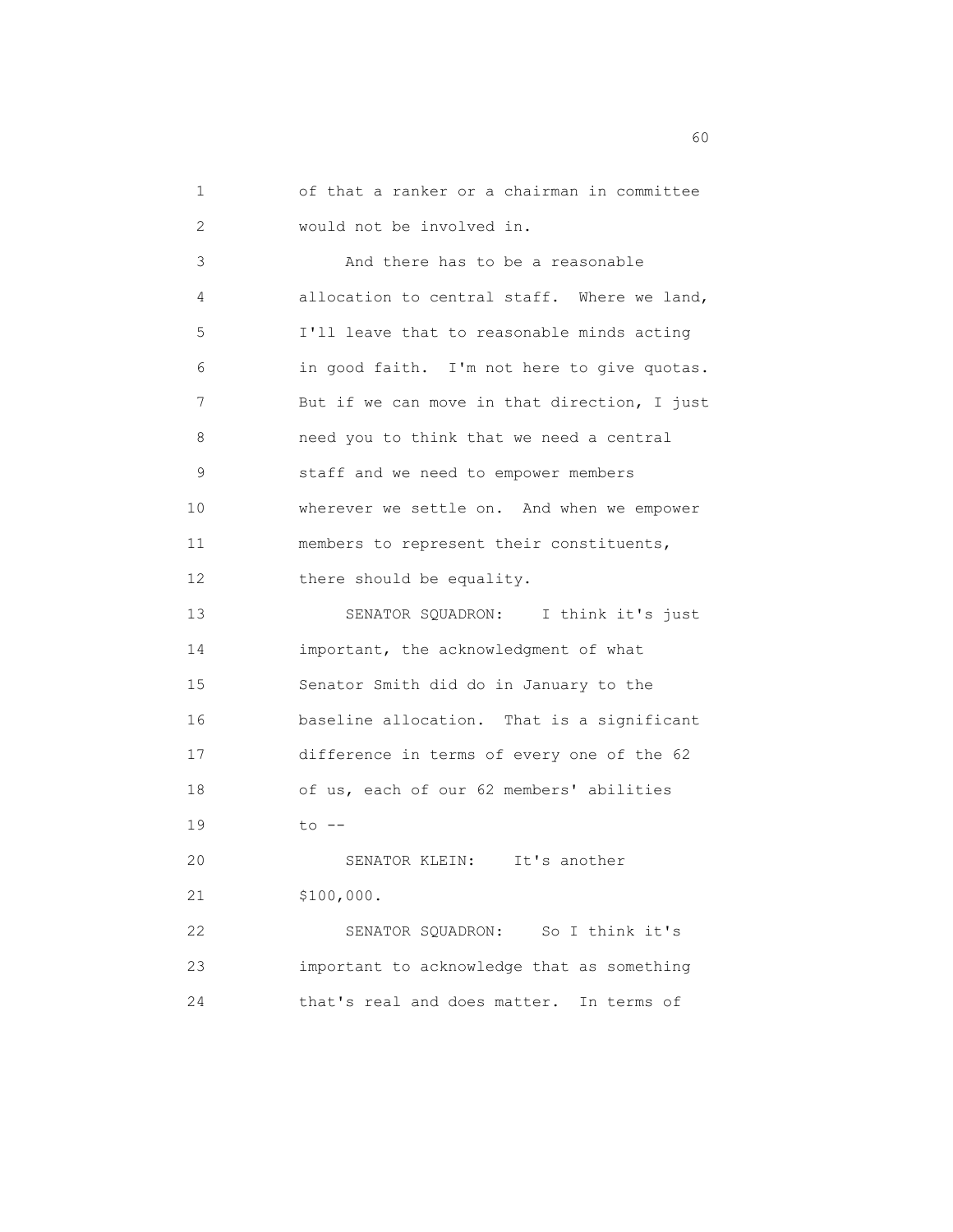of that a ranker or a chairman in committee would not be involved in.

And there has to be a reasonable allocation to central staff. Where we land, I'll leave that to reasonable minds acting in good faith. I'm not here to give quotas. But if we can move in that direction, I just need you to think that we need a central staff and we need to empower members wherever we settle on. And when we empower members to represent their constituents, there should be equality.

SENATOR SQUADRON: I think it's just important, the acknowledgment of what Senator Smith did do in January to the baseline allocation. That is a significant difference in terms of every one of the 62 of us, each of our 62 members' abilities to --

SENATOR KLEIN: It's another $100,000.

SENATOR SQUADRON: So I think it's important to acknowledge that as something that's real and does matter. In terms of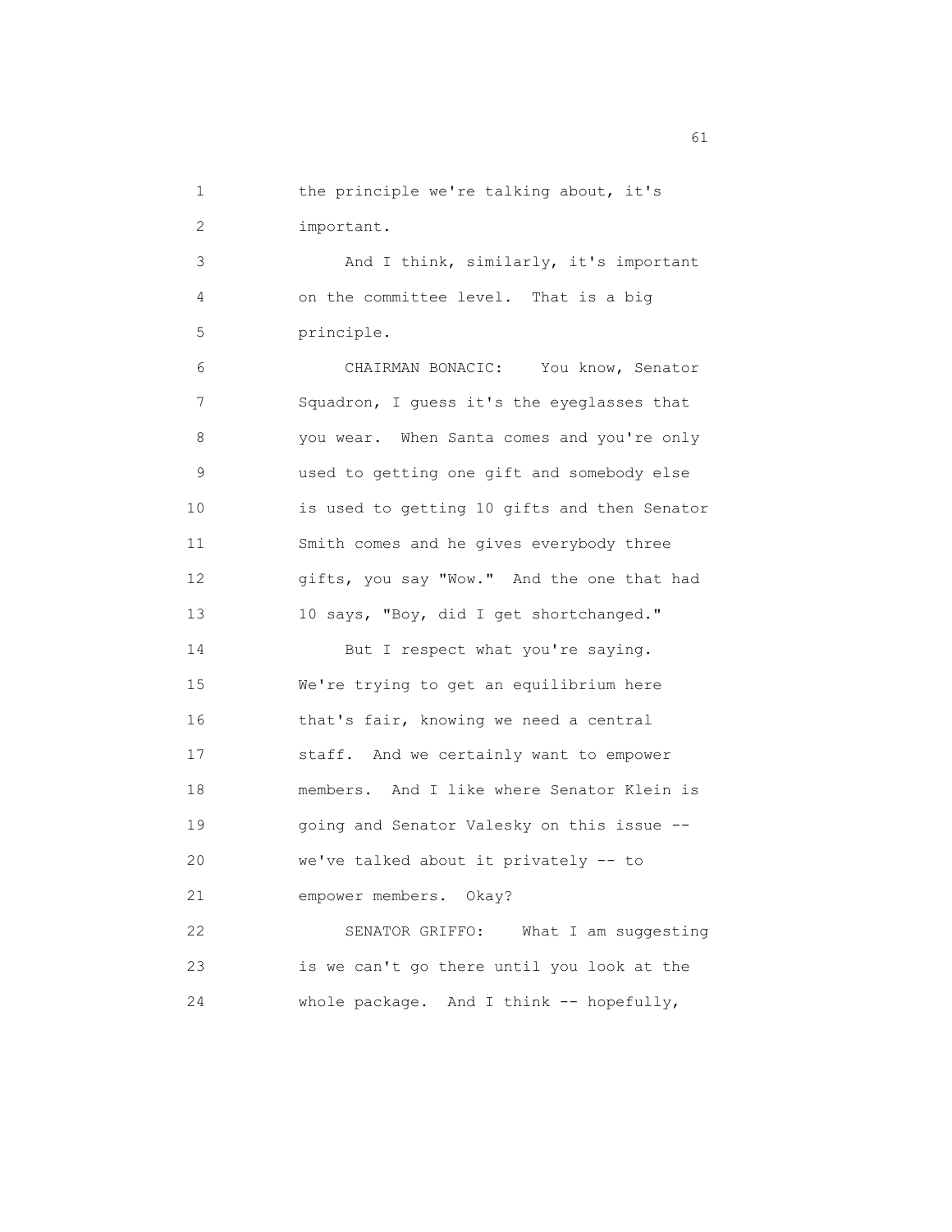the principle we're talking about, it's important.

And I think, similarly, it's important on the committee level. That is a big principle.

CHAIRMAN BONACIC: You know, Senator Squadron, I guess it's the eyeglasses that you wear. When Santa comes and you're only used to getting one gift and somebody else is used to getting 10 gifts and then Senator Smith comes and he gives everybody three gifts, you say "Wow." And the one that had 10 says, "Boy, did I get shortchanged."

But I respect what you're saying. We're trying to get an equilibrium here that's fair, knowing we need a central staff. And we certainly want to empower members. And I like where Senator Klein is going and Senator Valesky on this issue -- we've talked about it privately -- to empower members. Okay?

SENATOR GRIFFO: What I am suggesting is we can't go there until you look at the whole package. And I think -- hopefully,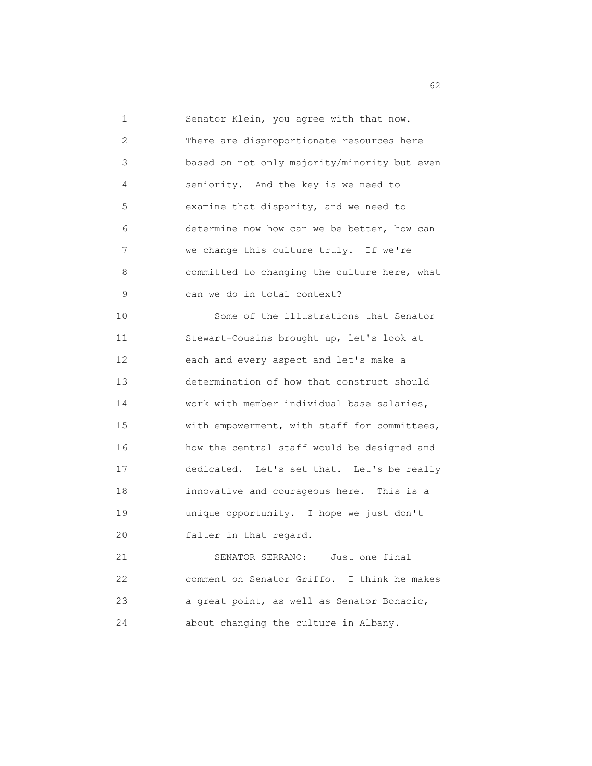Senator Klein, you agree with that now. There are disproportionate resources here based on not only majority/minority but even seniority. And the key is we need to examine that disparity, and we need to determine now how can we be better, how can we change this culture truly. If we're committed to changing the culture here, what can we do in total context?

Some of the illustrations that Senator Stewart-Cousins brought up, let's look at each and every aspect and let's make a determination of how that construct should work with member individual base salaries, with empowerment, with staff for committees, how the central staff would be designed and dedicated. Let's set that. Let's be really innovative and courageous here. This is a unique opportunity. I hope we just don't falter in that regard.

SENATOR SERRANO: Just one final comment on Senator Griffo. I think he makes a great point, as well as Senator Bonacic, about changing the culture in Albany.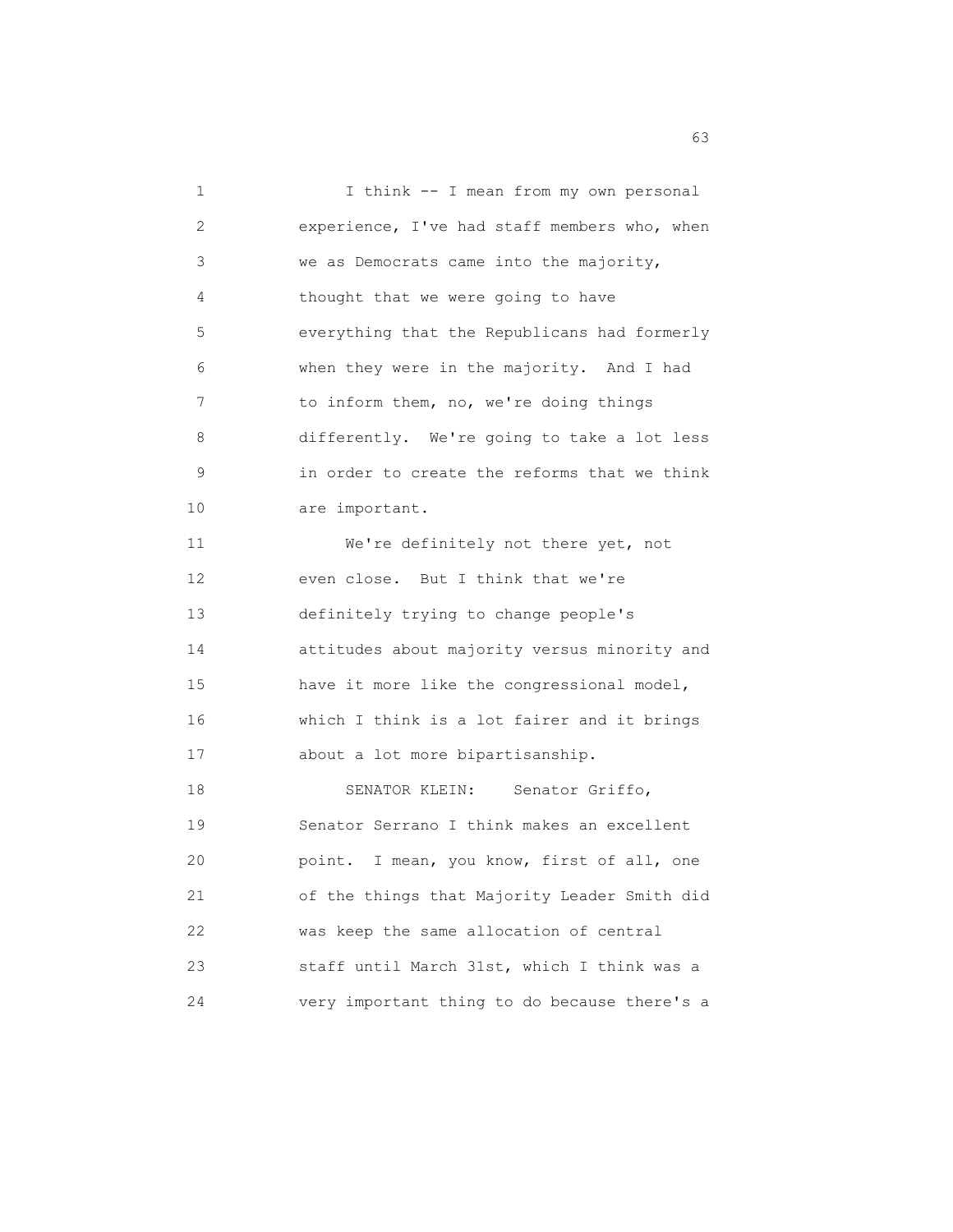I think -- I mean from my own personal experience, I've had staff members who, when we as Democrats came into the majority, thought that we were going to have everything that the Republicans had formerly when they were in the majority. And I had to inform them, no, we're doing things differently. We're going to take a lot less in order to create the reforms that we think are important.

We're definitely not there yet, not even close. But I think that we're definitely trying to change people's attitudes about majority versus minority and have it more like the congressional model, which I think is a lot fairer and it brings about a lot more bipartisanship.

SENATOR KLEIN: Senator Griffo, Senator Serrano I think makes an excellent point. I mean, you know, first of all, one of the things that Majority Leader Smith did was keep the same allocation of central staff until March 31st, which I think was a very important thing to do because there's a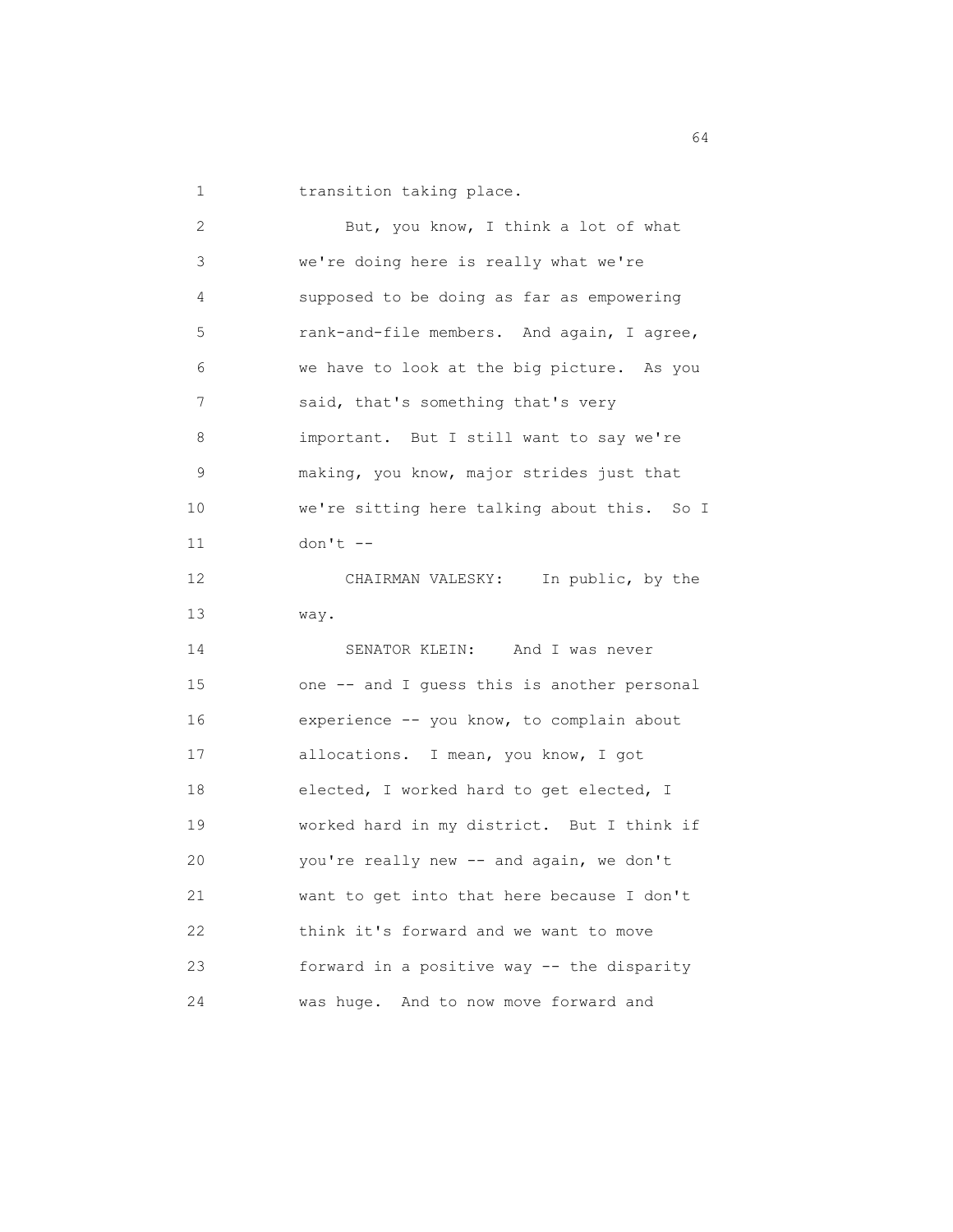transition taking place.

But, you know, I think a lot of what we're doing here is really what we're supposed to be doing as far as empowering rank-and-file members. And again, I agree, we have to look at the big picture. As you said, that's something that's very important. But I still want to say we're making, you know, major strides just that we're sitting here talking about this. So I don't --

CHAIRMAN VALESKY: In public, by the way.

SENATOR KLEIN: And I was never one -- and I guess this is another personal experience -- you know, to complain about allocations. I mean, you know, I got elected, I worked hard to get elected, I worked hard in my district. But I think if you're really new -- and again, we don't want to get into that here because I don't think it's forward and we want to move forward in a positive way -- the disparity was huge. And to now move forward and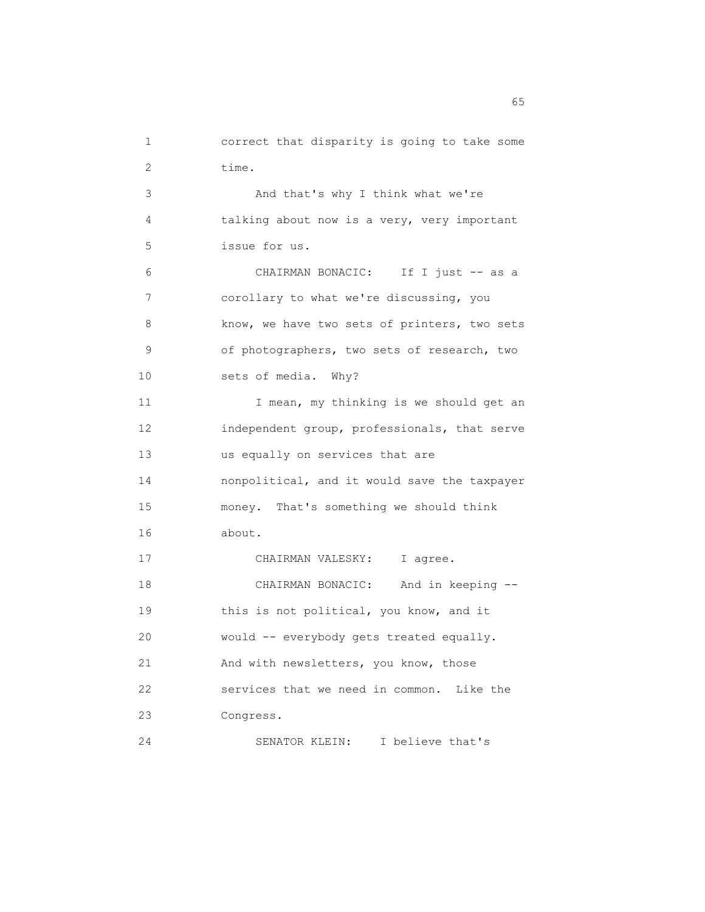correct that disparity is going to take some time.

And that's why I think what we're talking about now is a very, very important issue for us.

CHAIRMAN BONACIC: If I just -- as a corollary to what we're discussing, you know, we have two sets of printers, two sets of photographers, two sets of research, two sets of media. Why?

I mean, my thinking is we should get an independent group, professionals, that serve us equally on services that are nonpolitical, and it would save the taxpayer money. That's something we should think about.

CHAIRMAN VALESKY: I agree.

CHAIRMAN BONACIC: And in keeping -- this is not political, you know, and it would -- everybody gets treated equally. And with newsletters, you know, those services that we need in common. Like the Congress.

SENATOR KLEIN: I believe that's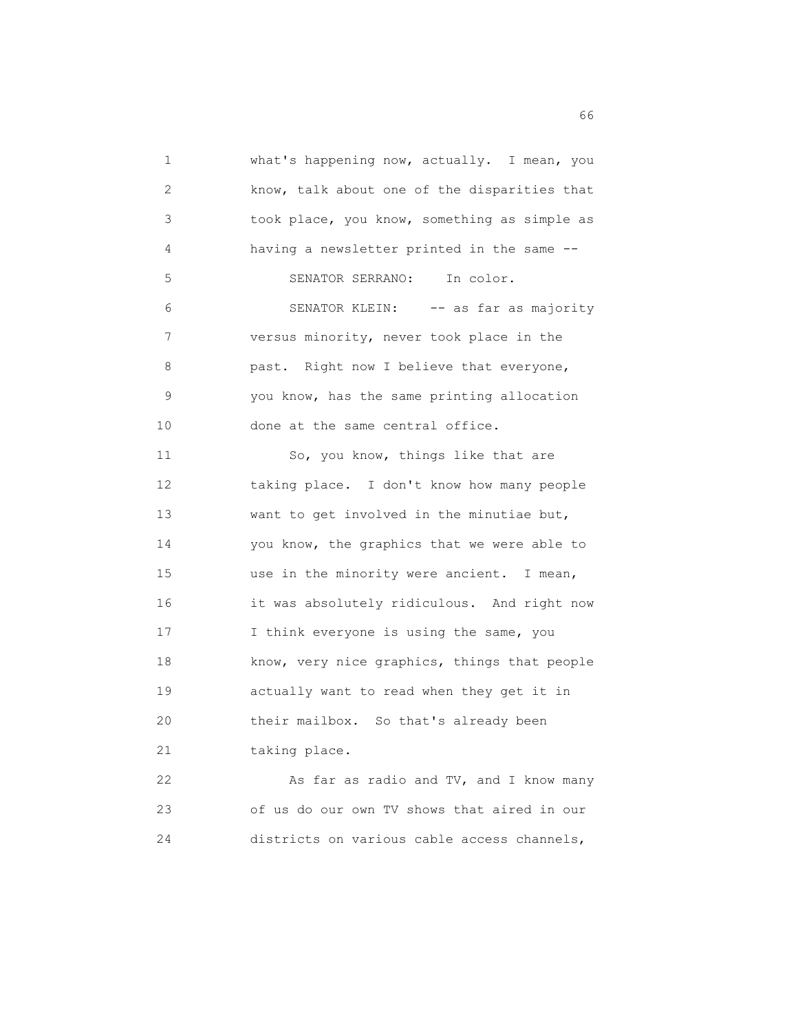what's happening now, actually. I mean, you know, talk about one of the disparities that took place, you know, something as simple as having a newsletter printed in the same --

SENATOR SERRANO: In color.

SENATOR KLEIN: -- as far as majority versus minority, never took place in the past. Right now I believe that everyone, you know, has the same printing allocation done at the same central office.

So, you know, things like that are taking place. I don't know how many people want to get involved in the minutiae but, you know, the graphics that we were able to use in the minority were ancient. I mean, it was absolutely ridiculous. And right now I think everyone is using the same, you know, very nice graphics, things that people actually want to read when they get it in their mailbox. So that's already been taking place.

As far as radio and TV, and I know many of us do our own TV shows that aired in our districts on various cable access channels,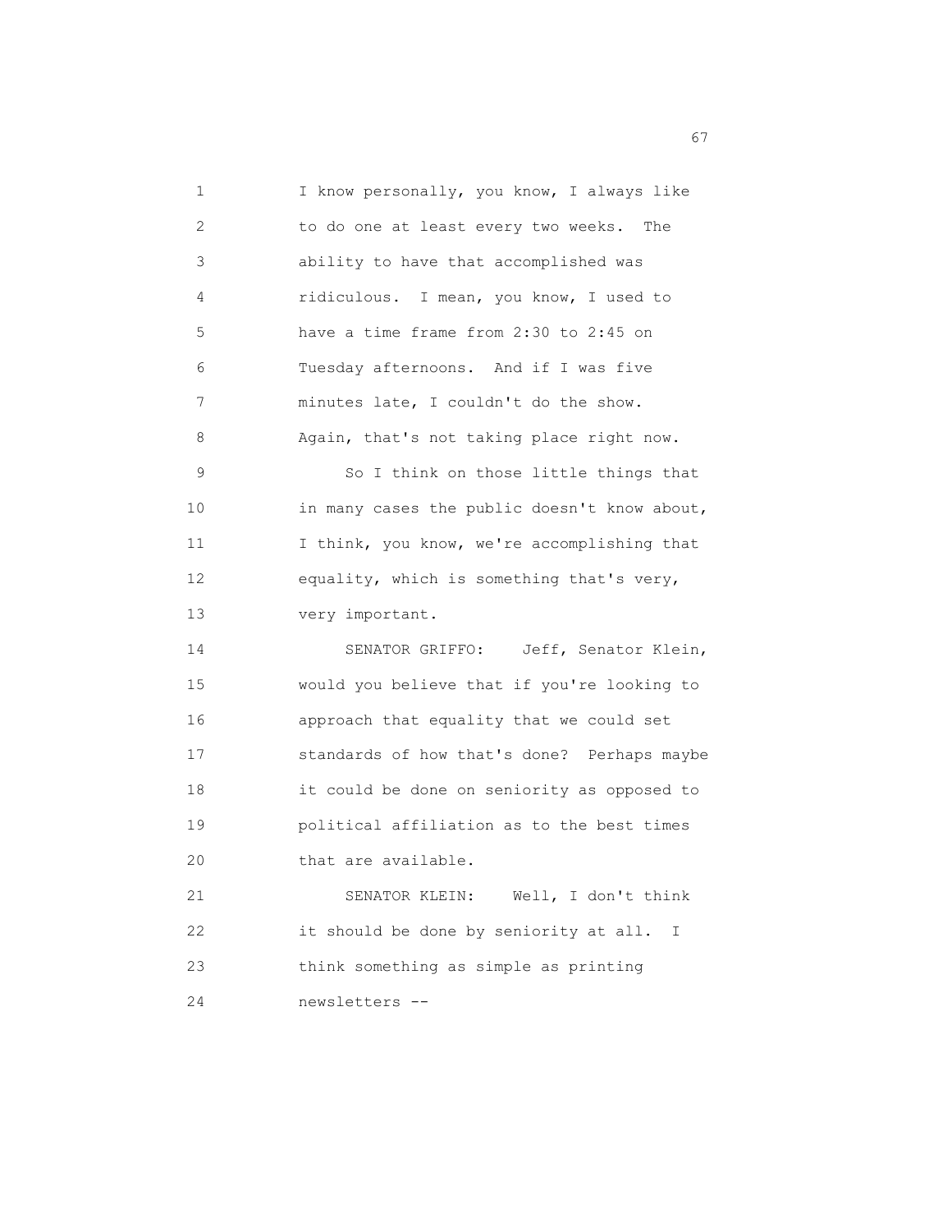I know personally, you know, I always like to do one at least every two weeks. The ability to have that accomplished was ridiculous. I mean, you know, I used to have a time frame from 2:30 to 2:45 on Tuesday afternoons. And if I was five minutes late, I couldn't do the show. Again, that's not taking place right now.

So I think on those little things that in many cases the public doesn't know about, I think, you know, we're accomplishing that equality, which is something that's very, very important.

SENATOR GRIFFO: Jeff, Senator Klein, would you believe that if you're looking to approach that equality that we could set standards of how that's done? Perhaps maybe it could be done on seniority as opposed to political affiliation as to the best times that are available.

SENATOR KLEIN: Well, I don't think it should be done by seniority at all. I think something as simple as printing newsletters --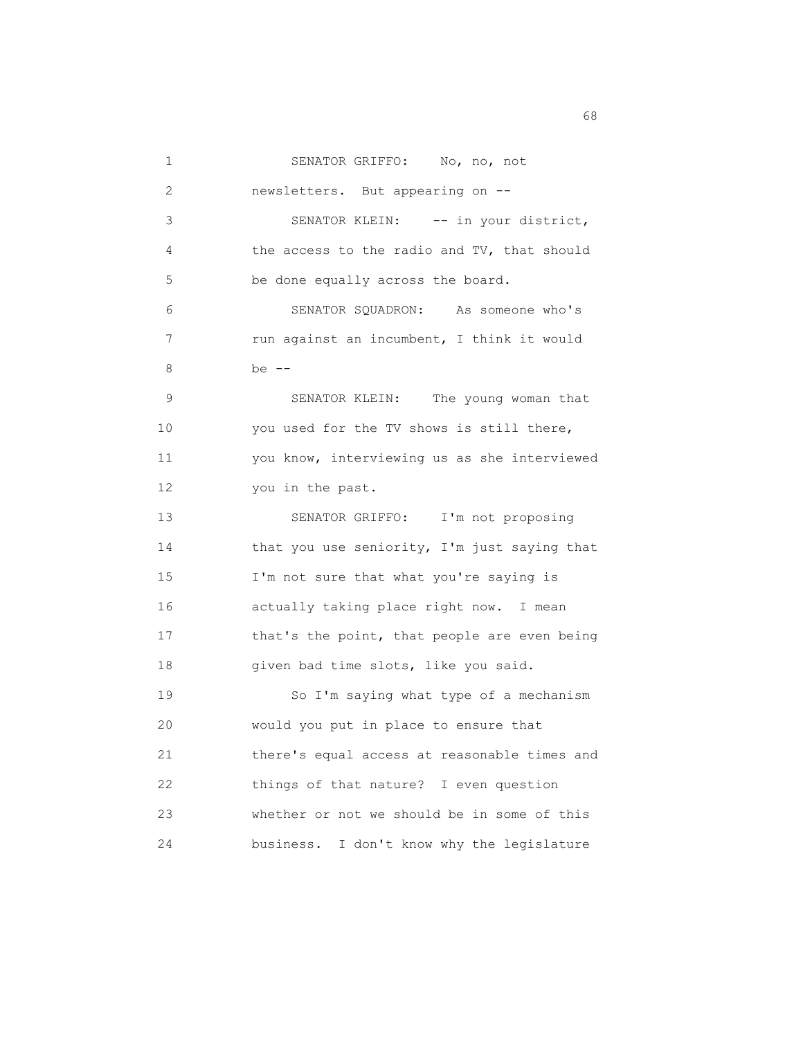SENATOR GRIFFO: No, no, not newsletters. But appearing on --

SENATOR KLEIN: -- in your district, the access to the radio and TV, that should be done equally across the board.

SENATOR SQUADRON: As someone who's run against an incumbent, I think it would be --

SENATOR KLEIN: The young woman that you used for the TV shows is still there, you know, interviewing us as she interviewed you in the past.

SENATOR GRIFFO: I'm not proposing that you use seniority, I'm just saying that I'm not sure that what you're saying is actually taking place right now. I mean that's the point, that people are even being given bad time slots, like you said.

So I'm saying what type of a mechanism would you put in place to ensure that there's equal access at reasonable times and things of that nature? I even question whether or not we should be in some of this business. I don't know why the legislature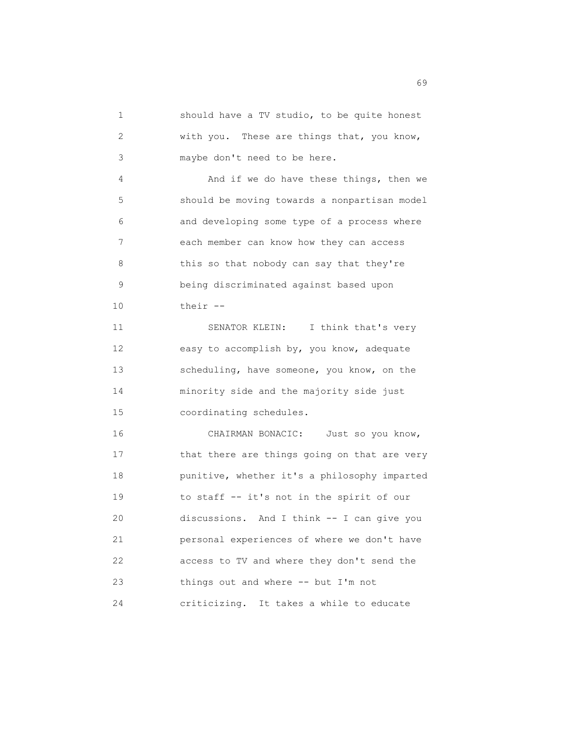should have a TV studio, to be quite honest with you. These are things that, you know, maybe don't need to be here.

And if we do have these things, then we should be moving towards a nonpartisan model and developing some type of a process where each member can know how they can access this so that nobody can say that they're being discriminated against based upon their --

SENATOR KLEIN: I think that's very easy to accomplish by, you know, adequate scheduling, have someone, you know, on the minority side and the majority side just coordinating schedules.

CHAIRMAN BONACIC: Just so you know, that there are things going on that are very punitive, whether it's a philosophy imparted to staff -- it's not in the spirit of our discussions. And I think -- I can give you personal experiences of where we don't have access to TV and where they don't send the things out and where -- but I'm not criticizing. It takes a while to educate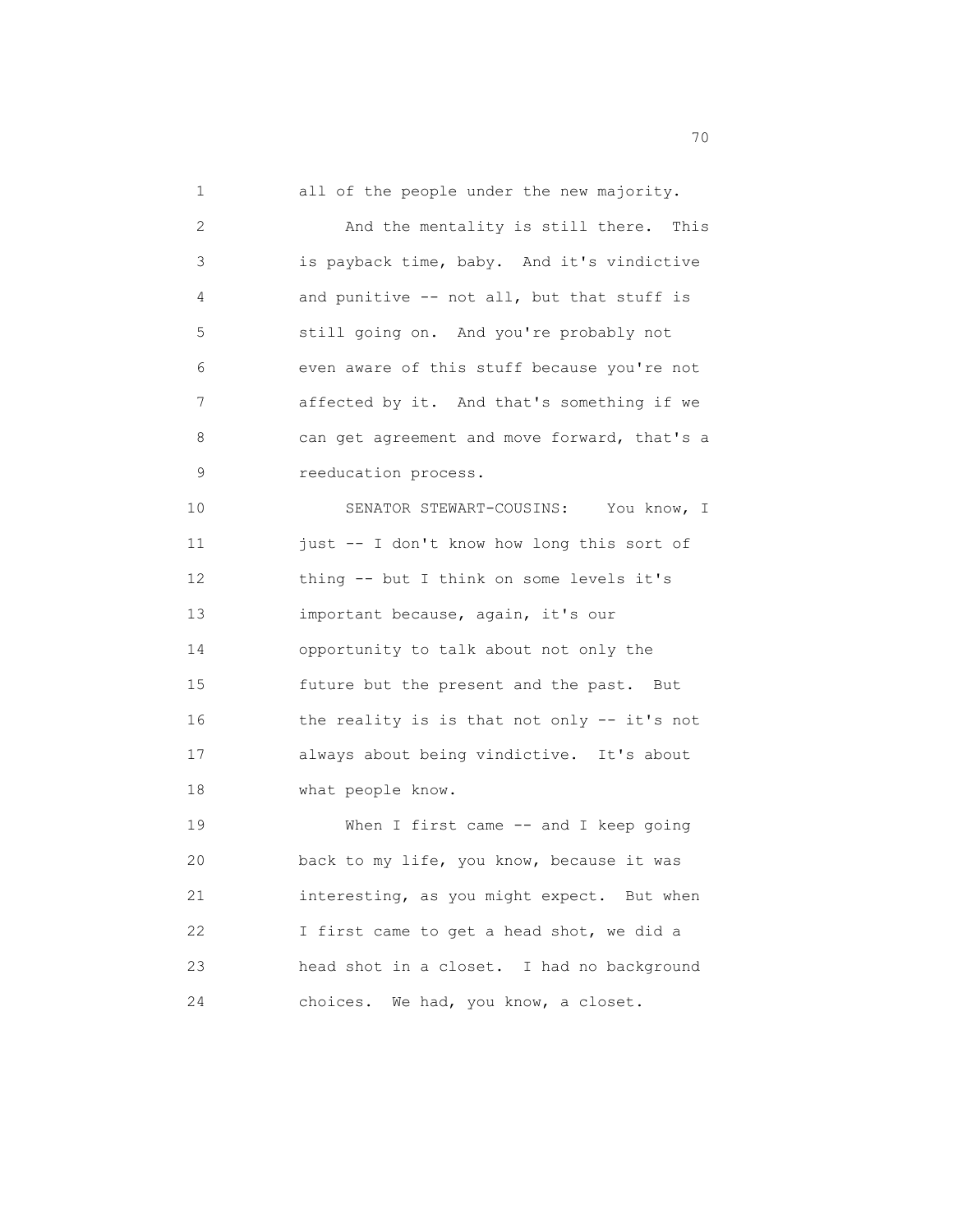all of the people under the new majority.

And the mentality is still there. This is payback time, baby. And it's vindictive and punitive -- not all, but that stuff is still going on. And you're probably not even aware of this stuff because you're not affected by it. And that's something if we can get agreement and move forward, that's a reeducation process.

SENATOR STEWART-COUSINS: You know, I just -- I don't know how long this sort of thing -- but I think on some levels it's important because, again, it's our opportunity to talk about not only the future but the present and the past. But the reality is is that not only -- it's not always about being vindictive. It's about what people know.

When I first came -- and I keep going back to my life, you know, because it was interesting, as you might expect. But when I first came to get a head shot, we did a head shot in a closet. I had no background choices. We had, you know, a closet.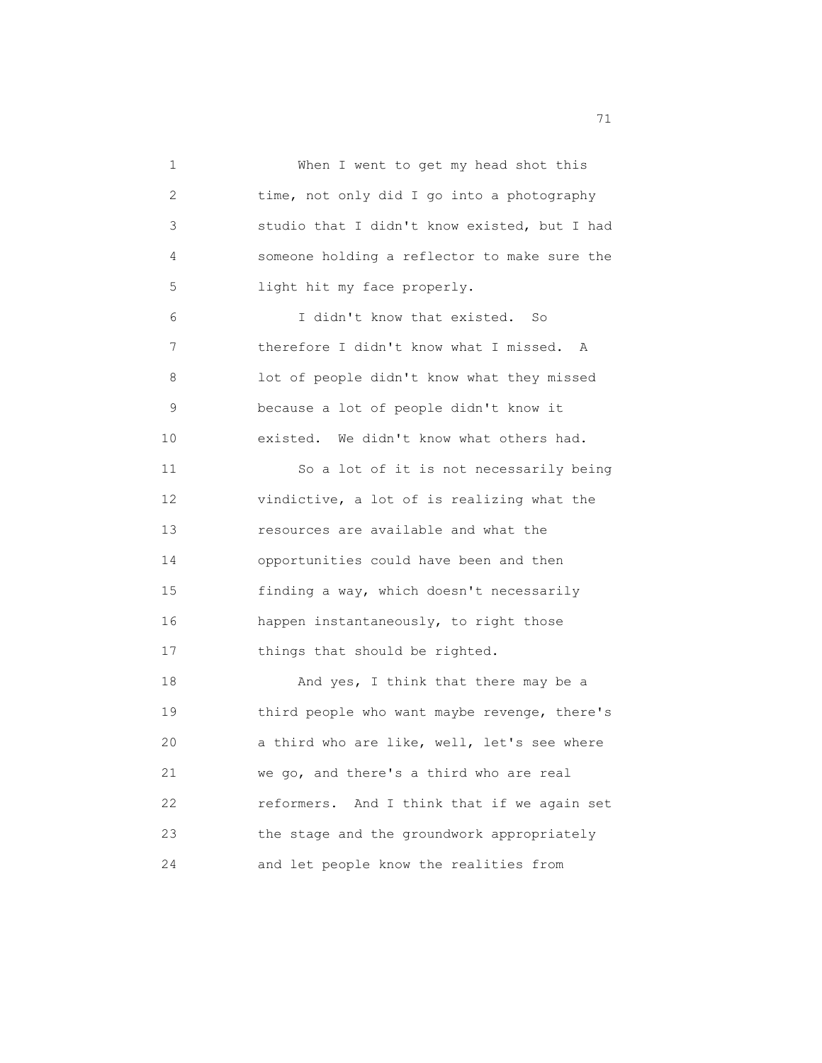When I went to get my head shot this time, not only did I go into a photography studio that I didn't know existed, but I had someone holding a reflector to make sure the light hit my face properly.

I didn't know that existed. So therefore I didn't know what I missed. A lot of people didn't know what they missed because a lot of people didn't know it existed. We didn't know what others had.

So a lot of it is not necessarily being vindictive, a lot of is realizing what the resources are available and what the opportunities could have been and then finding a way, which doesn't necessarily happen instantaneously, to right those things that should be righted.

And yes, I think that there may be a third people who want maybe revenge, there's a third who are like, well, let's see where we go, and there's a third who are real reformers. And I think that if we again set the stage and the groundwork appropriately and let people know the realities from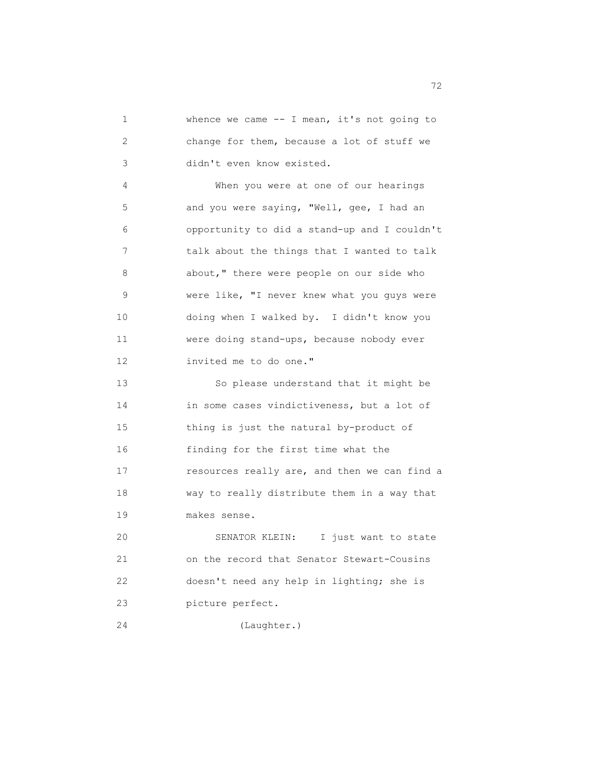whence we came -- I mean, it's not going to change for them, because a lot of stuff we didn't even know existed.

When you were at one of our hearings and you were saying, "Well, gee, I had an opportunity to did a stand-up and I couldn't talk about the things that I wanted to talk about," there were people on our side who were like, "I never knew what you guys were doing when I walked by. I didn't know you were doing stand-ups, because nobody ever invited me to do one."

So please understand that it might be in some cases vindictiveness, but a lot of thing is just the natural by-product of finding for the first time what the resources really are, and then we can find a way to really distribute them in a way that makes sense.

SENATOR KLEIN: I just want to state on the record that Senator Stewart-Cousins doesn't need any help in lighting; she is picture perfect.

(Laughter.)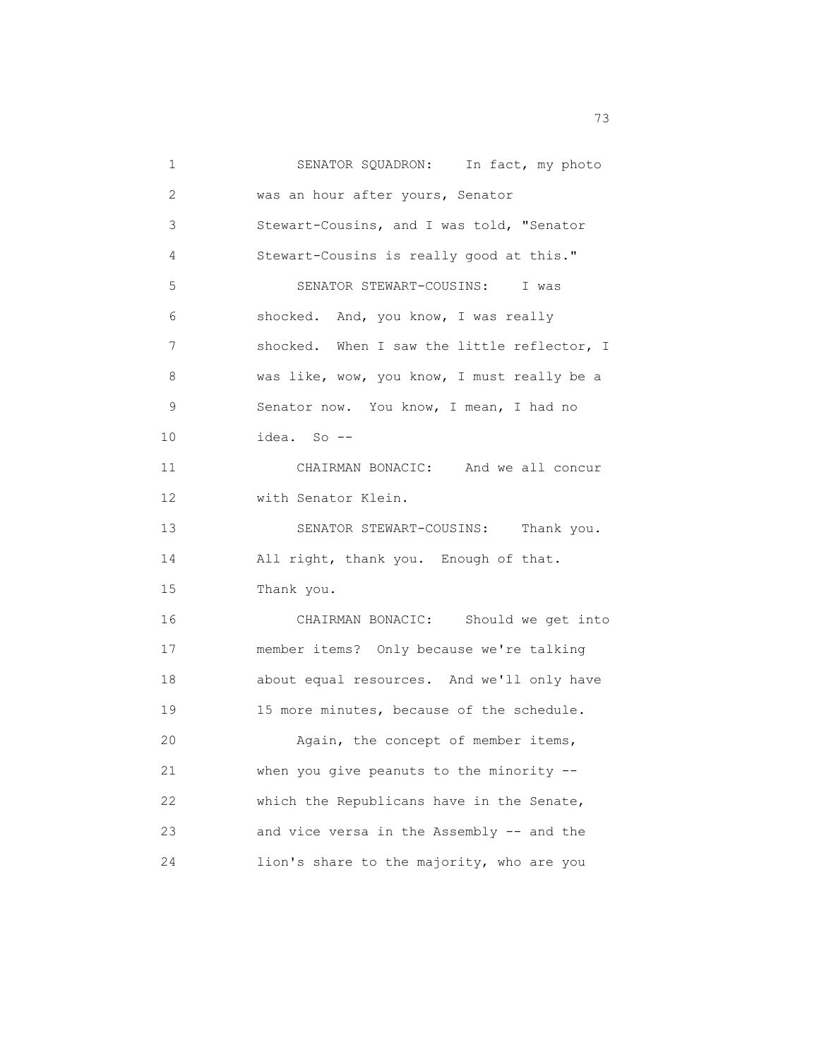SENATOR SQUADRON: In fact, my photo was an hour after yours, Senator Stewart-Cousins, and I was told, "Senator Stewart-Cousins is really good at this."

SENATOR STEWART-COUSINS: I was shocked. And, you know, I was really shocked. When I saw the little reflector, I was like, wow, you know, I must really be a Senator now. You know, I mean, I had no idea. So --

CHAIRMAN BONACIC: And we all concur with Senator Klein.

SENATOR STEWART-COUSINS: Thank you. All right, thank you. Enough of that. Thank you.

CHAIRMAN BONACIC: Should we get into member items? Only because we're talking about equal resources. And we'll only have 15 more minutes, because of the schedule.

Again, the concept of member items, when you give peanuts to the minority -- which the Republicans have in the Senate, and vice versa in the Assembly -- and the lion's share to the majority, who are you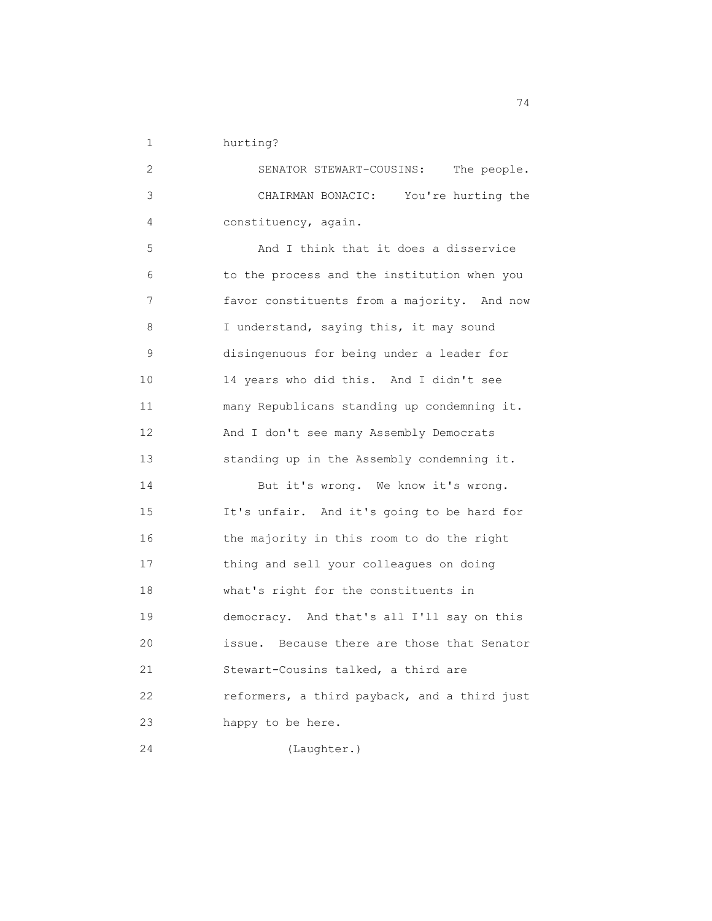hurting?

SENATOR STEWART-COUSINS: The people.

CHAIRMAN BONACIC: You're hurting the constituency, again.

And I think that it does a disservice to the process and the institution when you favor constituents from a majority. And now I understand, saying this, it may sound disingenuous for being under a leader for 14 years who did this. And I didn't see many Republicans standing up condemning it. And I don't see many Assembly Democrats standing up in the Assembly condemning it.

But it's wrong. We know it's wrong. It's unfair. And it's going to be hard for the majority in this room to do the right thing and sell your colleagues on doing what's right for the constituents in democracy. And that's all I'll say on this issue. Because there are those that Senator Stewart-Cousins talked, a third are reformers, a third payback, and a third just happy to be here.

(Laughter.)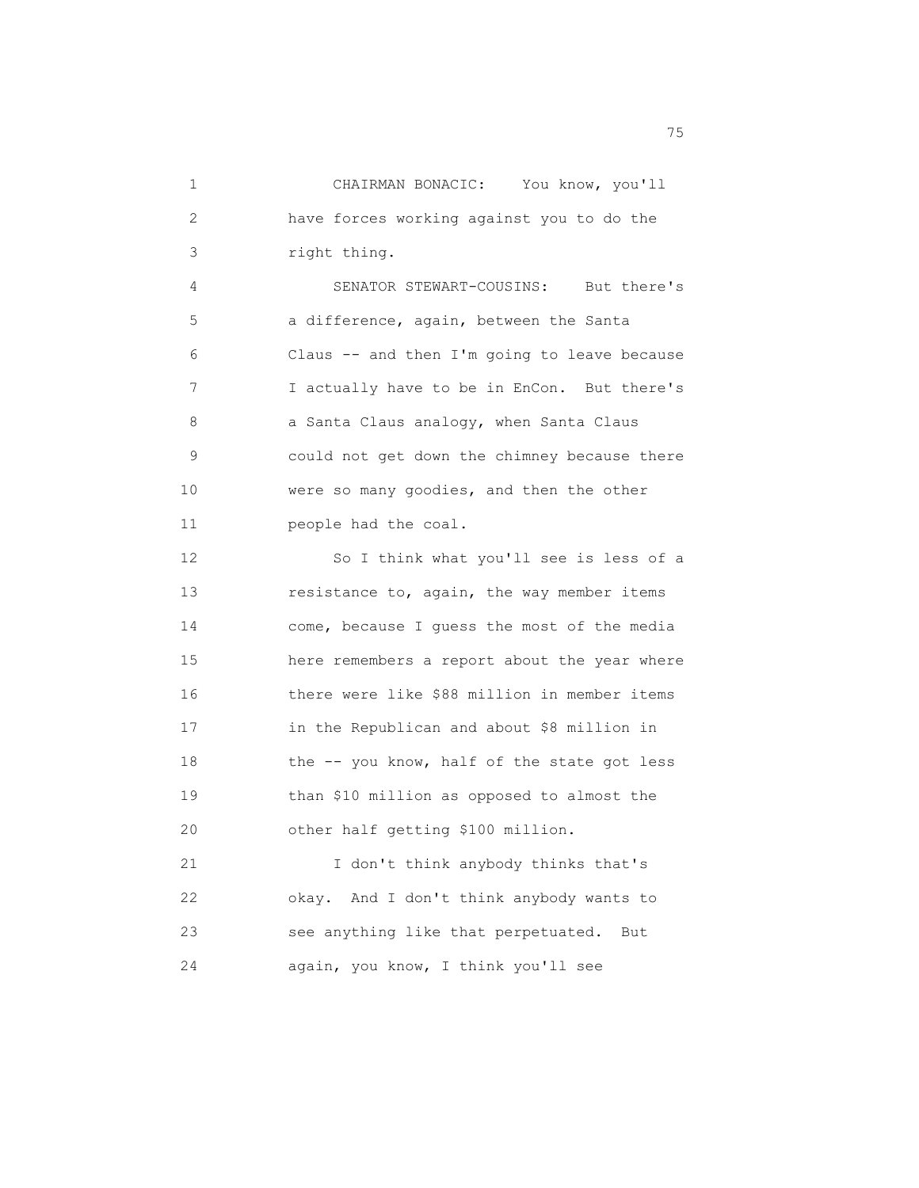CHAIRMAN BONACIC: You know, you'll have forces working against you to do the right thing.

SENATOR STEWART-COUSINS: But there's a difference, again, between the Santa Claus -- and then I'm going to leave because I actually have to be in EnCon. But there's a Santa Claus analogy, when Santa Claus could not get down the chimney because there were so many goodies, and then the other people had the coal.

So I think what you'll see is less of a resistance to, again, the way member items come, because I guess the most of the media here remembers a report about the year where there were like $88 million in member items in the Republican and about $8 million in the -- you know, half of the state got less than $10 million as opposed to almost the other half getting $100 million.

I don't think anybody thinks that's okay. And I don't think anybody wants to see anything like that perpetuated. But again, you know, I think you'll see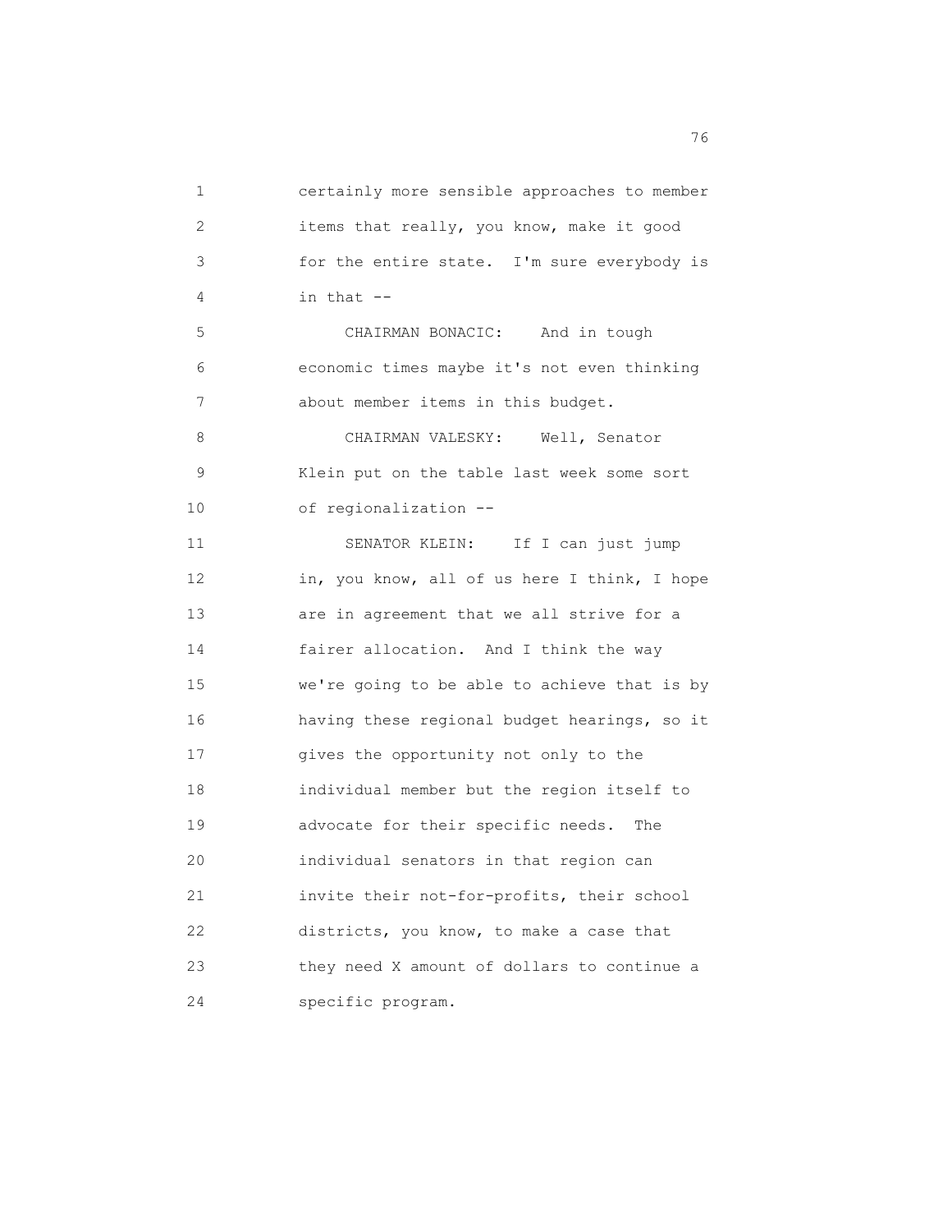certainly more sensible approaches to member items that really, you know, make it good for the entire state. I'm sure everybody is in that --

CHAIRMAN BONACIC: And in tough economic times maybe it's not even thinking about member items in this budget.

CHAIRMAN VALESKY: Well, Senator Klein put on the table last week some sort of regionalization --

SENATOR KLEIN: If I can just jump in, you know, all of us here I think, I hope are in agreement that we all strive for a fairer allocation. And I think the way we're going to be able to achieve that is by having these regional budget hearings, so it gives the opportunity not only to the individual member but the region itself to advocate for their specific needs. The individual senators in that region can invite their not-for-profits, their school districts, you know, to make a case that they need X amount of dollars to continue a specific program.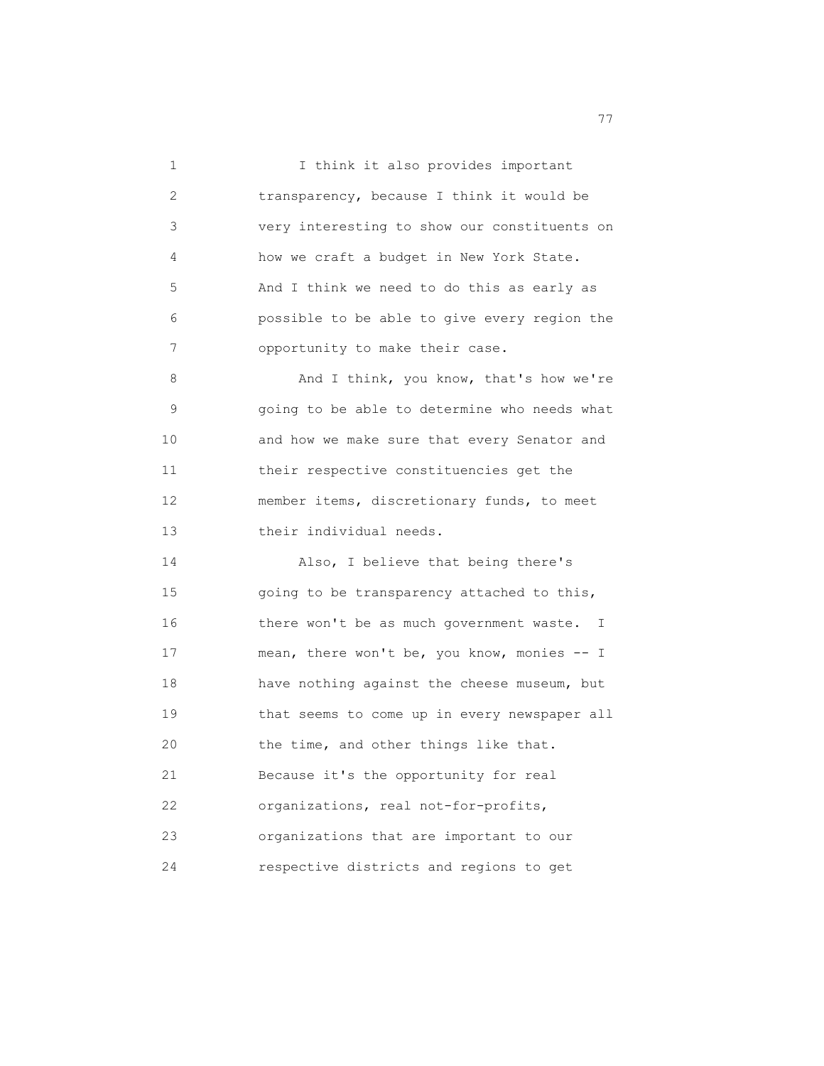I think it also provides important transparency, because I think it would be very interesting to show our constituents on how we craft a budget in New York State. And I think we need to do this as early as possible to be able to give every region the opportunity to make their case.

And I think, you know, that's how we're going to be able to determine who needs what and how we make sure that every Senator and their respective constituencies get the member items, discretionary funds, to meet their individual needs.

Also, I believe that being there's going to be transparency attached to this, there won't be as much government waste. I mean, there won't be, you know, monies -- I have nothing against the cheese museum, but that seems to come up in every newspaper all the time, and other things like that. Because it's the opportunity for real organizations, real not-for-profits, organizations that are important to our respective districts and regions to get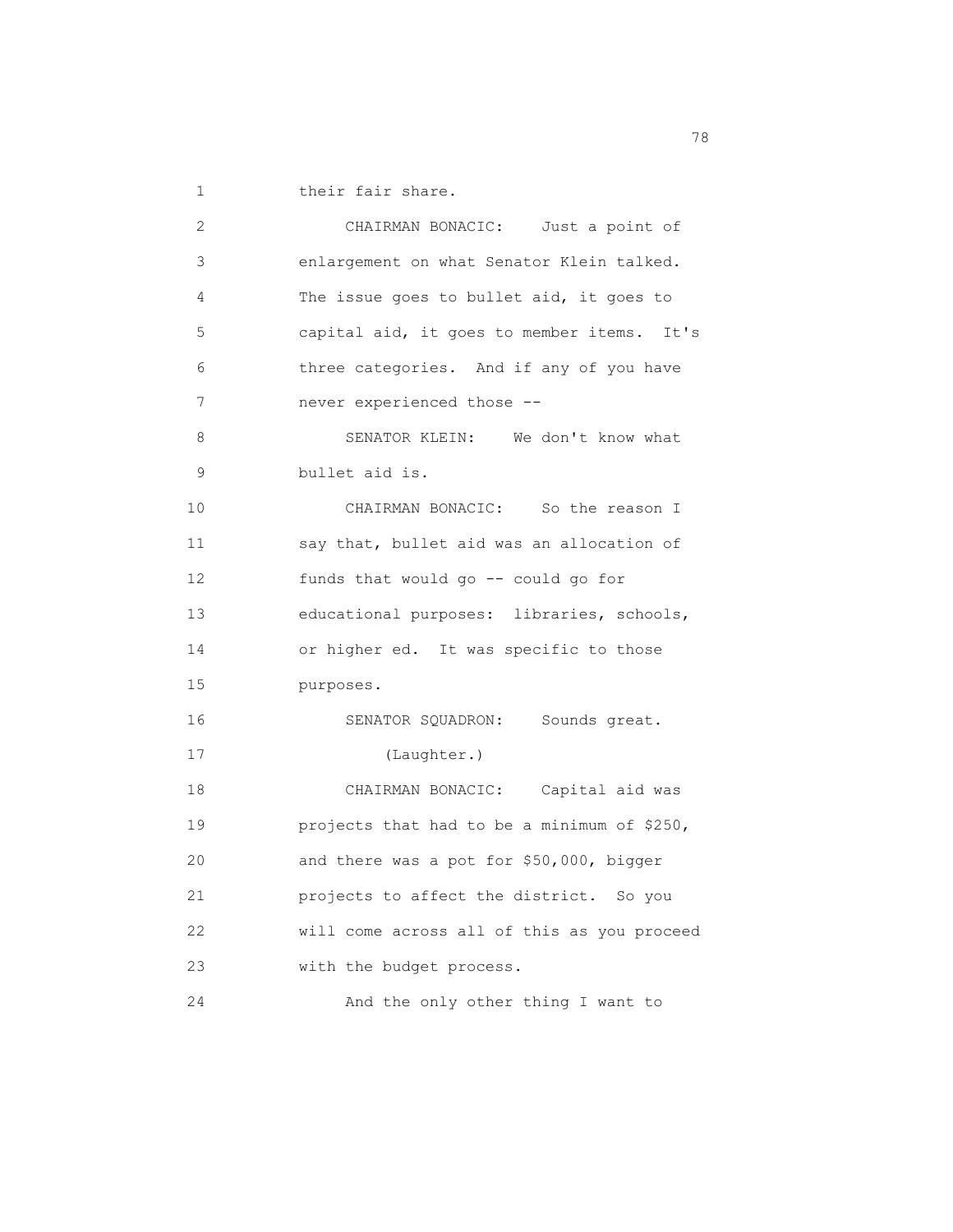their fair share.

CHAIRMAN BONACIC: Just a point of enlargement on what Senator Klein talked. The issue goes to bullet aid, it goes to capital aid, it goes to member items. It's three categories. And if any of you have never experienced those --

SENATOR KLEIN: We don't know what bullet aid is.

CHAIRMAN BONACIC: So the reason I say that, bullet aid was an allocation of funds that would go -- could go for educational purposes: libraries, schools, or higher ed. It was specific to those purposes.

SENATOR SQUADRON: Sounds great.

(Laughter.)

CHAIRMAN BONACIC: Capital aid was projects that had to be a minimum of $250, and there was a pot for $50,000, bigger projects to affect the district. So you will come across all of this as you proceed with the budget process.

And the only other thing I want to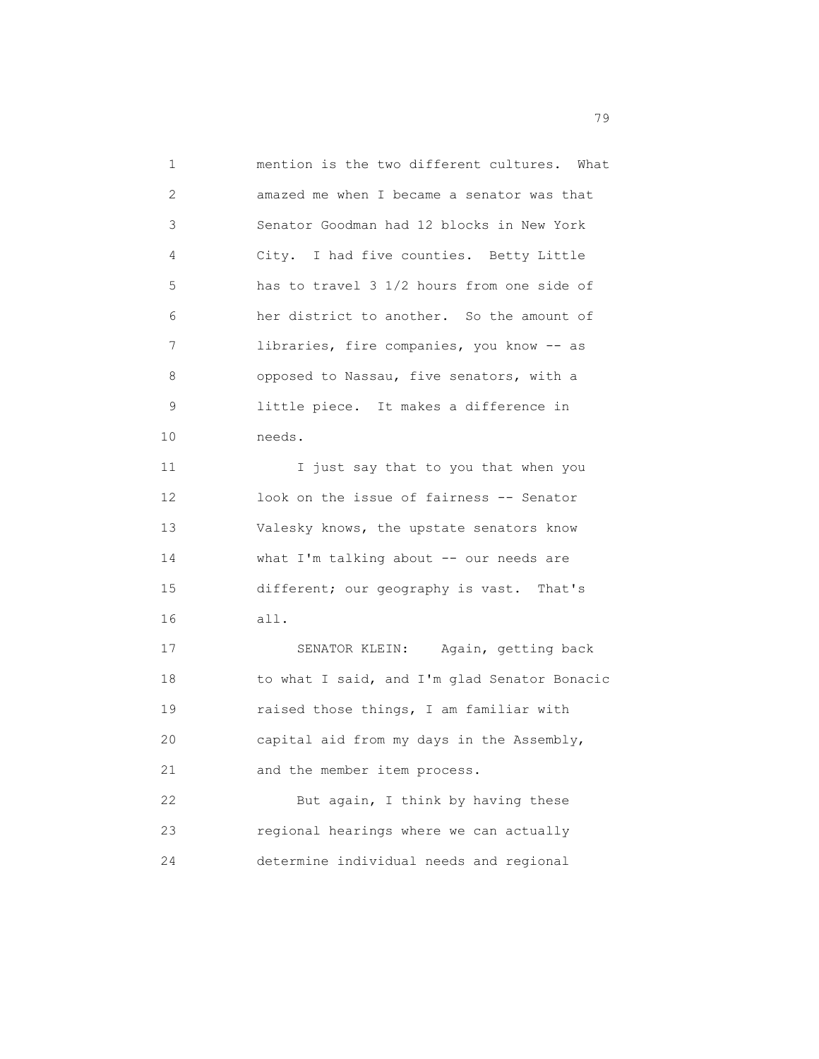mention is the two different cultures. What amazed me when I became a senator was that Senator Goodman had 12 blocks in New York City. I had five counties. Betty Little has to travel 3 1/2 hours from one side of her district to another. So the amount of libraries, fire companies, you know -- as opposed to Nassau, five senators, with a little piece. It makes a difference in needs.

I just say that to you that when you look on the issue of fairness -- Senator Valesky knows, the upstate senators know what I'm talking about -- our needs are different; our geography is vast. That's all.

SENATOR KLEIN: Again, getting back to what I said, and I'm glad Senator Bonacic raised those things, I am familiar with capital aid from my days in the Assembly, and the member item process.

But again, I think by having these regional hearings where we can actually determine individual needs and regional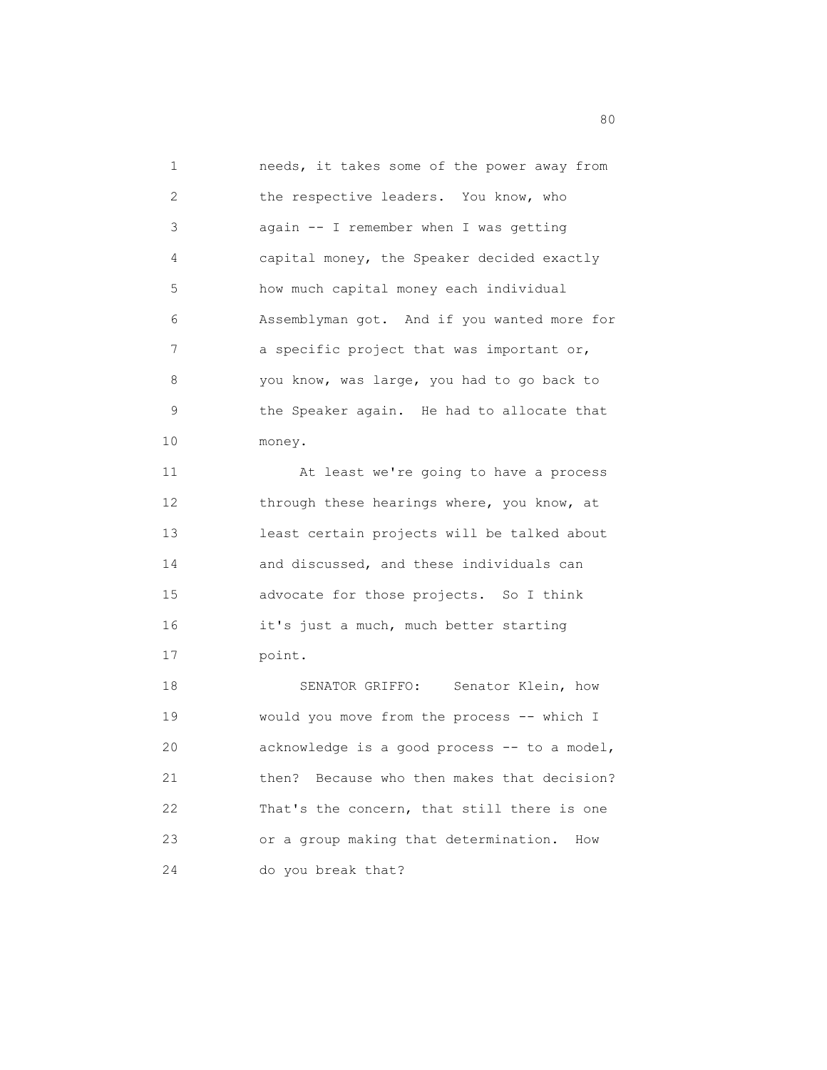needs, it takes some of the power away from the respective leaders. You know, who again -- I remember when I was getting capital money, the Speaker decided exactly how much capital money each individual Assemblyman got. And if you wanted more for a specific project that was important or, you know, was large, you had to go back to the Speaker again. He had to allocate that money.

At least we're going to have a process through these hearings where, you know, at least certain projects will be talked about and discussed, and these individuals can advocate for those projects. So I think it's just a much, much better starting point.

SENATOR GRIFFO: Senator Klein, how would you move from the process -- which I acknowledge is a good process -- to a model, then? Because who then makes that decision? That's the concern, that still there is one or a group making that determination. How do you break that?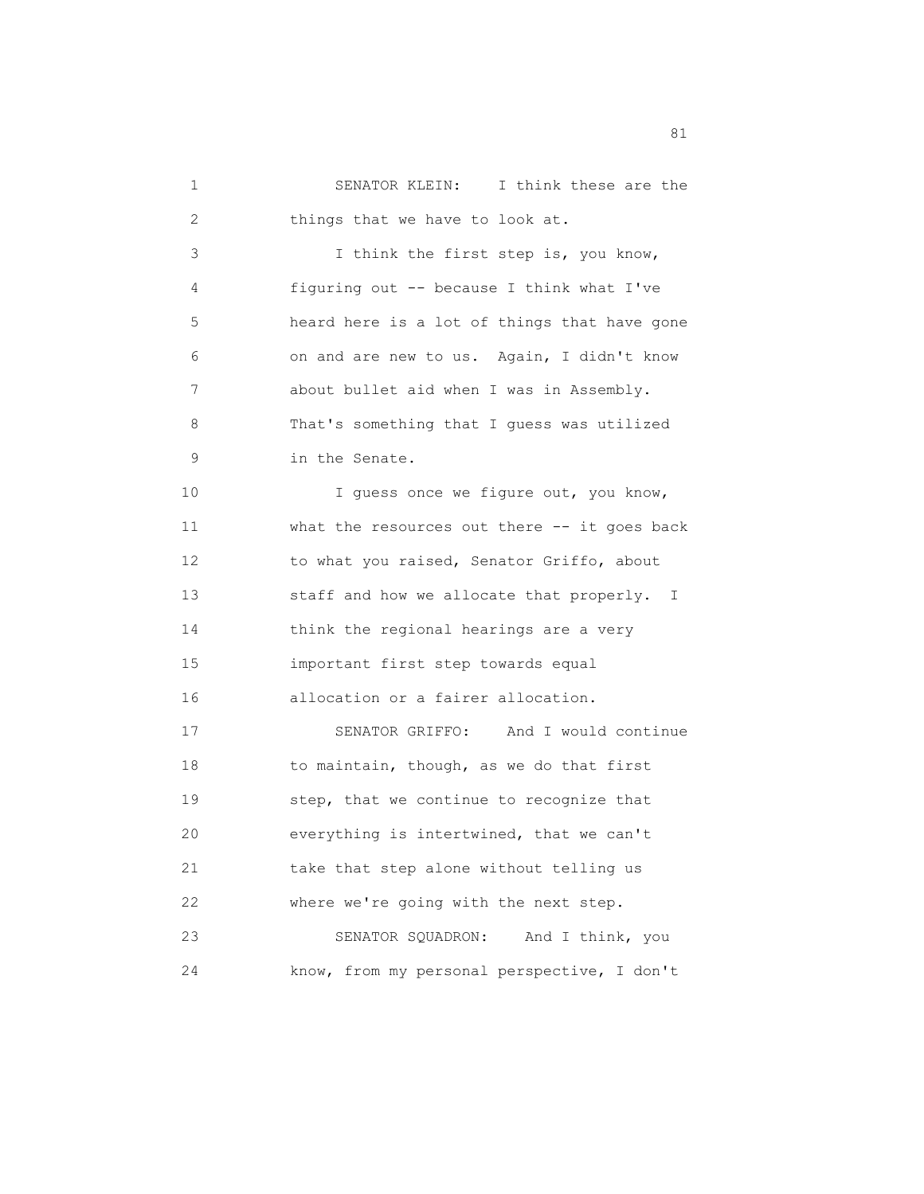SENATOR KLEIN: I think these are the things that we have to look at.

I think the first step is, you know, figuring out -- because I think what I've heard here is a lot of things that have gone on and are new to us. Again, I didn't know about bullet aid when I was in Assembly. That's something that I guess was utilized in the Senate.

I guess once we figure out, you know, what the resources out there -- it goes back to what you raised, Senator Griffo, about staff and how we allocate that properly. I think the regional hearings are a very important first step towards equal allocation or a fairer allocation.

SENATOR GRIFFO: And I would continue to maintain, though, as we do that first step, that we continue to recognize that everything is intertwined, that we can't take that step alone without telling us where we're going with the next step.

SENATOR SQUADRON: And I think, you know, from my personal perspective, I don't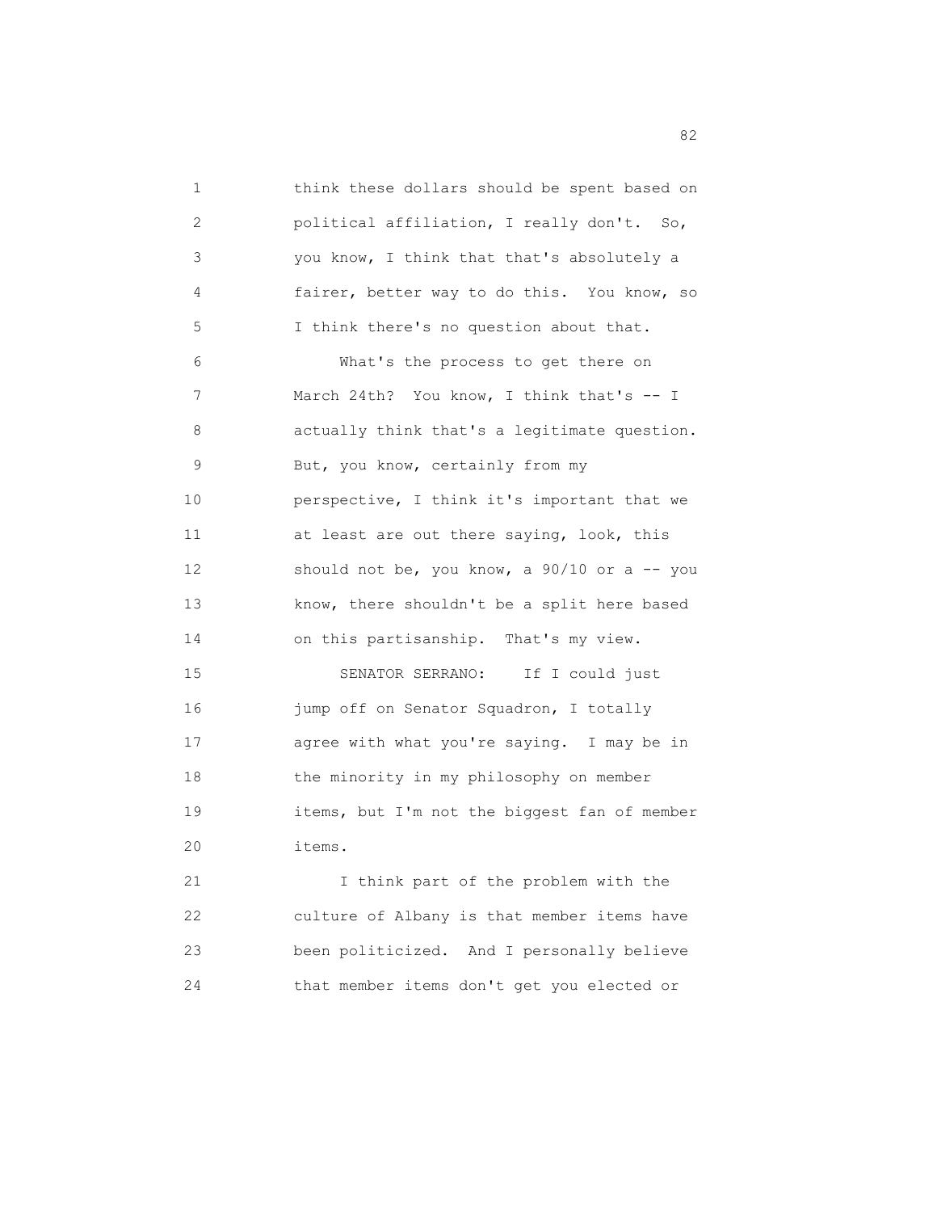think these dollars should be spent based on political affiliation, I really don't. So, you know, I think that that's absolutely a fairer, better way to do this. You know, so I think there's no question about that.

What's the process to get there on March 24th? You know, I think that's -- I actually think that's a legitimate question. But, you know, certainly from my perspective, I think it's important that we at least are out there saying, look, this should not be, you know, a 90/10 or a -- you know, there shouldn't be a split here based on this partisanship. That's my view.

SENATOR SERRANO: If I could just jump off on Senator Squadron, I totally agree with what you're saying. I may be in the minority in my philosophy on member items, but I'm not the biggest fan of member items.

I think part of the problem with the culture of Albany is that member items have been politicized. And I personally believe that member items don't get you elected or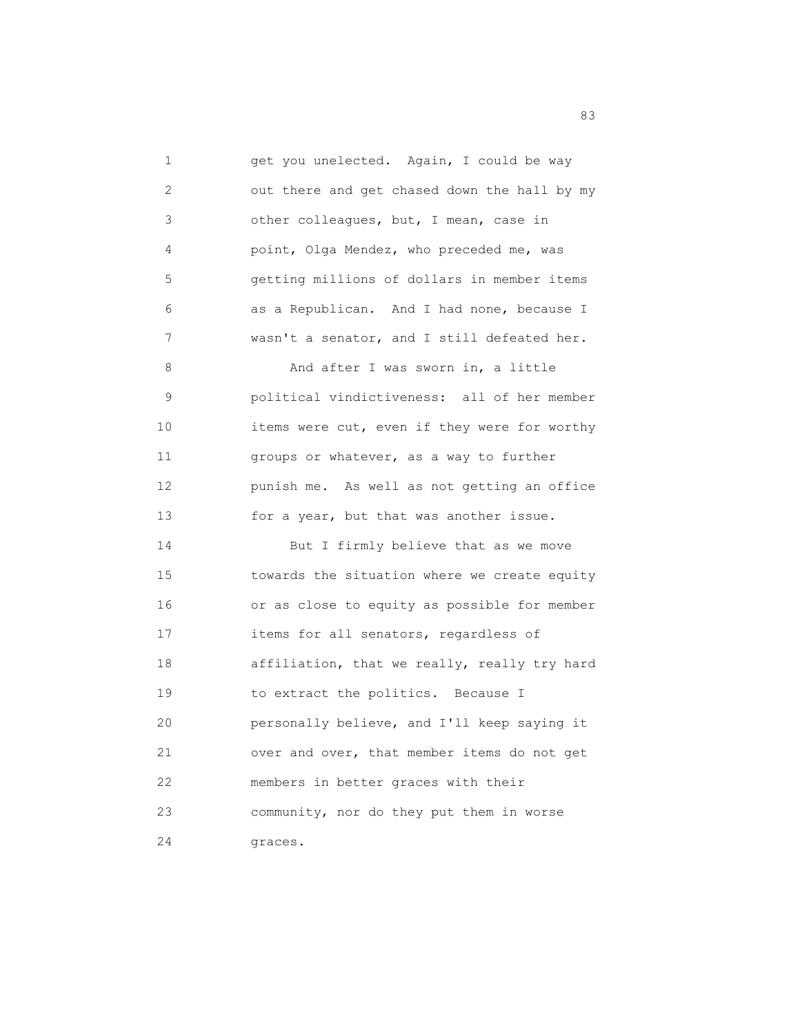get you unelected. Again, I could be way out there and get chased down the hall by my other colleagues, but, I mean, case in point, Olga Mendez, who preceded me, was getting millions of dollars in member items as a Republican. And I had none, because I wasn't a senator, and I still defeated her.

And after I was sworn in, a little political vindictiveness: all of her member items were cut, even if they were for worthy groups or whatever, as a way to further punish me. As well as not getting an office for a year, but that was another issue.

But I firmly believe that as we move towards the situation where we create equity or as close to equity as possible for member items for all senators, regardless of affiliation, that we really, really try hard to extract the politics. Because I personally believe, and I'll keep saying it over and over, that member items do not get members in better graces with their community, nor do they put them in worse graces.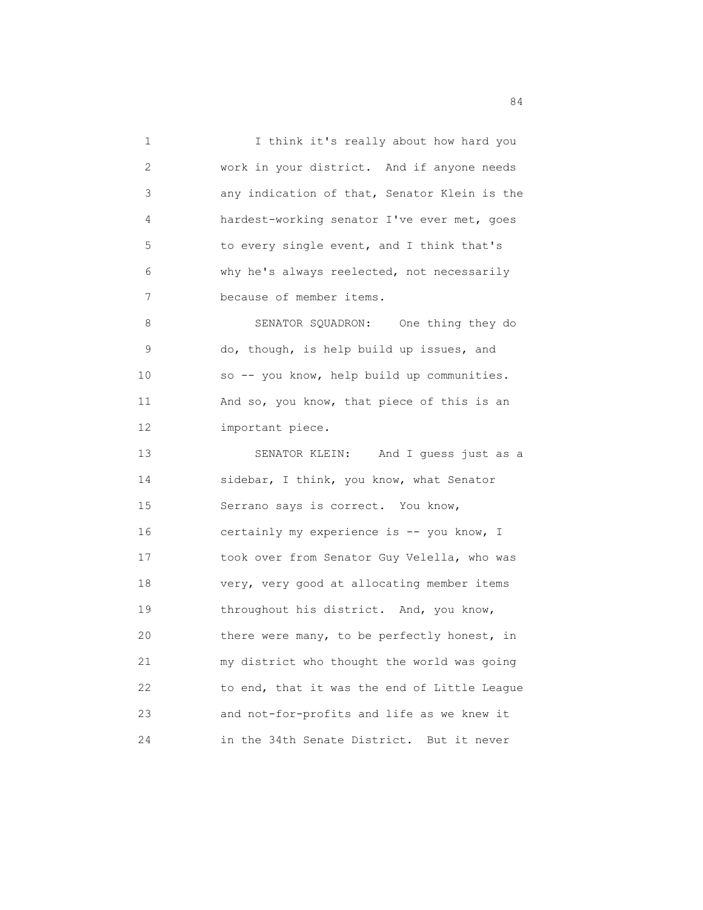I think it's really about how hard you work in your district. And if anyone needs any indication of that, Senator Klein is the hardest-working senator I've ever met, goes to every single event, and I think that's why he's always reelected, not necessarily because of member items.

SENATOR SQUADRON: One thing they do do, though, is help build up issues, and so -- you know, help build up communities. And so, you know, that piece of this is an important piece.

SENATOR KLEIN: And I guess just as a sidebar, I think, you know, what Senator Serrano says is correct. You know, certainly my experience is -- you know, I took over from Senator Guy Velella, who was very, very good at allocating member items throughout his district. And, you know, there were many, to be perfectly honest, in my district who thought the world was going to end, that it was the end of Little League and not-for-profits and life as we knew it in the 34th Senate District. But it never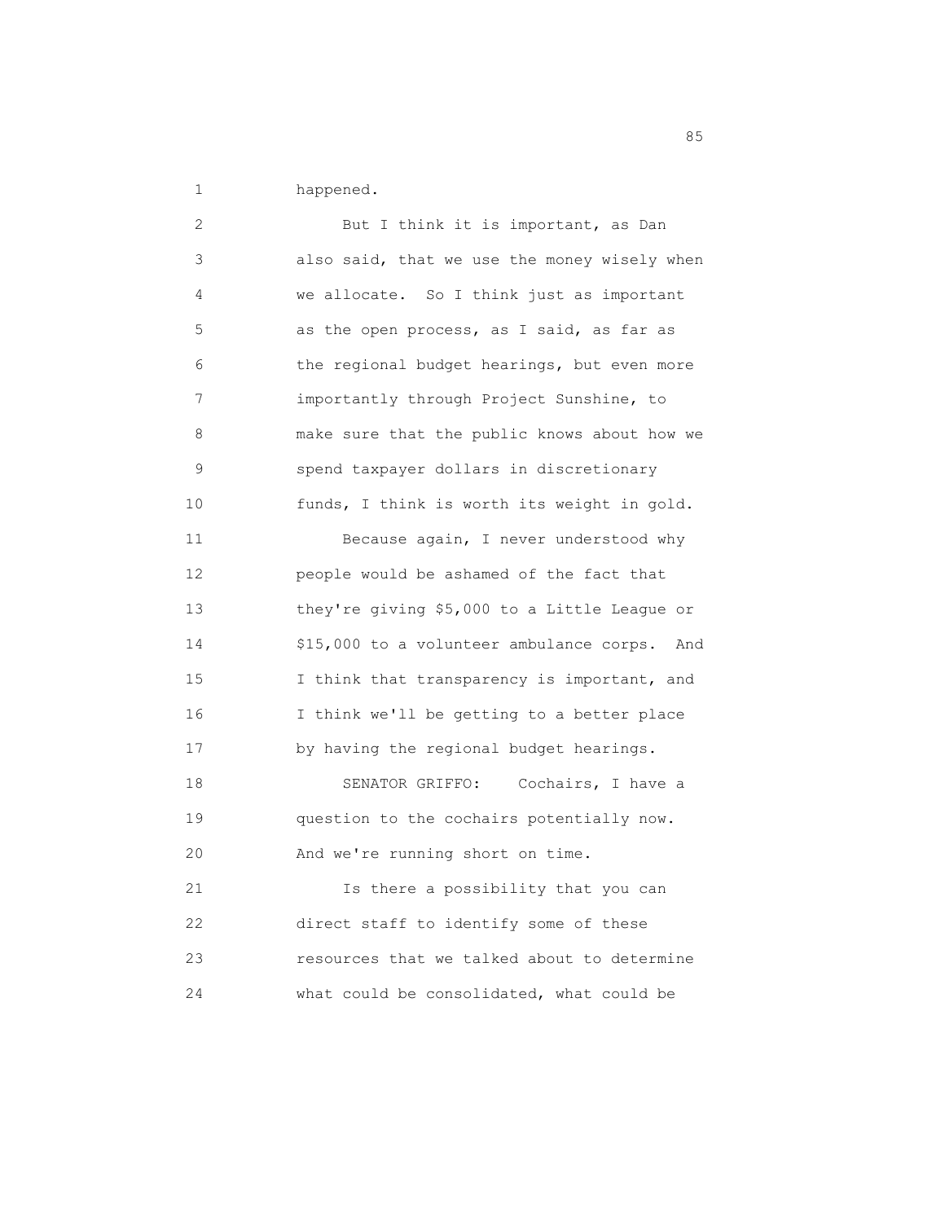happened.

But I think it is important, as Dan also said, that we use the money wisely when we allocate. So I think just as important as the open process, as I said, as far as the regional budget hearings, but even more importantly through Project Sunshine, to make sure that the public knows about how we spend taxpayer dollars in discretionary funds, I think is worth its weight in gold.

Because again, I never understood why people would be ashamed of the fact that they're giving $5,000 to a Little League or $15,000 to a volunteer ambulance corps. And I think that transparency is important, and I think we'll be getting to a better place by having the regional budget hearings.

SENATOR GRIFFO: Cochairs, I have a question to the cochairs potentially now. And we're running short on time.

Is there a possibility that you can direct staff to identify some of these resources that we talked about to determine what could be consolidated, what could be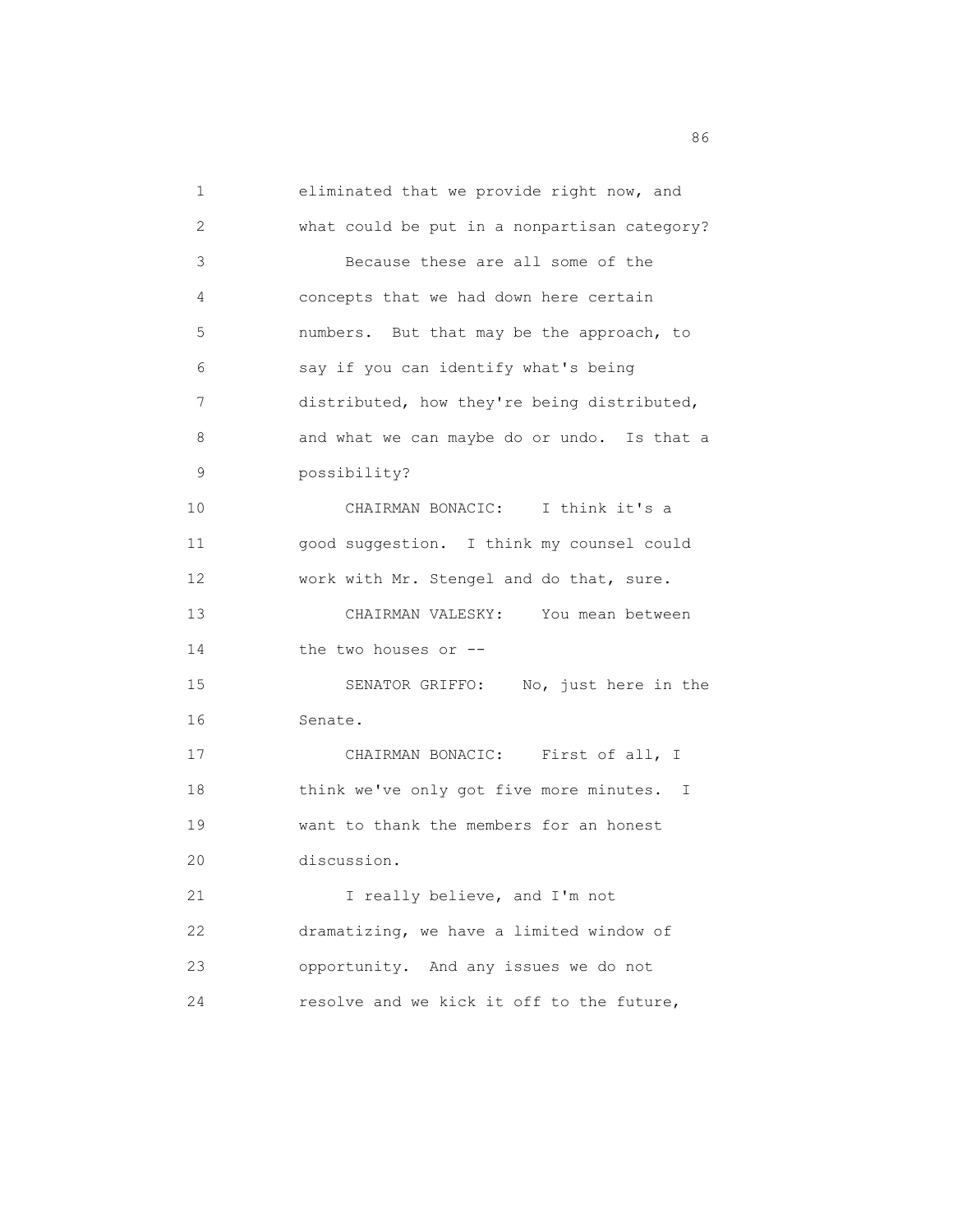eliminated that we provide right now, and what could be put in a nonpartisan category?

Because these are all some of the concepts that we had down here certain numbers. But that may be the approach, to say if you can identify what's being distributed, how they're being distributed, and what we can maybe do or undo. Is that a possibility?

CHAIRMAN BONACIC: I think it's a good suggestion. I think my counsel could work with Mr. Stengel and do that, sure.

CHAIRMAN VALESKY: You mean between the two houses or --

SENATOR GRIFFO: No, just here in the Senate.

CHAIRMAN BONACIC: First of all, I think we've only got five more minutes. I want to thank the members for an honest discussion.

I really believe, and I'm not dramatizing, we have a limited window of opportunity. And any issues we do not resolve and we kick it off to the future,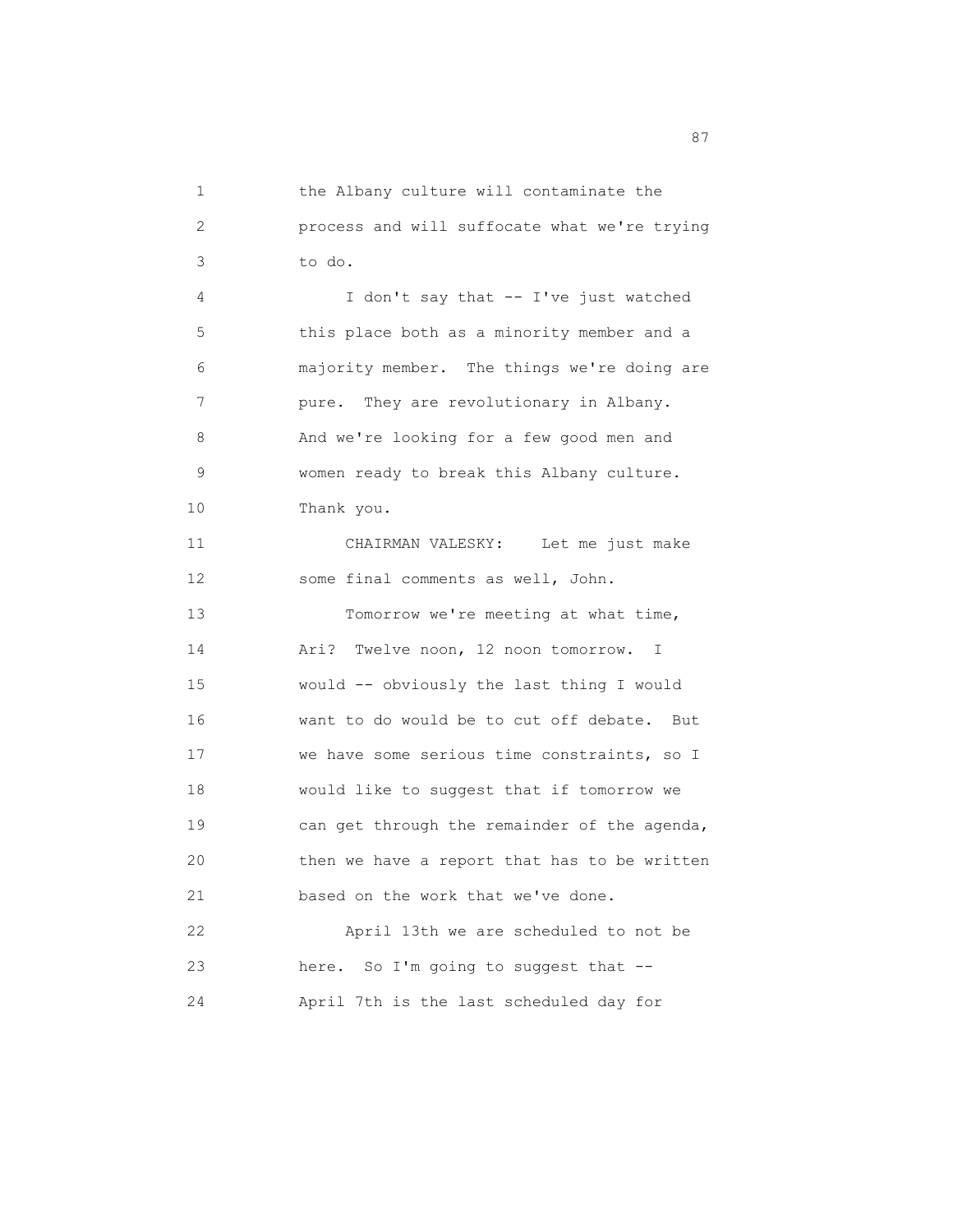1 the Albany culture will contaminate the
2 process and will suffocate what we're trying
3 to do.

4 I don't say that -- I've just watched
5 this place both as a minority member and a
6 majority member. The things we're doing are
7 pure. They are revolutionary in Albany.
8 And we're looking for a few good men and
9 women ready to break this Albany culture.
10 Thank you.

11 CHAIRMAN VALESKY: Let me just make
12 some final comments as well, John.

13 Tomorrow we're meeting at what time,
14 Ari? Twelve noon, 12 noon tomorrow. I
15 would -- obviously the last thing I would
16 want to do would be to cut off debate. But
17 we have some serious time constraints, so I
18 would like to suggest that if tomorrow we
19 can get through the remainder of the agenda,
20 then we have a report that has to be written
21 based on the work that we've done.

22 April 13th we are scheduled to not be
23 here. So I'm going to suggest that --
24 April 7th is the last scheduled day for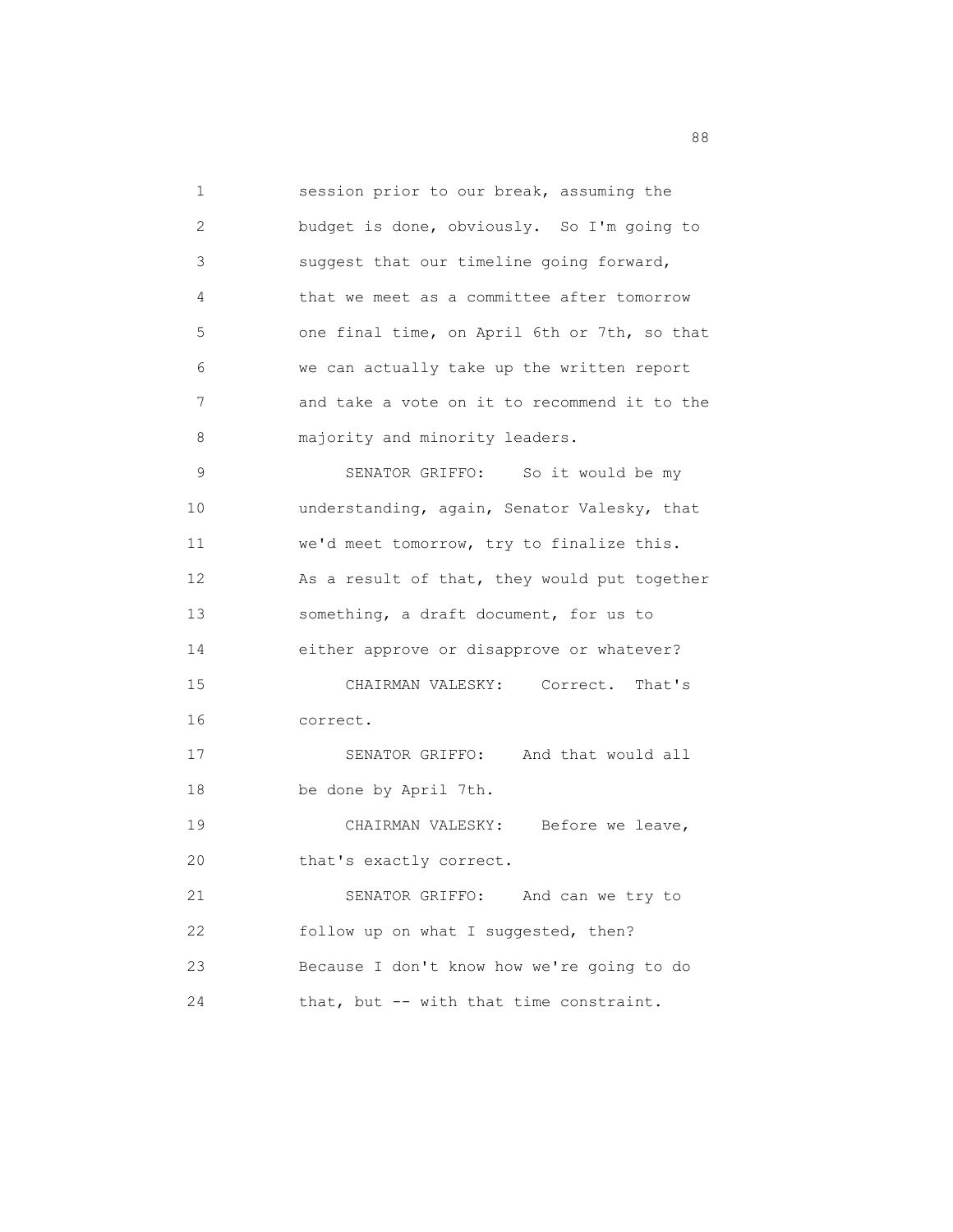session prior to our break, assuming the budget is done, obviously. So I'm going to suggest that our timeline going forward, that we meet as a committee after tomorrow one final time, on April 6th or 7th, so that we can actually take up the written report and take a vote on it to recommend it to the majority and minority leaders.

SENATOR GRIFFO: So it would be my understanding, again, Senator Valesky, that we'd meet tomorrow, try to finalize this. As a result of that, they would put together something, a draft document, for us to either approve or disapprove or whatever?

CHAIRMAN VALESKY: Correct. That's correct.

SENATOR GRIFFO: And that would all be done by April 7th.

CHAIRMAN VALESKY: Before we leave, that's exactly correct.

SENATOR GRIFFO: And can we try to follow up on what I suggested, then? Because I don't know how we're going to do that, but -- with that time constraint.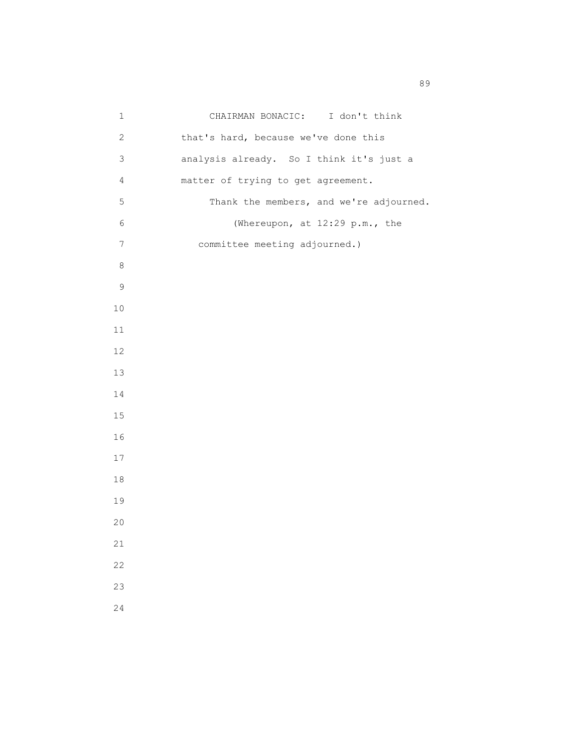CHAIRMAN BONACIC: I don't think that's hard, because we've done this analysis already. So I think it's just a matter of trying to get agreement.

Thank the members, and we're adjourned.

(Whereupon, at 12:29 p.m., the committee meeting adjourned.)